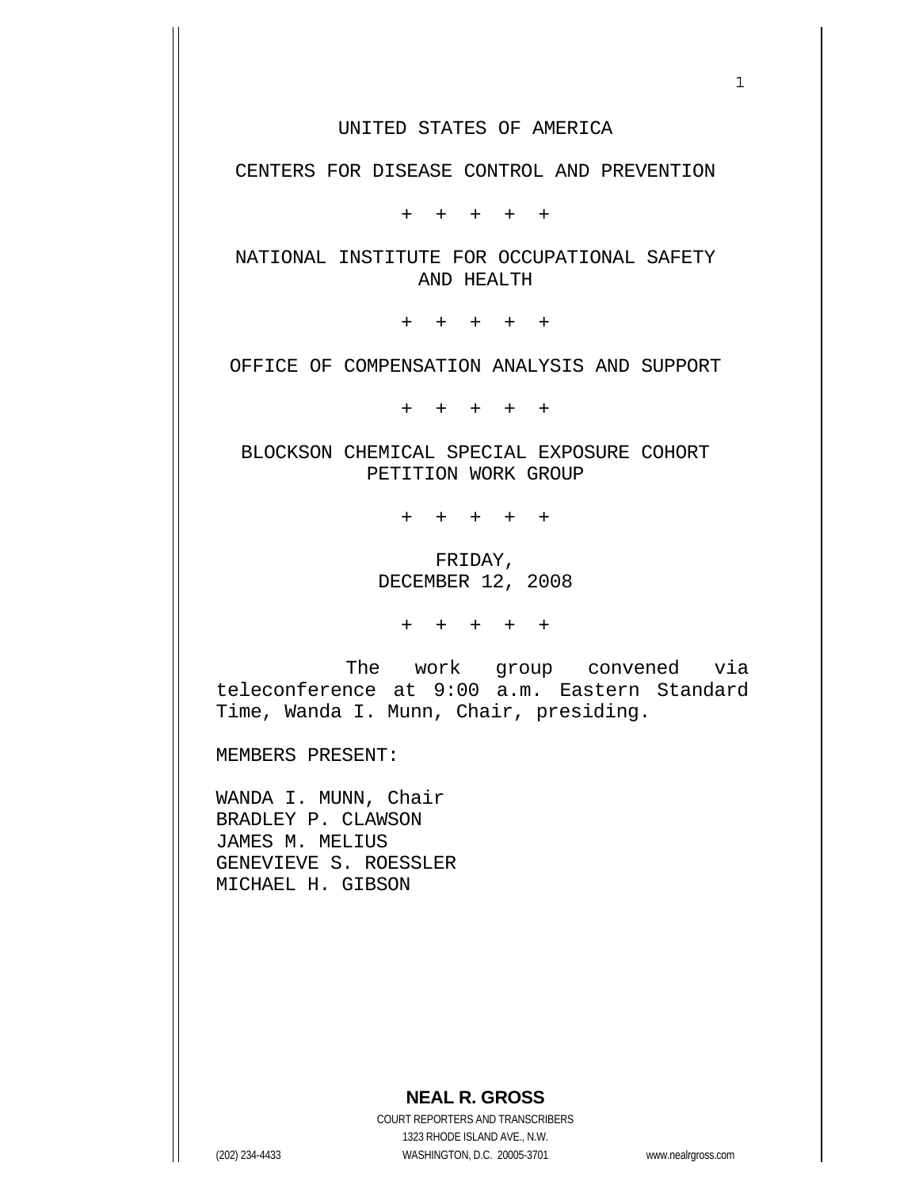UNITED STATES OF AMERICA

CENTERS FOR DISEASE CONTROL AND PREVENTION

+ + + + +

NATIONAL INSTITUTE FOR OCCUPATIONAL SAFETY AND HEALTH

+ + + + +

OFFICE OF COMPENSATION ANALYSIS AND SUPPORT

+ + + + +

BLOCKSON CHEMICAL SPECIAL EXPOSURE COHORT PETITION WORK GROUP

+ + + + +

FRIDAY,
DECEMBER 12, 2008

+ + + + +

The work group convened via teleconference at 9:00 a.m. Eastern Standard Time, Wanda I. Munn, Chair, presiding.

MEMBERS PRESENT:

WANDA I. MUNN, Chair
BRADLEY P. CLAWSON
JAMES M. MELIUS
GENEVIEVE S. ROESSLER
MICHAEL H. GIBSON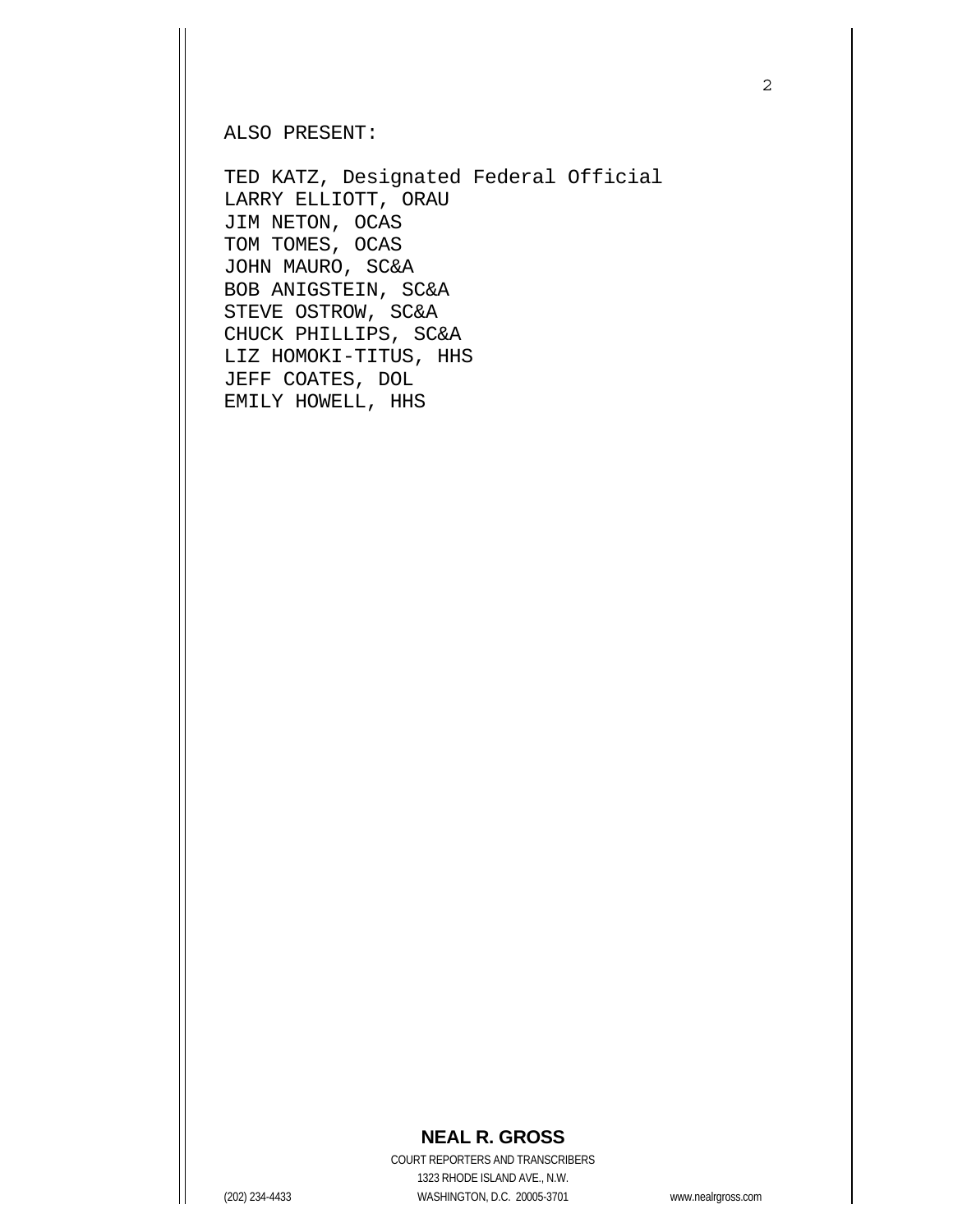ALSO PRESENT:

TED KATZ, Designated Federal Official
LARRY ELLIOTT, ORAU
JIM NETON, OCAS
TOM TOMES, OCAS
JOHN MAURO, SC&A
BOB ANIGSTEIN, SC&A
STEVE OSTROW, SC&A
CHUCK PHILLIPS, SC&A
LIZ HOMOKI-TITUS, HHS
JEFF COATES, DOL
EMILY HOWELL, HHS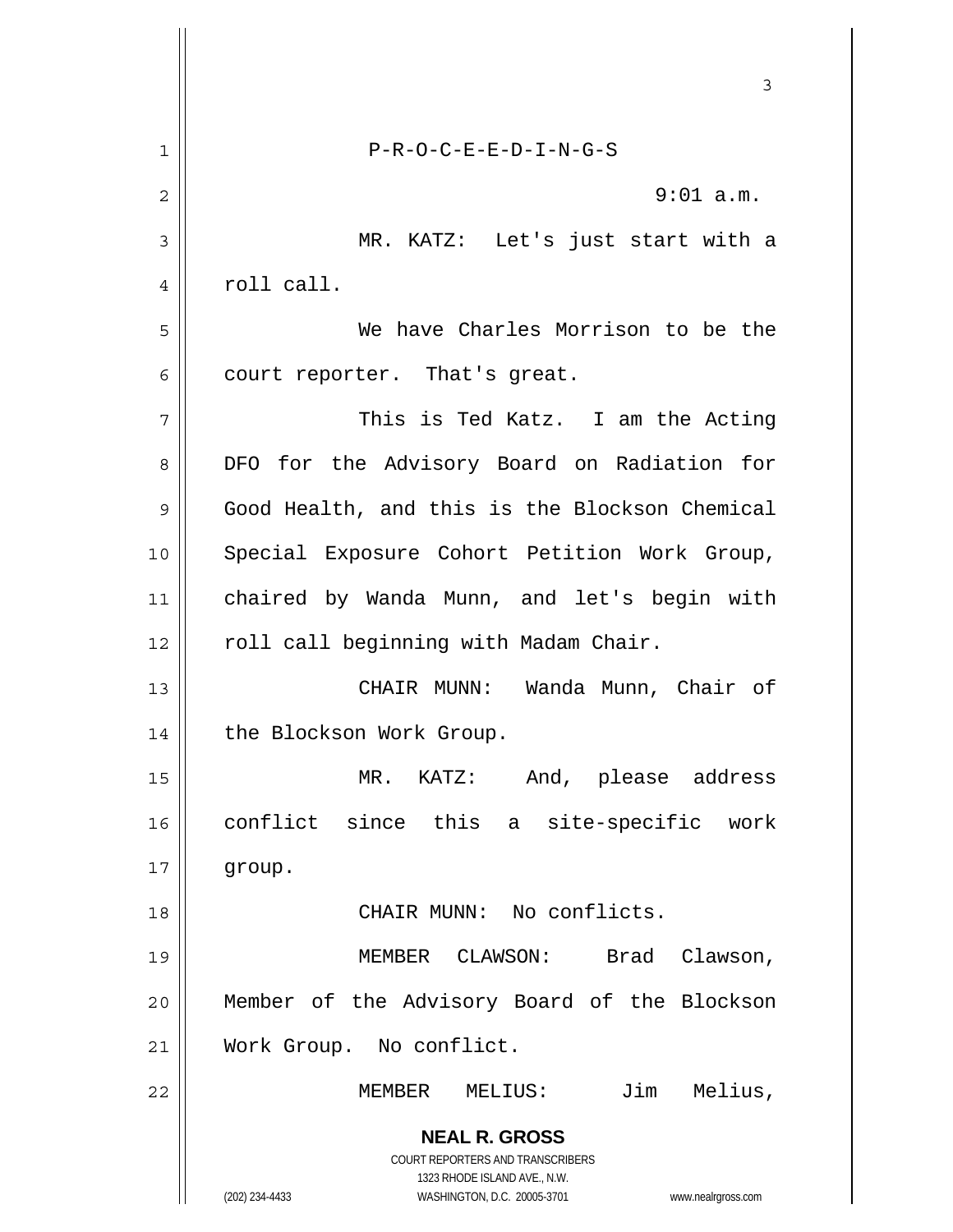P-R-O-C-E-E-D-I-N-G-S

9:01 a.m.

MR. KATZ: Let's just start with a roll call.

We have Charles Morrison to be the court reporter. That's great.

This is Ted Katz. I am the Acting DFO for the Advisory Board on Radiation for Good Health, and this is the Blockson Chemical Special Exposure Cohort Petition Work Group, chaired by Wanda Munn, and let's begin with roll call beginning with Madam Chair.

CHAIR MUNN: Wanda Munn, Chair of the Blockson Work Group.

MR. KATZ: And, please address conflict since this a site-specific work group.

CHAIR MUNN: No conflicts.

MEMBER CLAWSON: Brad Clawson, Member of the Advisory Board of the Blockson Work Group. No conflict.

MEMBER MELIUS: Jim Melius,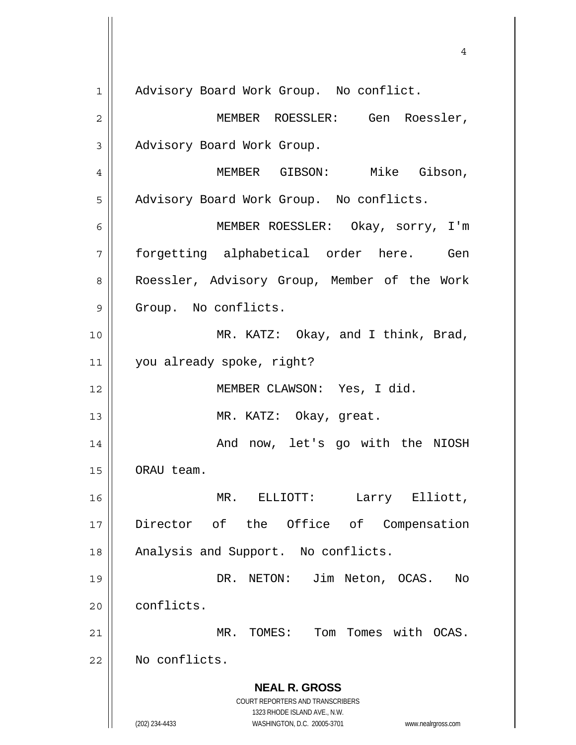Advisory Board Work Group. No conflict.

MEMBER ROESSLER: Gen Roessler, Advisory Board Work Group.

MEMBER GIBSON: Mike Gibson, Advisory Board Work Group. No conflicts.

MEMBER ROESSLER: Okay, sorry, I'm forgetting alphabetical order here. Gen Roessler, Advisory Group, Member of the Work Group. No conflicts.

MR. KATZ: Okay, and I think, Brad, you already spoke, right?

MEMBER CLAWSON: Yes, I did.

MR. KATZ: Okay, great.

And now, let's go with the NIOSH ORAU team.

MR. ELLIOTT: Larry Elliott, Director of the Office of Compensation Analysis and Support. No conflicts.

DR. NETON: Jim Neton, OCAS. No conflicts.

MR. TOMES: Tom Tomes with OCAS. No conflicts.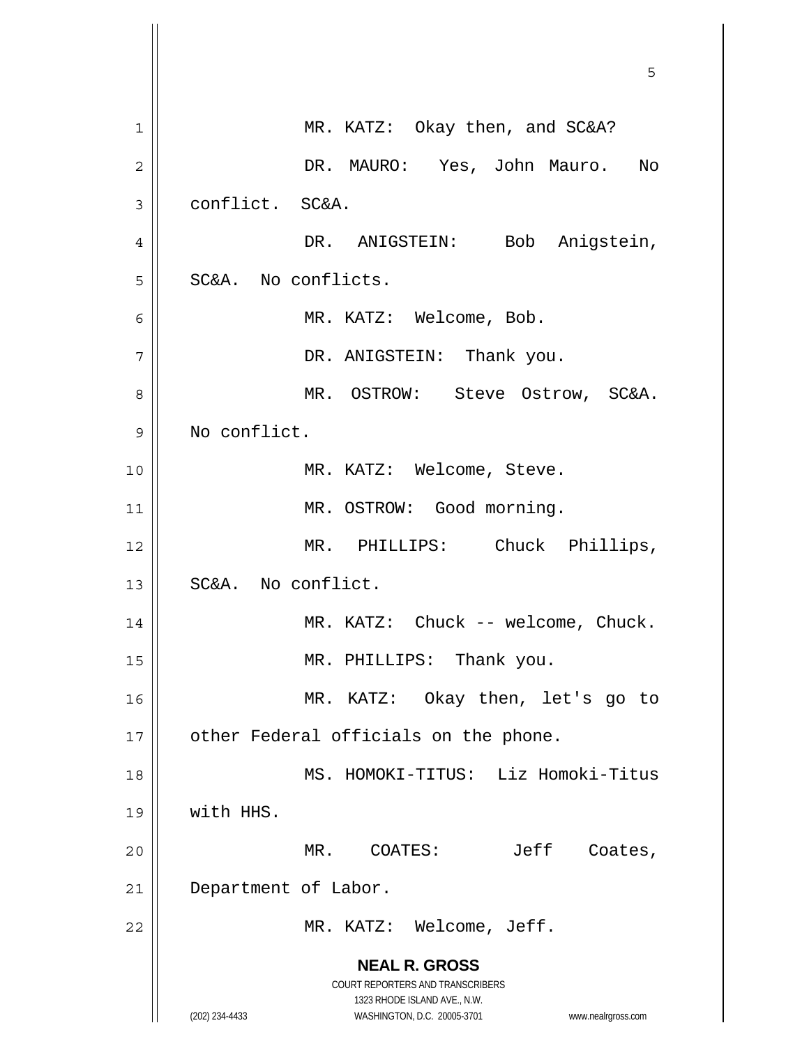MR. KATZ: Okay then, and SC&A?

DR. MAURO: Yes, John Mauro. No conflict. SC&A.

DR. ANIGSTEIN: Bob Anigstein, SC&A. No conflicts.

MR. KATZ: Welcome, Bob.

DR. ANIGSTEIN: Thank you.

MR. OSTROW: Steve Ostrow, SC&A. No conflict.

MR. KATZ: Welcome, Steve.

MR. OSTROW: Good morning.

MR. PHILLIPS: Chuck Phillips, SC&A. No conflict.

MR. KATZ: Chuck -- welcome, Chuck.

MR. PHILLIPS: Thank you.

MR. KATZ: Okay then, let's go to other Federal officials on the phone.

MS. HOMOKI-TITUS: Liz Homoki-Titus with HHS.

MR. COATES: Jeff Coates, Department of Labor.

MR. KATZ: Welcome, Jeff.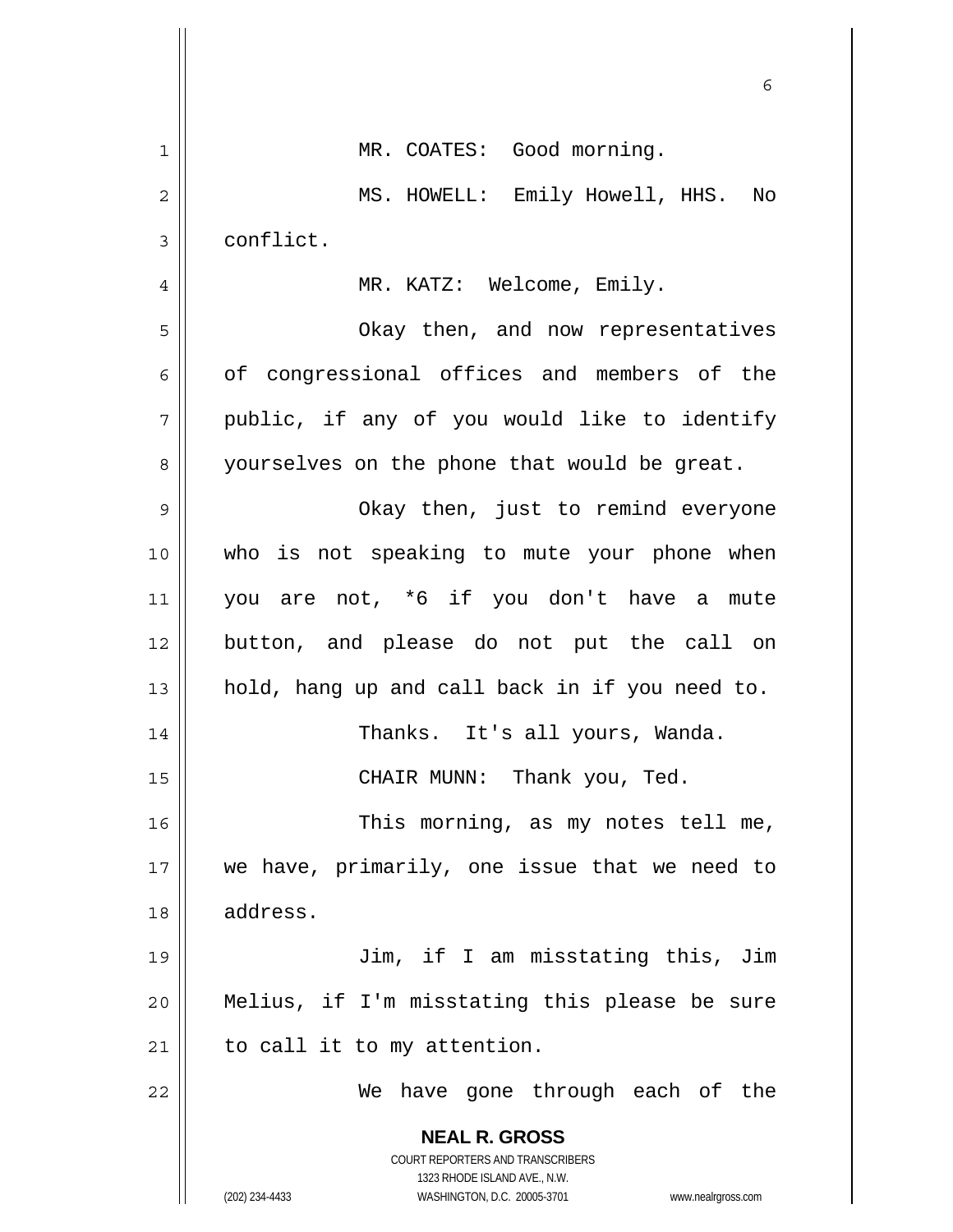MR. COATES: Good morning.

MS. HOWELL: Emily Howell, HHS. No conflict.

MR. KATZ: Welcome, Emily.

Okay then, and now representatives of congressional offices and members of the public, if any of you would like to identify yourselves on the phone that would be great.

Okay then, just to remind everyone who is not speaking to mute your phone when you are not, *6 if you don't have a mute button, and please do not put the call on hold, hang up and call back in if you need to.

Thanks. It's all yours, Wanda.

CHAIR MUNN: Thank you, Ted.

This morning, as my notes tell me, we have, primarily, one issue that we need to address.

Jim, if I am misstating this, Jim Melius, if I'm misstating this please be sure to call it to my attention.

We have gone through each of the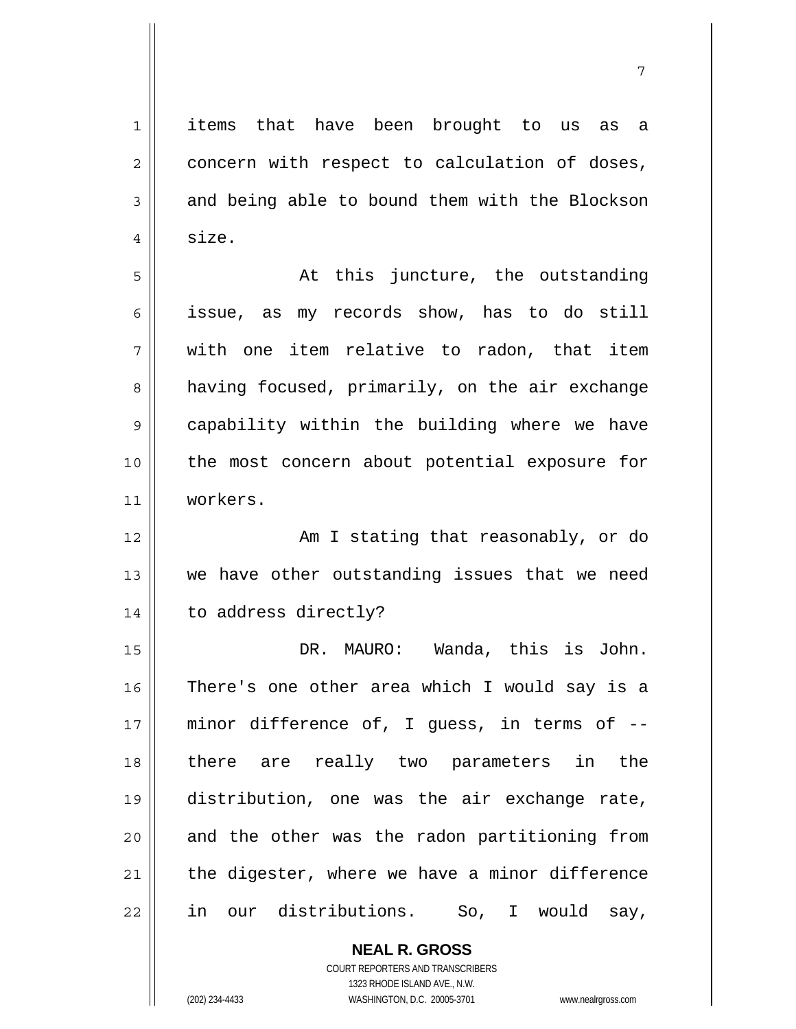items that have been brought to us as a concern with respect to calculation of doses, and being able to bound them with the Blockson size.

At this juncture, the outstanding issue, as my records show, has to do still with one item relative to radon, that item having focused, primarily, on the air exchange capability within the building where we have the most concern about potential exposure for workers.

Am I stating that reasonably, or do we have other outstanding issues that we need to address directly?

DR. MAURO: Wanda, this is John. There's one other area which I would say is a minor difference of, I guess, in terms of -- there are really two parameters in the distribution, one was the air exchange rate, and the other was the radon partitioning from the digester, where we have a minor difference in our distributions. So, I would say,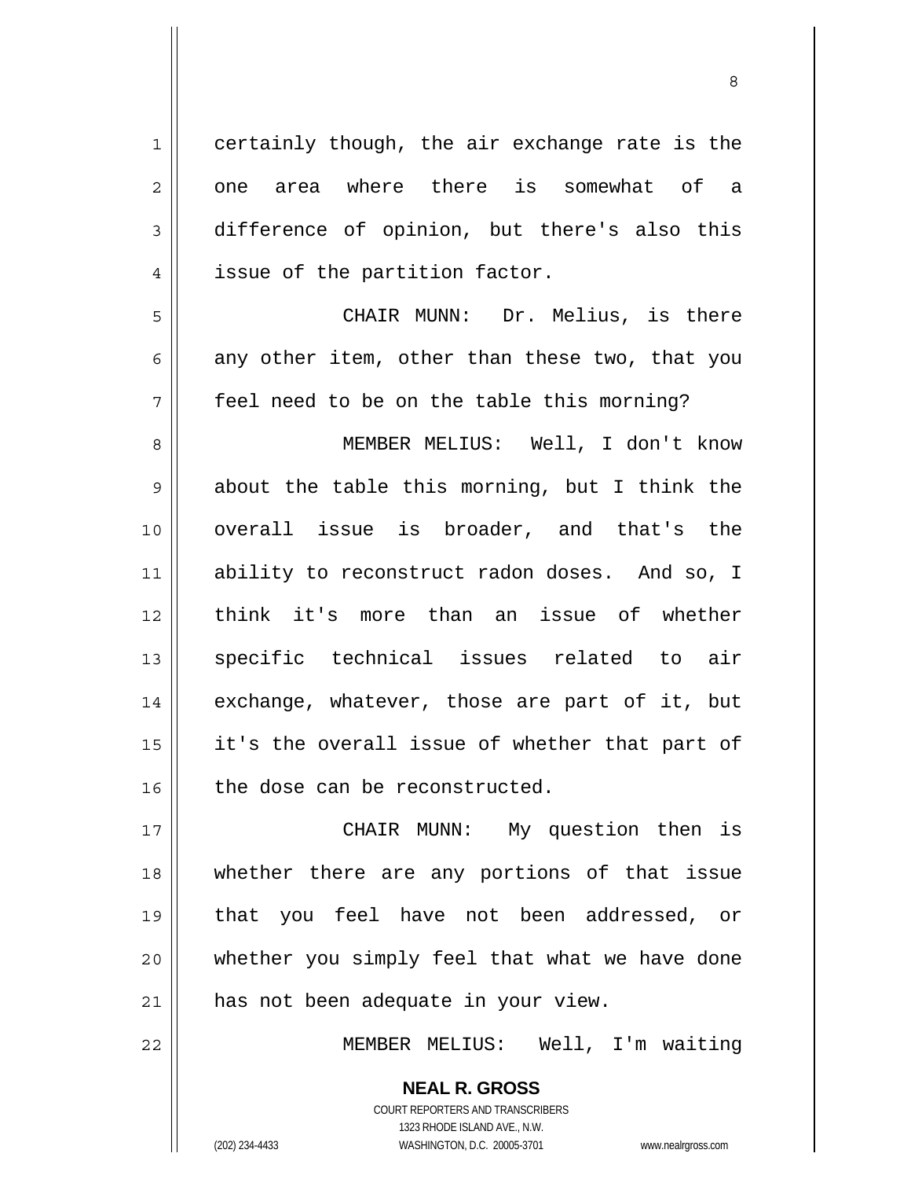certainly though, the air exchange rate is the one area where there is somewhat of a difference of opinion, but there's also this issue of the partition factor.

CHAIR MUNN: Dr. Melius, is there any other item, other than these two, that you feel need to be on the table this morning?

MEMBER MELIUS: Well, I don't know about the table this morning, but I think the overall issue is broader, and that's the ability to reconstruct radon doses. And so, I think it's more than an issue of whether specific technical issues related to air exchange, whatever, those are part of it, but it's the overall issue of whether that part of the dose can be reconstructed.

CHAIR MUNN: My question then is whether there are any portions of that issue that you feel have not been addressed, or whether you simply feel that what we have done has not been adequate in your view.

MEMBER MELIUS: Well, I'm waiting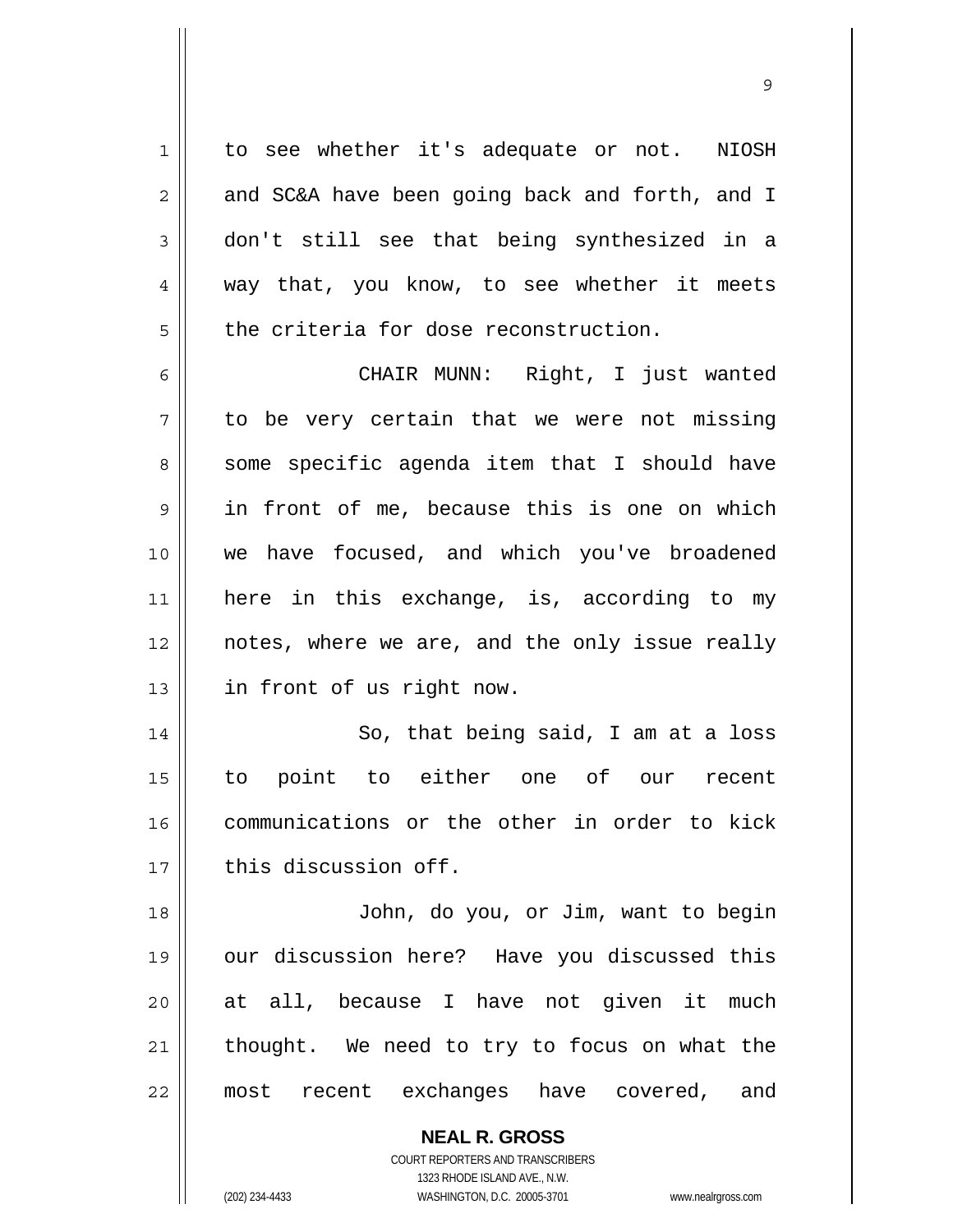to see whether it's adequate or not. NIOSH and SC&A have been going back and forth, and I don't still see that being synthesized in a way that, you know, to see whether it meets the criteria for dose reconstruction.

CHAIR MUNN: Right, I just wanted to be very certain that we were not missing some specific agenda item that I should have in front of me, because this is one on which we have focused, and which you've broadened here in this exchange, is, according to my notes, where we are, and the only issue really in front of us right now.

So, that being said, I am at a loss to point to either one of our recent communications or the other in order to kick this discussion off.

John, do you, or Jim, want to begin our discussion here? Have you discussed this at all, because I have not given it much thought. We need to try to focus on what the most recent exchanges have covered, and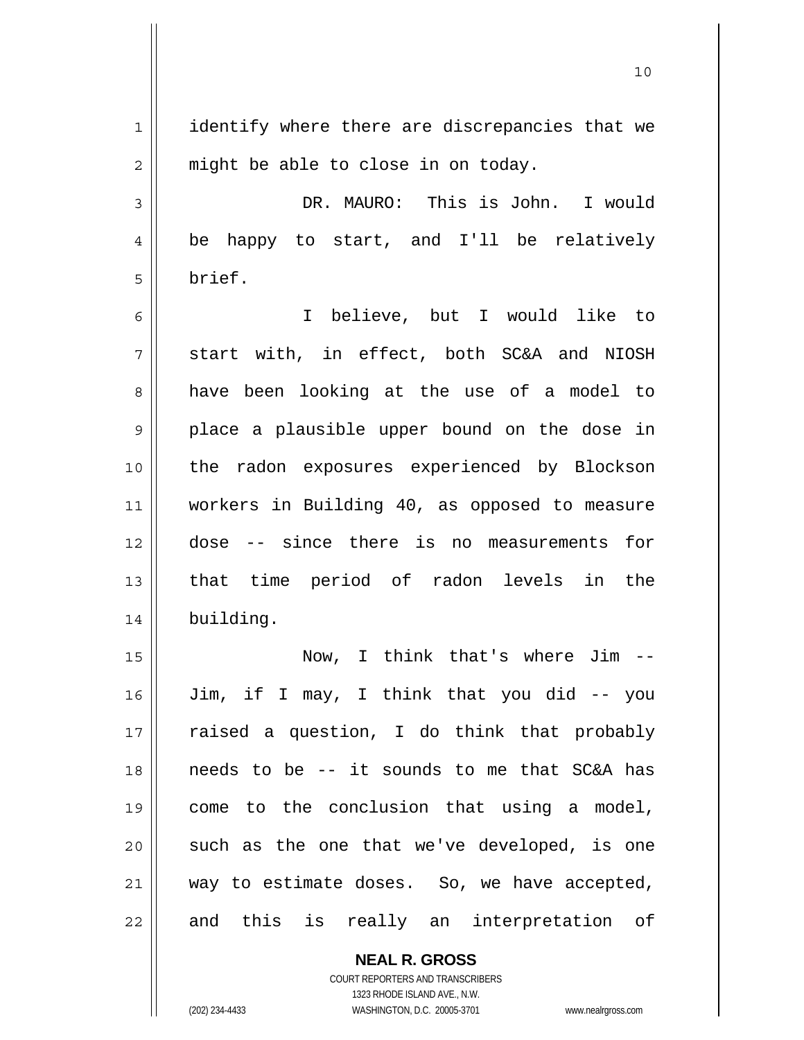identify where there are discrepancies that we might be able to close in on today.

DR. MAURO: This is John. I would be happy to start, and I'll be relatively brief.

I believe, but I would like to start with, in effect, both SC&A and NIOSH have been looking at the use of a model to place a plausible upper bound on the dose in the radon exposures experienced by Blockson workers in Building 40, as opposed to measure dose -- since there is no measurements for that time period of radon levels in the building.

Now, I think that's where Jim -- Jim, if I may, I think that you did -- you raised a question, I do think that probably needs to be -- it sounds to me that SC&A has come to the conclusion that using a model, such as the one that we've developed, is one way to estimate doses. So, we have accepted, and this is really an interpretation of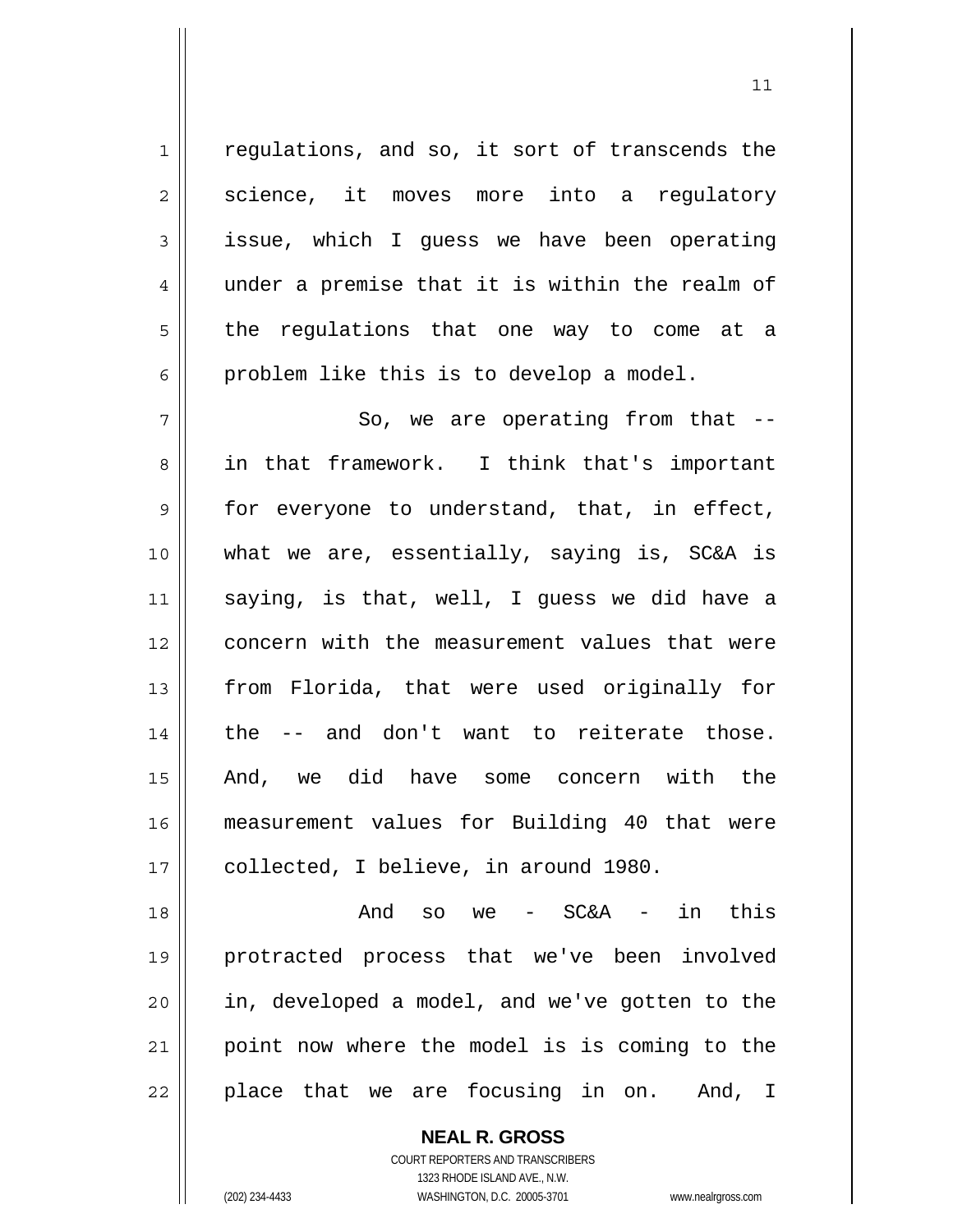regulations, and so, it sort of transcends the science, it moves more into a regulatory issue, which I guess we have been operating under a premise that it is within the realm of the regulations that one way to come at a problem like this is to develop a model.

So, we are operating from that -- in that framework. I think that's important for everyone to understand, that, in effect, what we are, essentially, saying is, SC&A is saying, is that, well, I guess we did have a concern with the measurement values that were from Florida, that were used originally for the -- and don't want to reiterate those. And, we did have some concern with the measurement values for Building 40 that were collected, I believe, in around 1980.

And so we - SC&A - in this protracted process that we've been involved in, developed a model, and we've gotten to the point now where the model is is coming to the place that we are focusing in on. And, I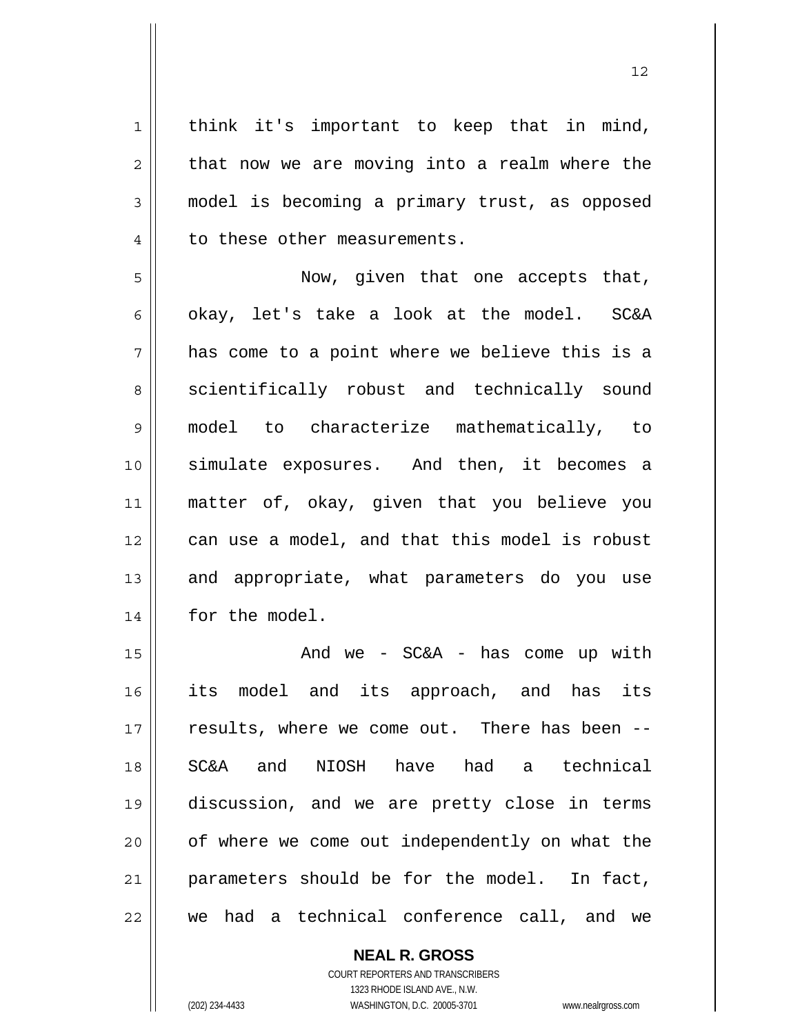think it's important to keep that in mind, that now we are moving into a realm where the model is becoming a primary trust, as opposed to these other measurements.

Now, given that one accepts that, okay, let's take a look at the model. SC&A has come to a point where we believe this is a scientifically robust and technically sound model to characterize mathematically, to simulate exposures. And then, it becomes a matter of, okay, given that you believe you can use a model, and that this model is robust and appropriate, what parameters do you use for the model.

And we - SC&A - has come up with its model and its approach, and has its results, where we come out. There has been -- SC&A and NIOSH have had a technical discussion, and we are pretty close in terms of where we come out independently on what the parameters should be for the model. In fact, we had a technical conference call, and we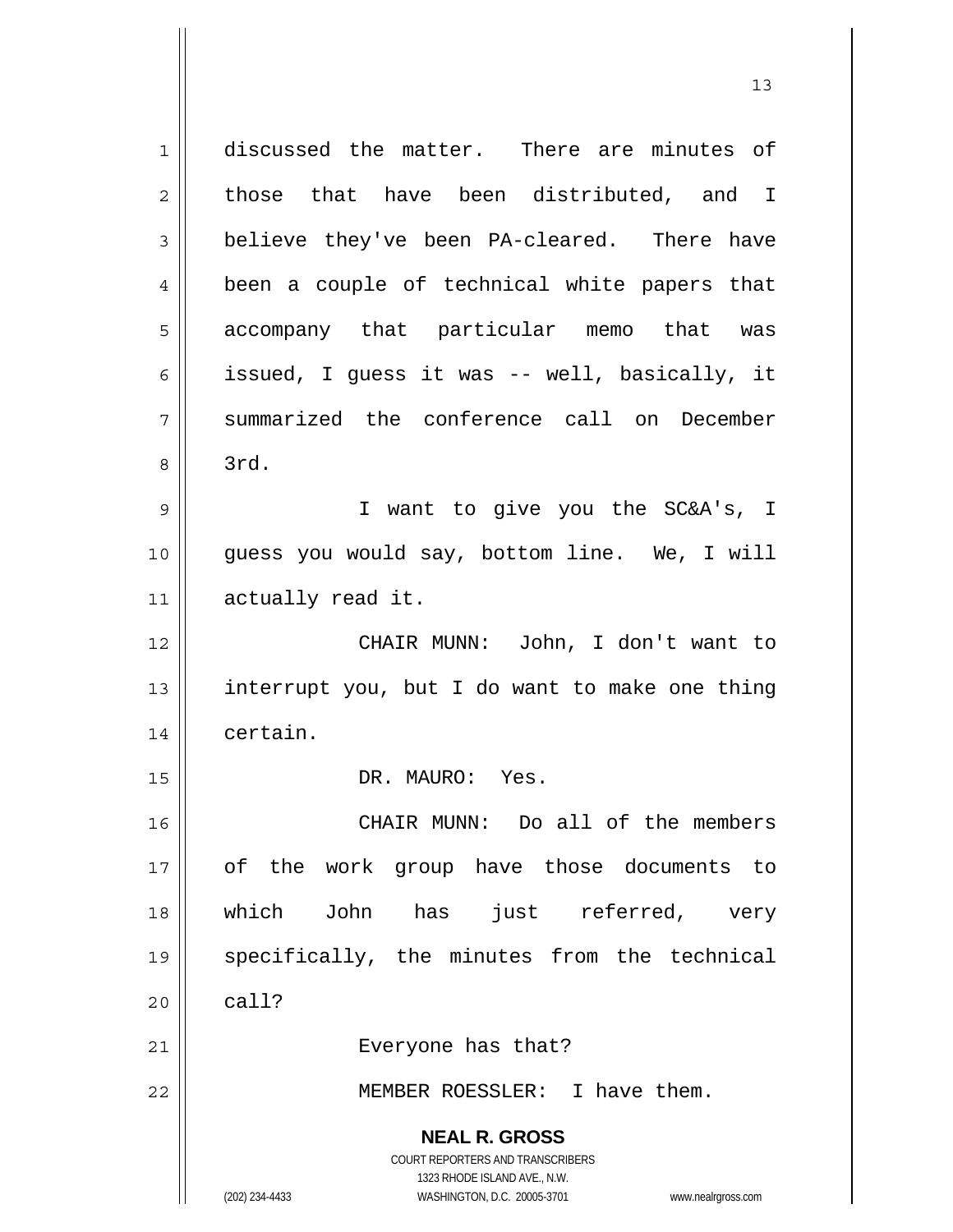discussed the matter. There are minutes of those that have been distributed, and I believe they've been PA-cleared. There have been a couple of technical white papers that accompany that particular memo that was issued, I guess it was -- well, basically, it summarized the conference call on December 3rd.

I want to give you the SC&A's, I guess you would say, bottom line. We, I will actually read it.

CHAIR MUNN: John, I don't want to interrupt you, but I do want to make one thing certain.

DR. MAURO: Yes.

CHAIR MUNN: Do all of the members of the work group have those documents to which John has just referred, very specifically, the minutes from the technical call?

Everyone has that?

MEMBER ROESSLER: I have them.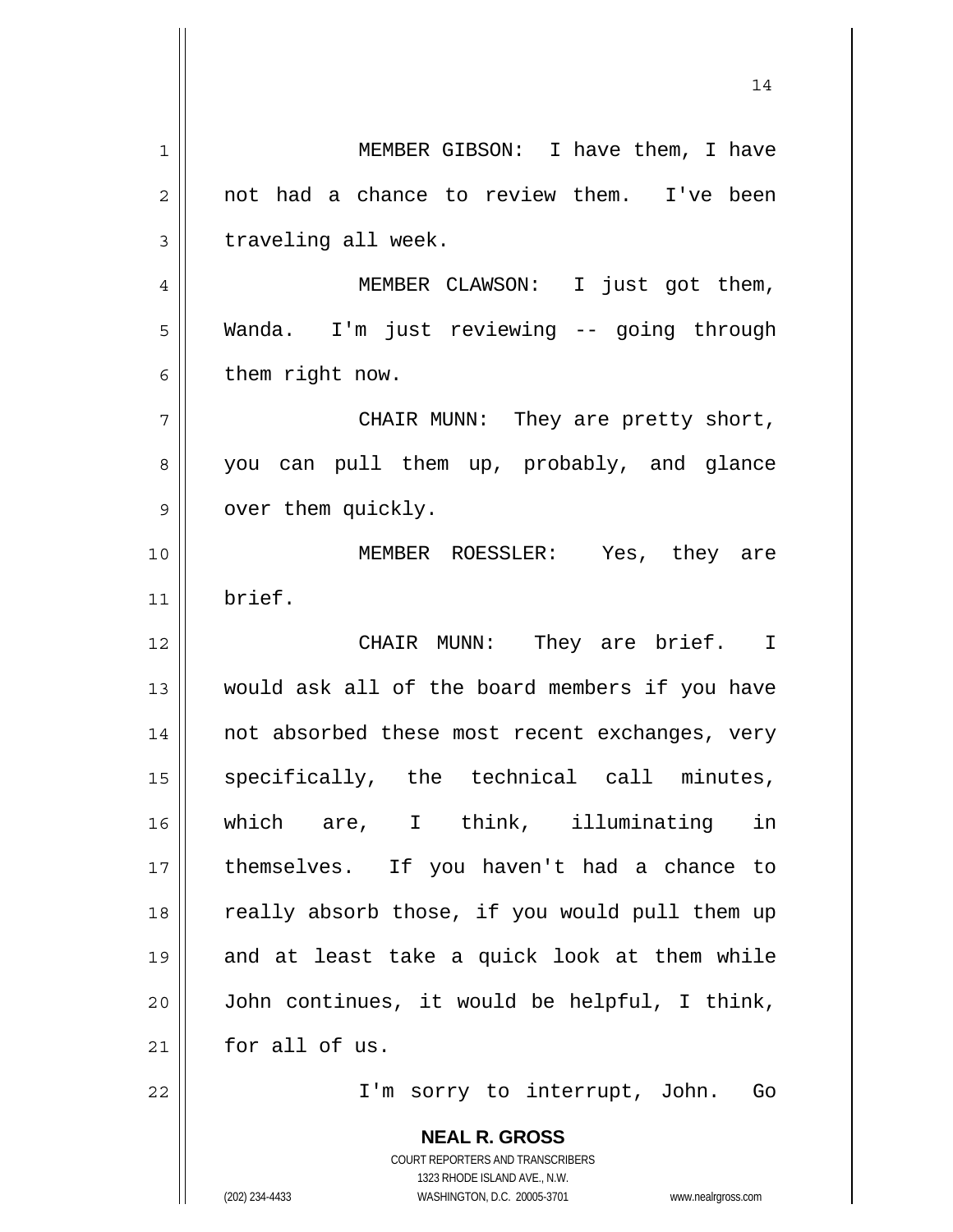MEMBER GIBSON: I have them, I have not had a chance to review them. I've been traveling all week.

MEMBER CLAWSON: I just got them, Wanda. I'm just reviewing -- going through them right now.

CHAIR MUNN: They are pretty short, you can pull them up, probably, and glance over them quickly.

MEMBER ROESSLER: Yes, they are brief.

CHAIR MUNN: They are brief. I would ask all of the board members if you have not absorbed these most recent exchanges, very specifically, the technical call minutes, which are, I think, illuminating in themselves. If you haven't had a chance to really absorb those, if you would pull them up and at least take a quick look at them while John continues, it would be helpful, I think, for all of us.

I'm sorry to interrupt, John. Go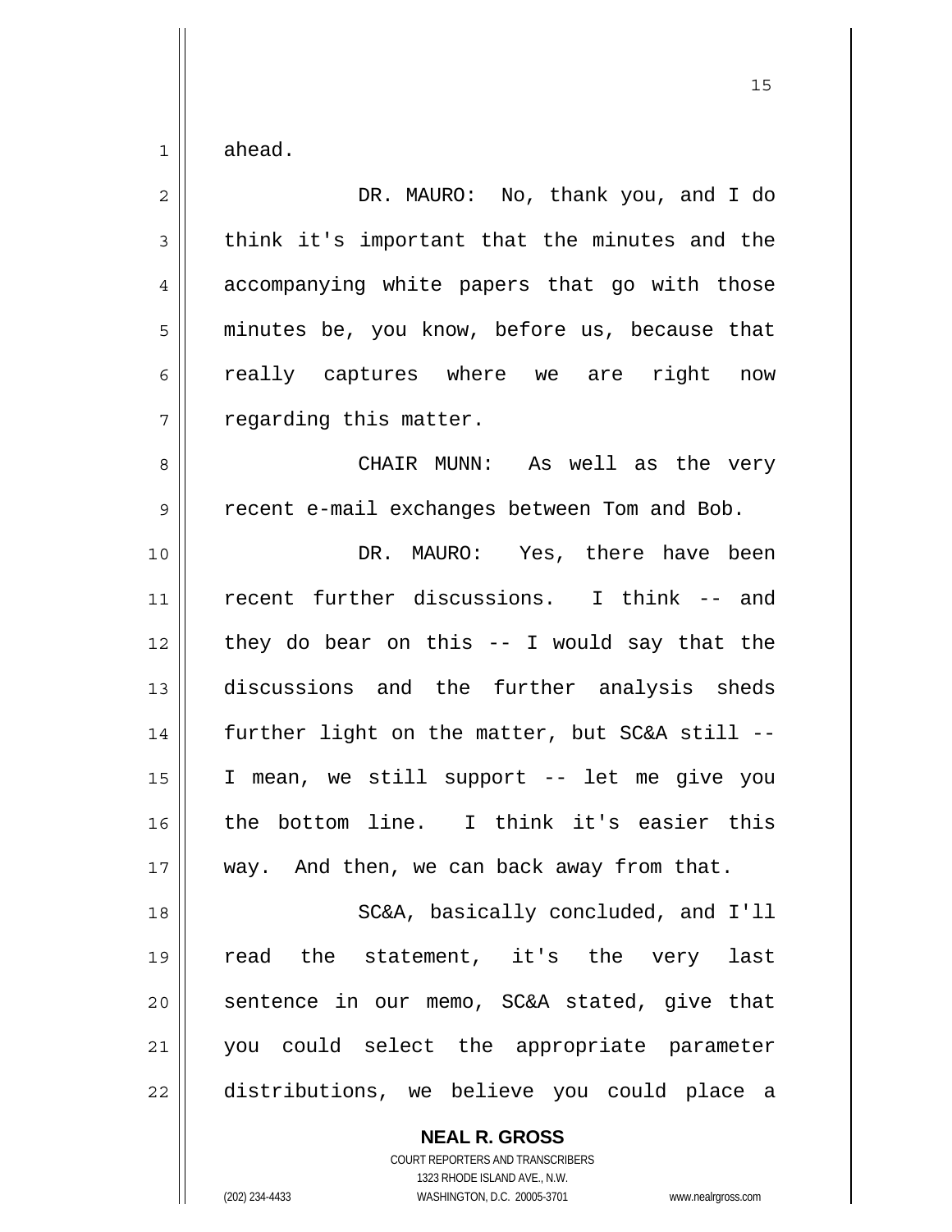ahead.

DR. MAURO: No, thank you, and I do think it's important that the minutes and the accompanying white papers that go with those minutes be, you know, before us, because that really captures where we are right now regarding this matter.

CHAIR MUNN: As well as the very recent e-mail exchanges between Tom and Bob.

DR. MAURO: Yes, there have been recent further discussions. I think -- and they do bear on this -- I would say that the discussions and the further analysis sheds further light on the matter, but SC&A still -- I mean, we still support -- let me give you the bottom line. I think it's easier this way. And then, we can back away from that.

SC&A, basically concluded, and I'll read the statement, it's the very last sentence in our memo, SC&A stated, give that you could select the appropriate parameter distributions, we believe you could place a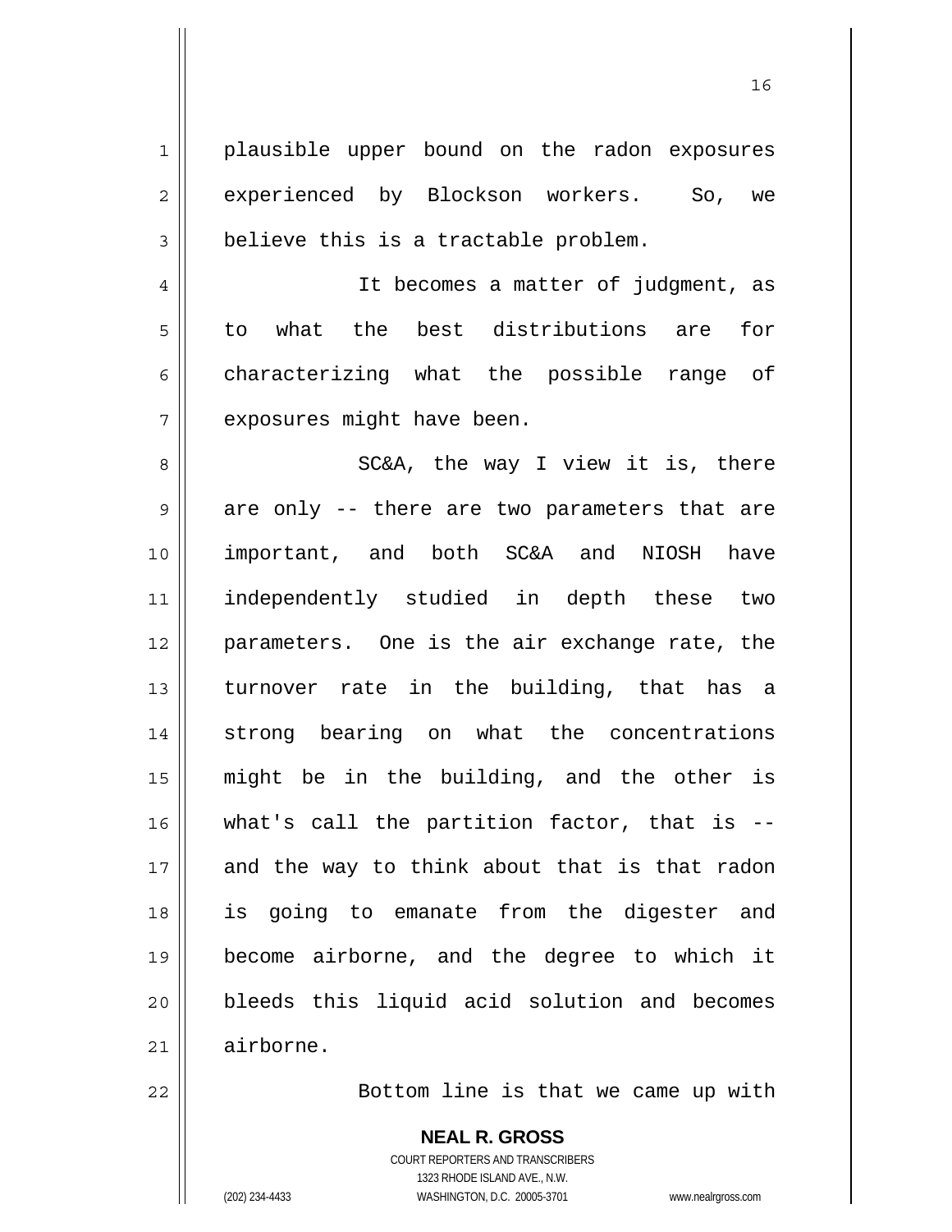plausible upper bound on the radon exposures experienced by Blockson workers. So, we believe this is a tractable problem.

It becomes a matter of judgment, as to what the best distributions are for characterizing what the possible range of exposures might have been.

SC&A, the way I view it is, there are only -- there are two parameters that are important, and both SC&A and NIOSH have independently studied in depth these two parameters. One is the air exchange rate, the turnover rate in the building, that has a strong bearing on what the concentrations might be in the building, and the other is what's call the partition factor, that is -- and the way to think about that is that radon is going to emanate from the digester and become airborne, and the degree to which it bleeds this liquid acid solution and becomes airborne.

Bottom line is that we came up with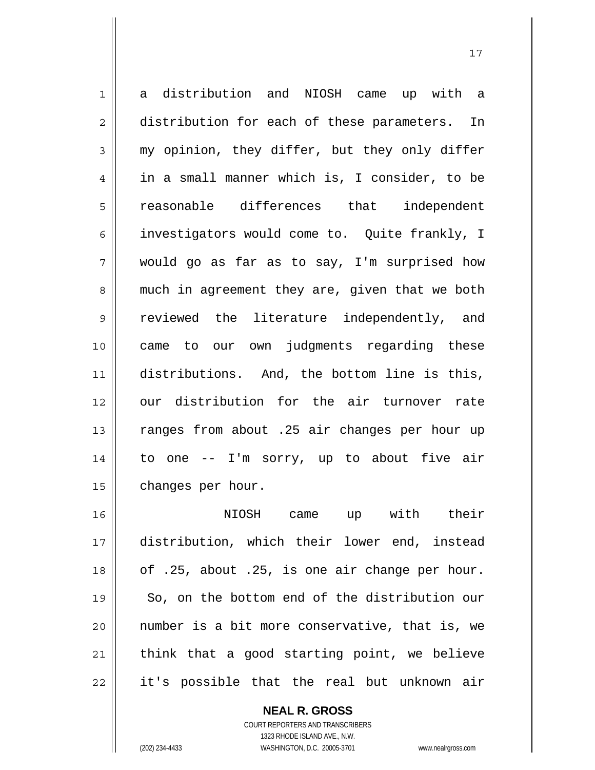a distribution and NIOSH came up with a distribution for each of these parameters. In my opinion, they differ, but they only differ in a small manner which is, I consider, to be reasonable differences that independent investigators would come to. Quite frankly, I would go as far as to say, I'm surprised how much in agreement they are, given that we both reviewed the literature independently, and came to our own judgments regarding these distributions. And, the bottom line is this, our distribution for the air turnover rate ranges from about .25 air changes per hour up to one -- I'm sorry, up to about five air changes per hour.

NIOSH came up with their distribution, which their lower end, instead of .25, about .25, is one air change per hour. So, on the bottom end of the distribution our number is a bit more conservative, that is, we think that a good starting point, we believe it's possible that the real but unknown air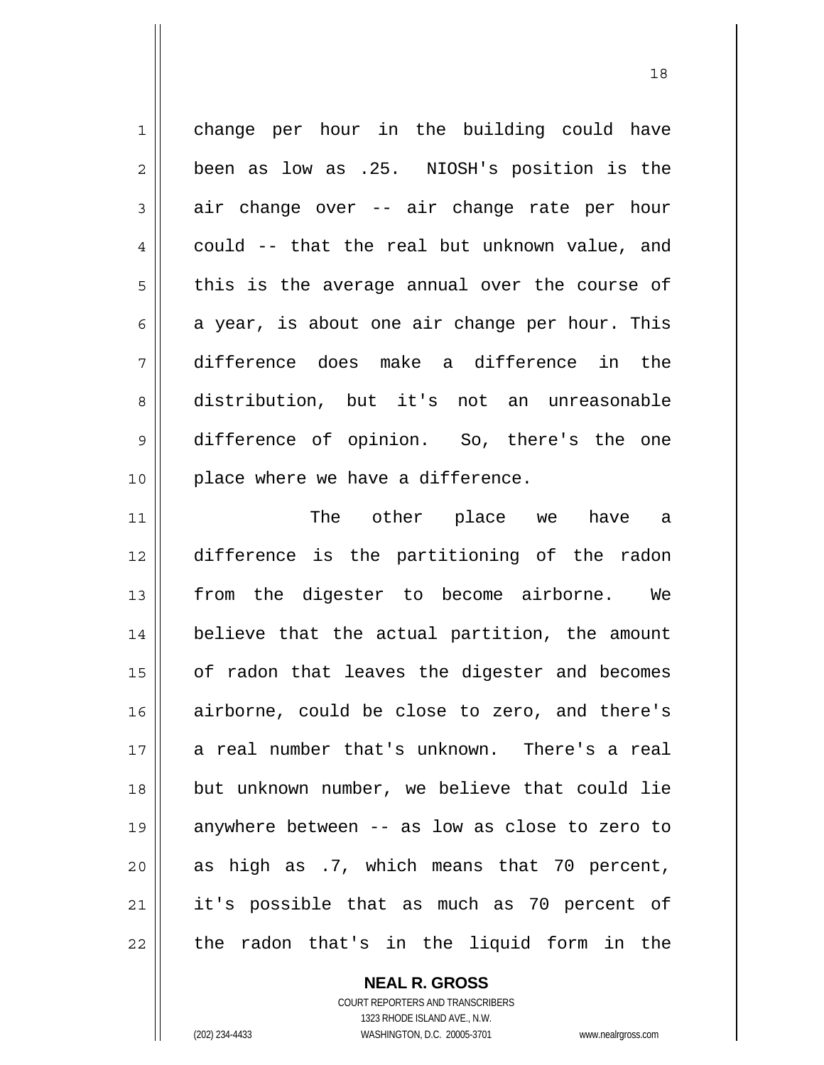change per hour in the building could have been as low as .25. NIOSH's position is the air change over -- air change rate per hour could -- that the real but unknown value, and this is the average annual over the course of a year, is about one air change per hour. This difference does make a difference in the distribution, but it's not an unreasonable difference of opinion. So, there's the one place where we have a difference.

The other place we have a difference is the partitioning of the radon from the digester to become airborne. We believe that the actual partition, the amount of radon that leaves the digester and becomes airborne, could be close to zero, and there's a real number that's unknown. There's a real but unknown number, we believe that could lie anywhere between -- as low as close to zero to as high as .7, which means that 70 percent, it's possible that as much as 70 percent of the radon that's in the liquid form in the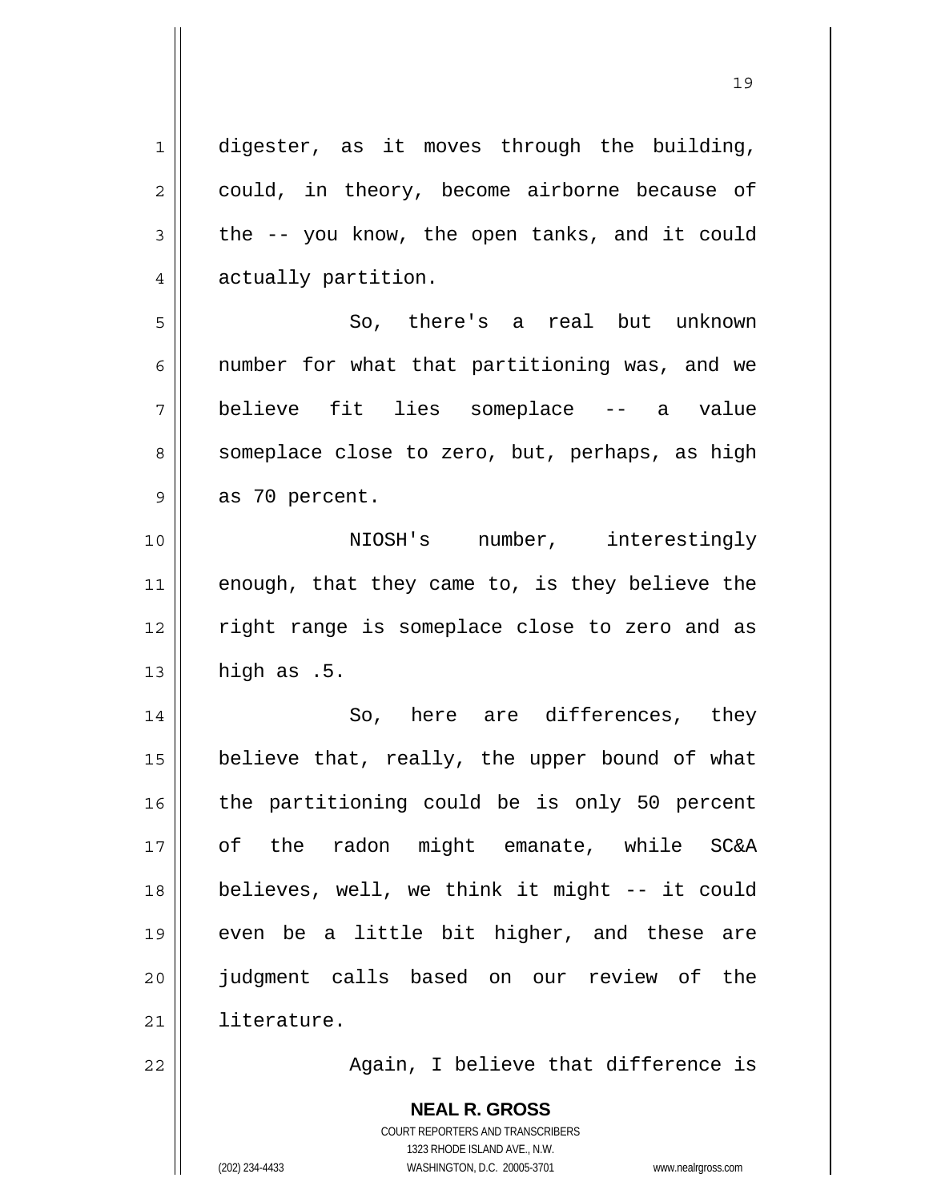digester, as it moves through the building, could, in theory, become airborne because of the -- you know, the open tanks, and it could actually partition.

So, there's a real but unknown number for what that partitioning was, and we believe fit lies someplace -- a value someplace close to zero, but, perhaps, as high as 70 percent.

NIOSH's number, interestingly enough, that they came to, is they believe the right range is someplace close to zero and as high as .5.

So, here are differences, they believe that, really, the upper bound of what the partitioning could be is only 50 percent of the radon might emanate, while SC&A believes, well, we think it might -- it could even be a little bit higher, and these are judgment calls based on our review of the literature.

Again, I believe that difference is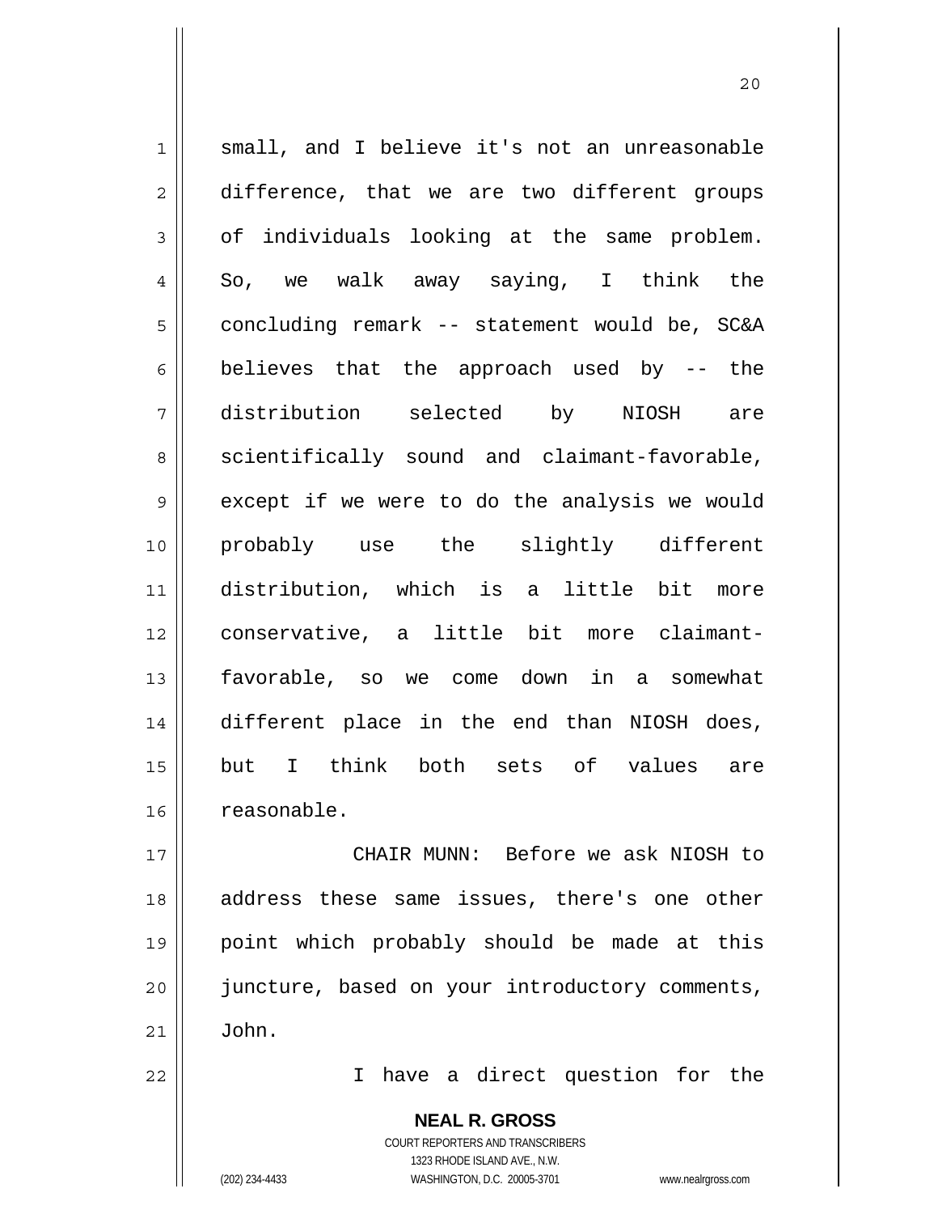small, and I believe it's not an unreasonable difference, that we are two different groups of individuals looking at the same problem. So, we walk away saying, I think the concluding remark -- statement would be, SC&A believes that the approach used by -- the distribution selected by NIOSH are scientifically sound and claimant-favorable, except if we were to do the analysis we would probably use the slightly different distribution, which is a little bit more conservative, a little bit more claimant-favorable, so we come down in a somewhat different place in the end than NIOSH does, but I think both sets of values are reasonable.

CHAIR MUNN: Before we ask NIOSH to address these same issues, there's one other point which probably should be made at this juncture, based on your introductory comments, John.

I have a direct question for the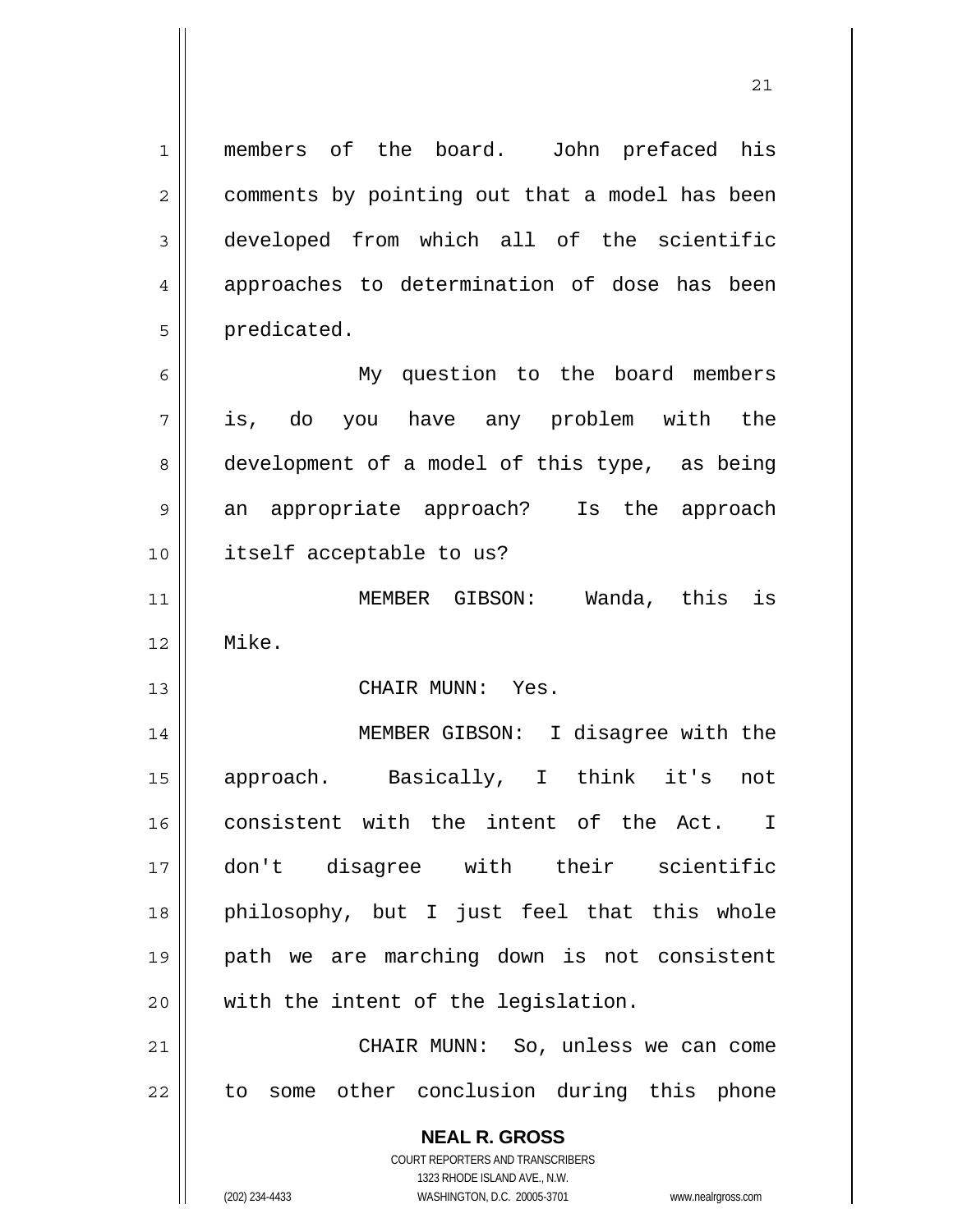members of the board. John prefaced his comments by pointing out that a model has been developed from which all of the scientific approaches to determination of dose has been predicated.

My question to the board members is, do you have any problem with the development of a model of this type, as being an appropriate approach? Is the approach itself acceptable to us?

MEMBER GIBSON: Wanda, this is Mike.

CHAIR MUNN: Yes.

MEMBER GIBSON: I disagree with the approach. Basically, I think it's not consistent with the intent of the Act. I don't disagree with their scientific philosophy, but I just feel that this whole path we are marching down is not consistent with the intent of the legislation.

CHAIR MUNN: So, unless we can come to some other conclusion during this phone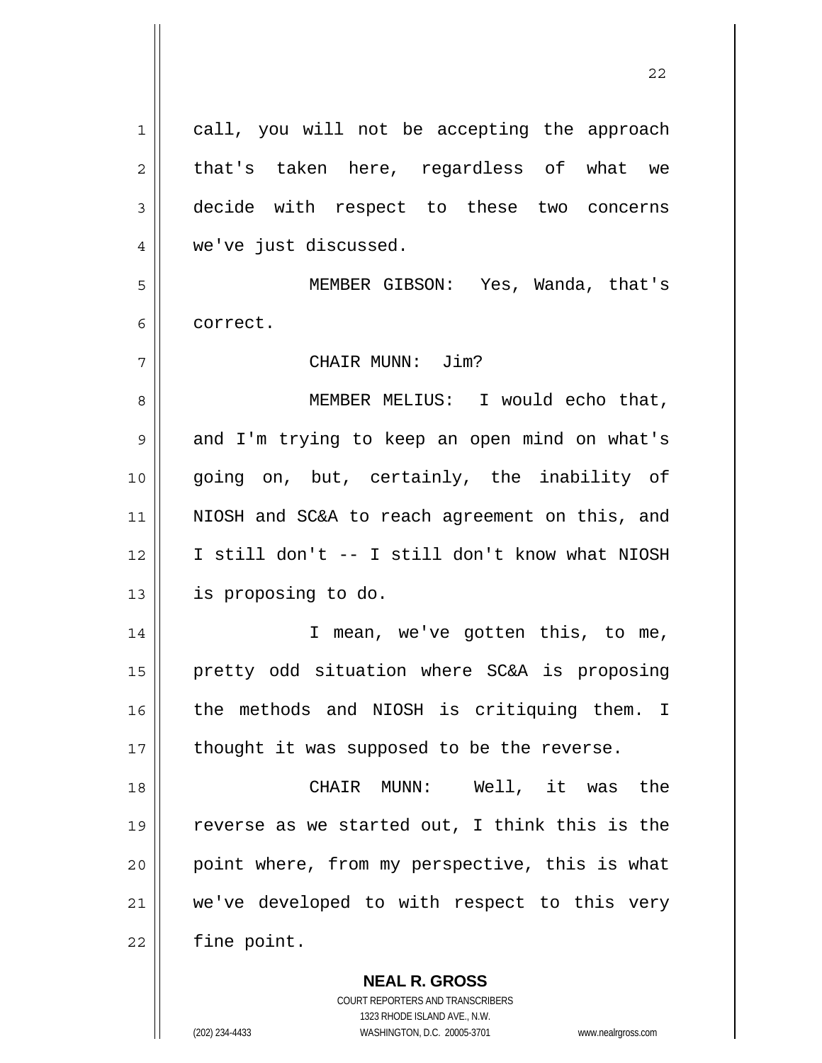call, you will not be accepting the approach that's taken here, regardless of what we decide with respect to these two concerns we've just discussed.

MEMBER GIBSON: Yes, Wanda, that's correct.

CHAIR MUNN: Jim?

MEMBER MELIUS: I would echo that, and I'm trying to keep an open mind on what's going on, but, certainly, the inability of NIOSH and SC&A to reach agreement on this, and I still don't -- I still don't know what NIOSH is proposing to do.

I mean, we've gotten this, to me, pretty odd situation where SC&A is proposing the methods and NIOSH is critiquing them. I thought it was supposed to be the reverse.

CHAIR MUNN: Well, it was the reverse as we started out, I think this is the point where, from my perspective, this is what we've developed to with respect to this very fine point.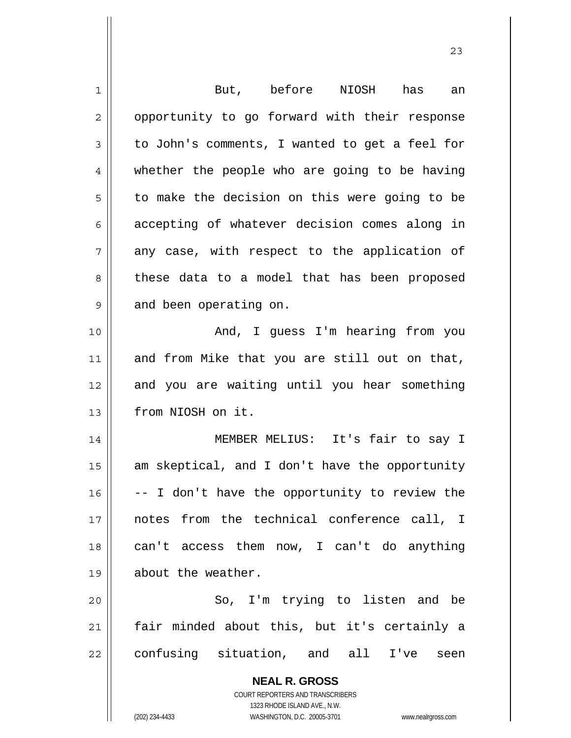But, before NIOSH has an opportunity to go forward with their response to John's comments, I wanted to get a feel for whether the people who are going to be having to make the decision on this were going to be accepting of whatever decision comes along in any case, with respect to the application of these data to a model that has been proposed and been operating on.

And, I guess I'm hearing from you and from Mike that you are still out on that, and you are waiting until you hear something from NIOSH on it.

MEMBER MELIUS: It's fair to say I am skeptical, and I don't have the opportunity -- I don't have the opportunity to review the notes from the technical conference call, I can't access them now, I can't do anything about the weather.

So, I'm trying to listen and be fair minded about this, but it's certainly a confusing situation, and all I've seen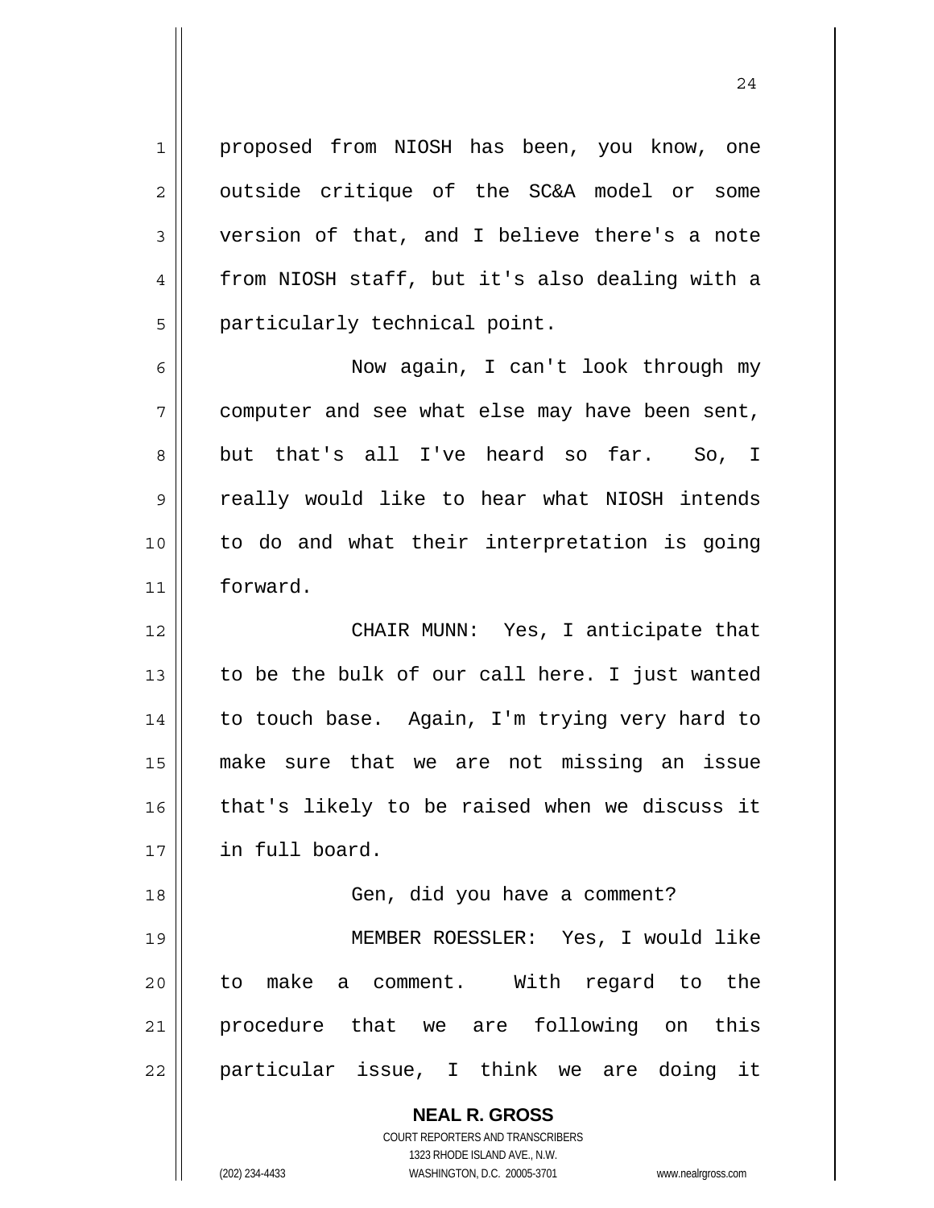proposed from NIOSH has been, you know, one outside critique of the SC&A model or some version of that, and I believe there's a note from NIOSH staff, but it's also dealing with a particularly technical point.

Now again, I can't look through my computer and see what else may have been sent, but that's all I've heard so far. So, I really would like to hear what NIOSH intends to do and what their interpretation is going forward.

CHAIR MUNN: Yes, I anticipate that to be the bulk of our call here. I just wanted to touch base. Again, I'm trying very hard to make sure that we are not missing an issue that's likely to be raised when we discuss it in full board.

Gen, did you have a comment?

MEMBER ROESSLER: Yes, I would like to make a comment. With regard to the procedure that we are following on this particular issue, I think we are doing it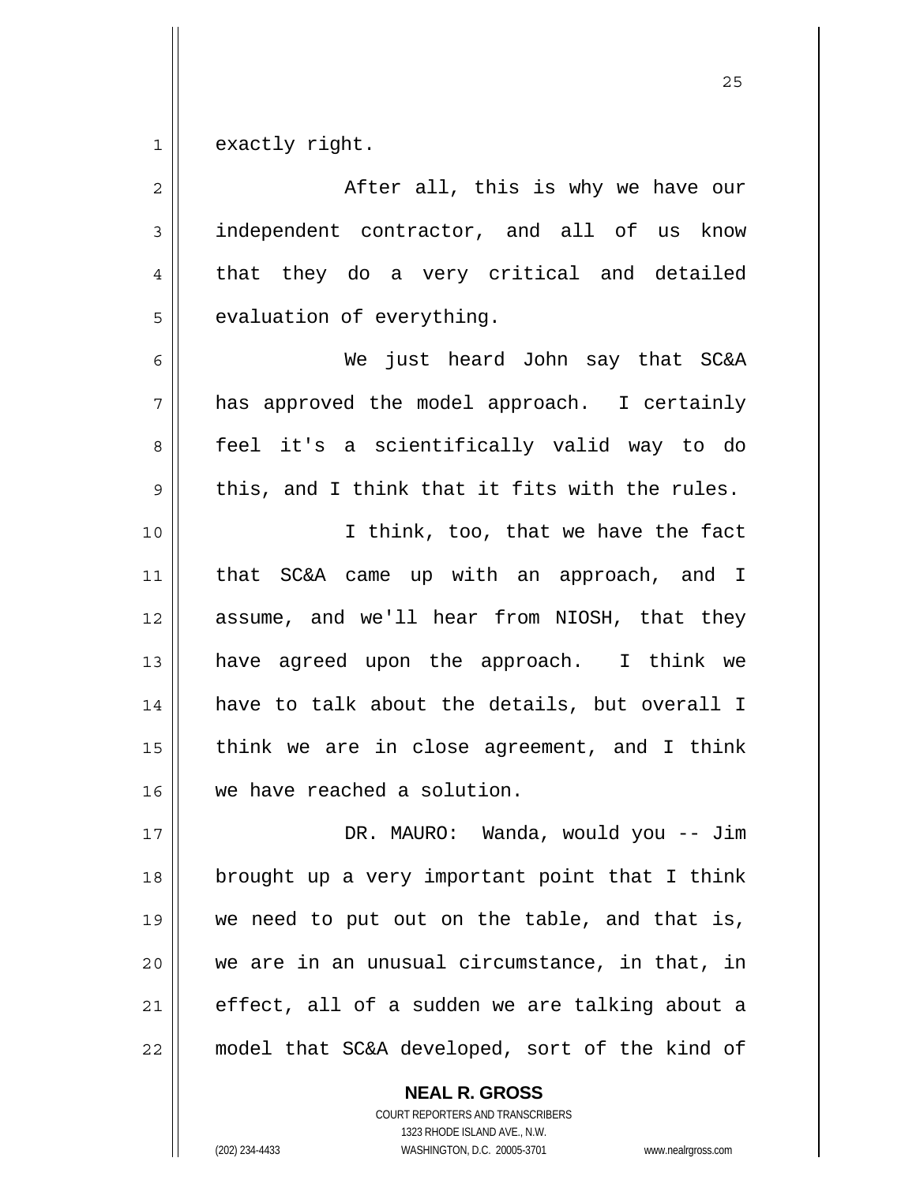exactly right.

After all, this is why we have our independent contractor, and all of us know that they do a very critical and detailed evaluation of everything.

We just heard John say that SC&A has approved the model approach. I certainly feel it's a scientifically valid way to do this, and I think that it fits with the rules.

I think, too, that we have the fact that SC&A came up with an approach, and I assume, and we'll hear from NIOSH, that they have agreed upon the approach. I think we have to talk about the details, but overall I think we are in close agreement, and I think we have reached a solution.

DR. MAURO: Wanda, would you -- Jim brought up a very important point that I think we need to put out on the table, and that is, we are in an unusual circumstance, in that, in effect, all of a sudden we are talking about a model that SC&A developed, sort of the kind of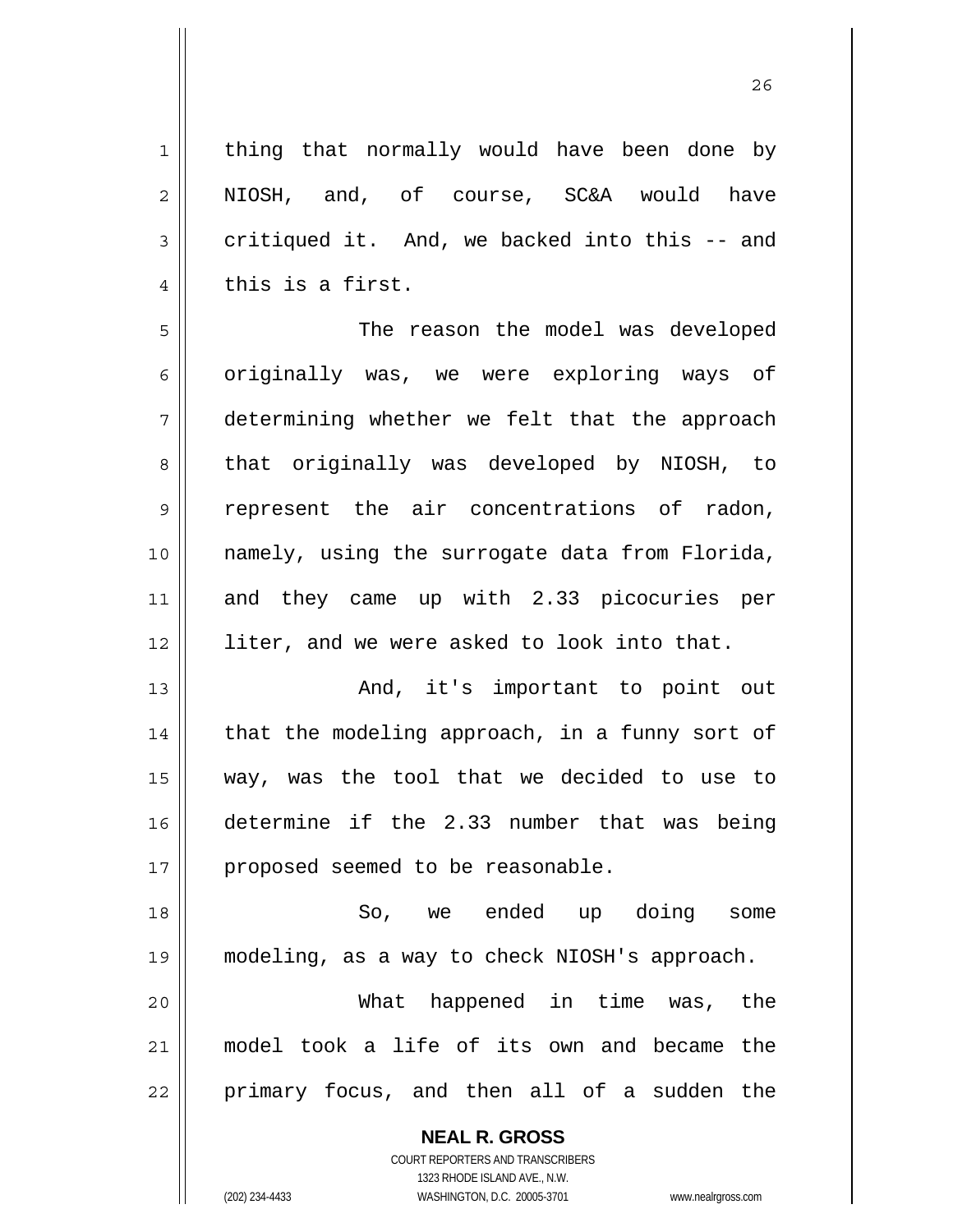thing that normally would have been done by NIOSH, and, of course, SC&A would have critiqued it. And, we backed into this -- and this is a first.

The reason the model was developed originally was, we were exploring ways of determining whether we felt that the approach that originally was developed by NIOSH, to represent the air concentrations of radon, namely, using the surrogate data from Florida, and they came up with 2.33 picocuries per liter, and we were asked to look into that.

And, it's important to point out that the modeling approach, in a funny sort of way, was the tool that we decided to use to determine if the 2.33 number that was being proposed seemed to be reasonable.

So, we ended up doing some modeling, as a way to check NIOSH's approach.

What happened in time was, the model took a life of its own and became the primary focus, and then all of a sudden the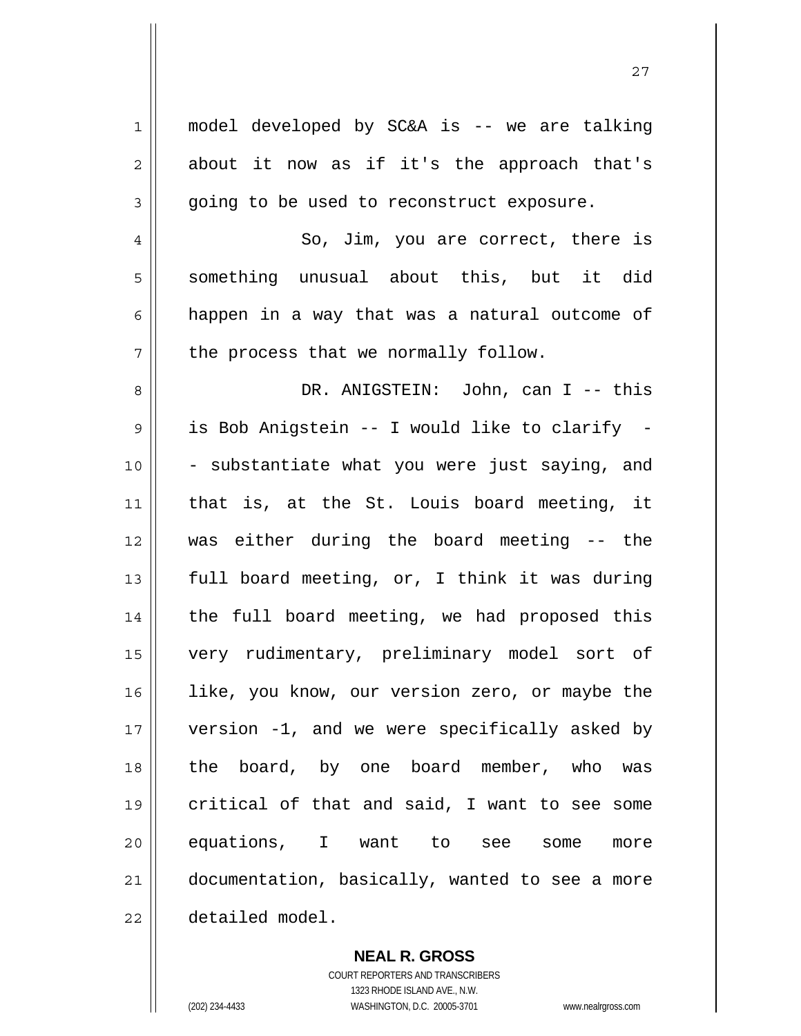model developed by SC&A is -- we are talking about it now as if it's the approach that's going to be used to reconstruct exposure.

So, Jim, you are correct, there is something unusual about this, but it did happen in a way that was a natural outcome of the process that we normally follow.

DR. ANIGSTEIN: John, can I -- this is Bob Anigstein -- I would like to clarify -- substantiate what you were just saying, and that is, at the St. Louis board meeting, it was either during the board meeting -- the full board meeting, or, I think it was during the full board meeting, we had proposed this very rudimentary, preliminary model sort of like, you know, our version zero, or maybe the version -1, and we were specifically asked by the board, by one board member, who was critical of that and said, I want to see some equations, I want to see some more documentation, basically, wanted to see a more detailed model.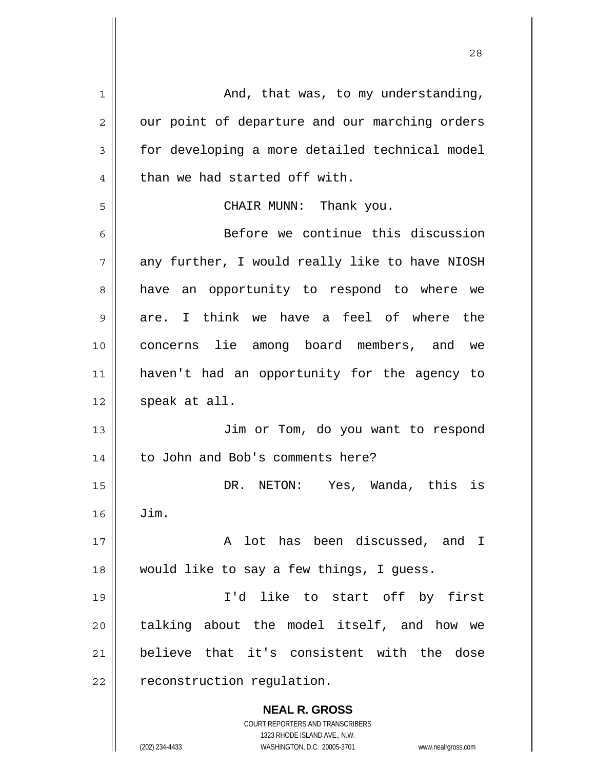And, that was, to my understanding, our point of departure and our marching orders for developing a more detailed technical model than we had started off with.

CHAIR MUNN: Thank you.

Before we continue this discussion any further, I would really like to have NIOSH have an opportunity to respond to where we are. I think we have a feel of where the concerns lie among board members, and we haven't had an opportunity for the agency to speak at all.

Jim or Tom, do you want to respond to John and Bob's comments here?

DR. NETON: Yes, Wanda, this is Jim.

A lot has been discussed, and I would like to say a few things, I guess.

I'd like to start off by first talking about the model itself, and how we believe that it's consistent with the dose reconstruction regulation.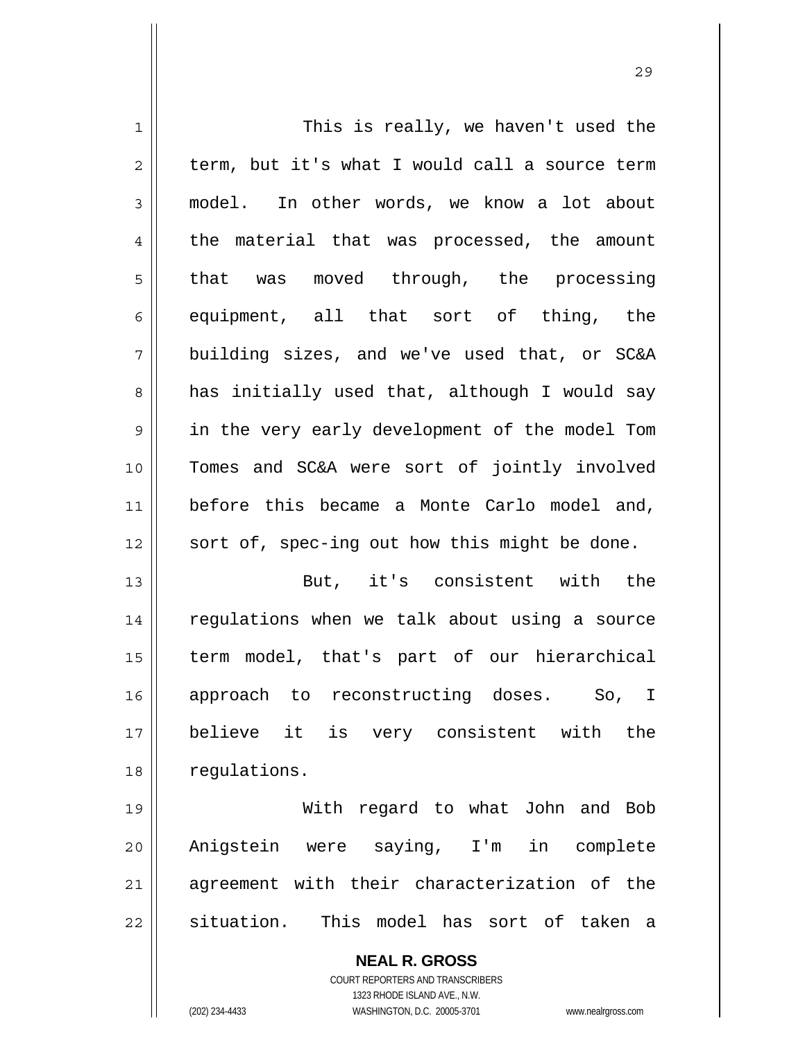This is really, we haven't used the term, but it's what I would call a source term model. In other words, we know a lot about the material that was processed, the amount that was moved through, the processing equipment, all that sort of thing, the building sizes, and we've used that, or SC&A has initially used that, although I would say in the very early development of the model Tom Tomes and SC&A were sort of jointly involved before this became a Monte Carlo model and, sort of, spec-ing out how this might be done.

But, it's consistent with the regulations when we talk about using a source term model, that's part of our hierarchical approach to reconstructing doses. So, I believe it is very consistent with the regulations.

With regard to what John and Bob Anigstein were saying, I'm in complete agreement with their characterization of the situation. This model has sort of taken a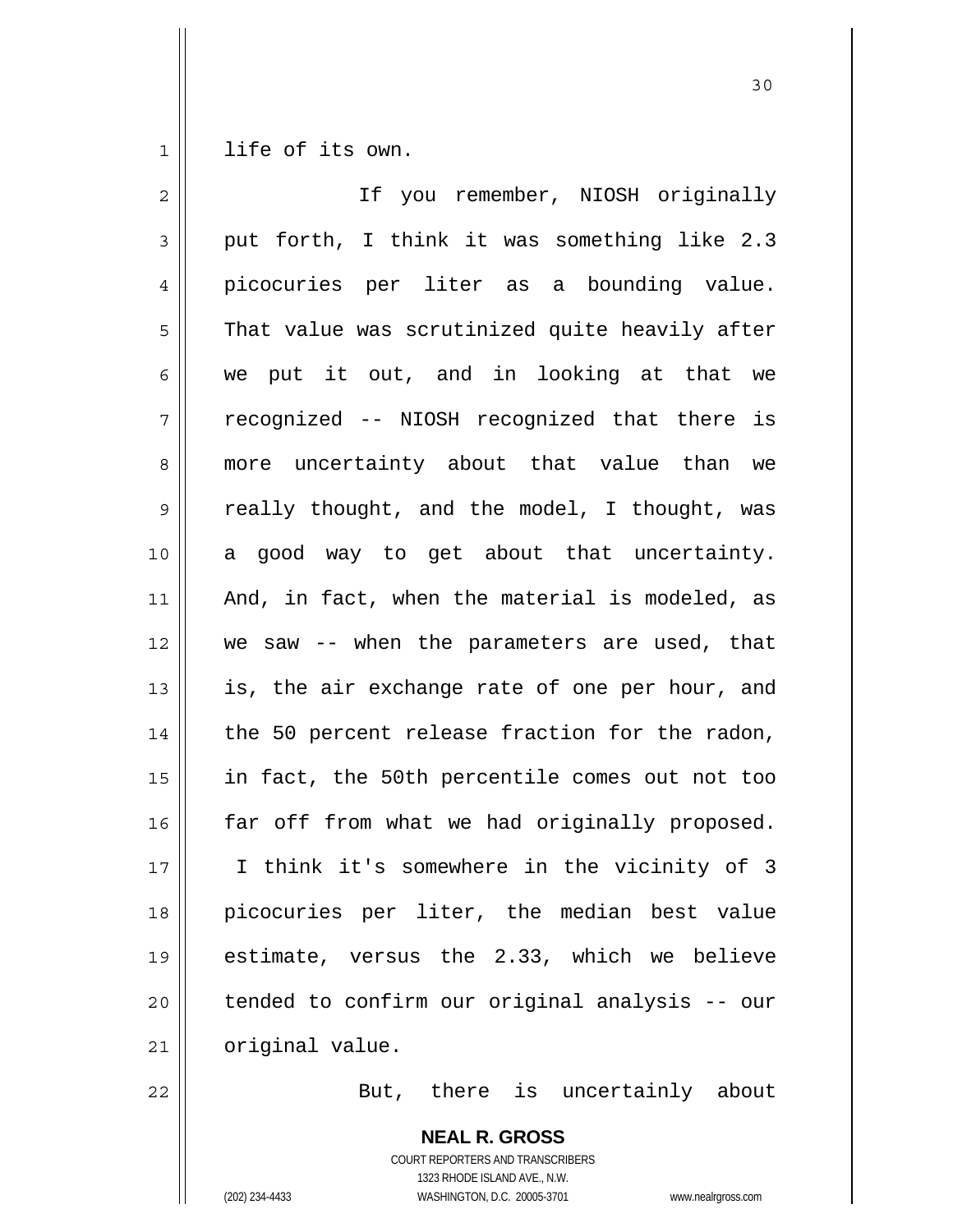life of its own.

If you remember, NIOSH originally put forth, I think it was something like 2.3 picocuries per liter as a bounding value. That value was scrutinized quite heavily after we put it out, and in looking at that we recognized -- NIOSH recognized that there is more uncertainty about that value than we really thought, and the model, I thought, was a good way to get about that uncertainty. And, in fact, when the material is modeled, as we saw -- when the parameters are used, that is, the air exchange rate of one per hour, and the 50 percent release fraction for the radon, in fact, the 50th percentile comes out not too far off from what we had originally proposed. I think it's somewhere in the vicinity of 3 picocuries per liter, the median best value estimate, versus the 2.33, which we believe tended to confirm our original analysis -- our original value.

But, there is uncertainly about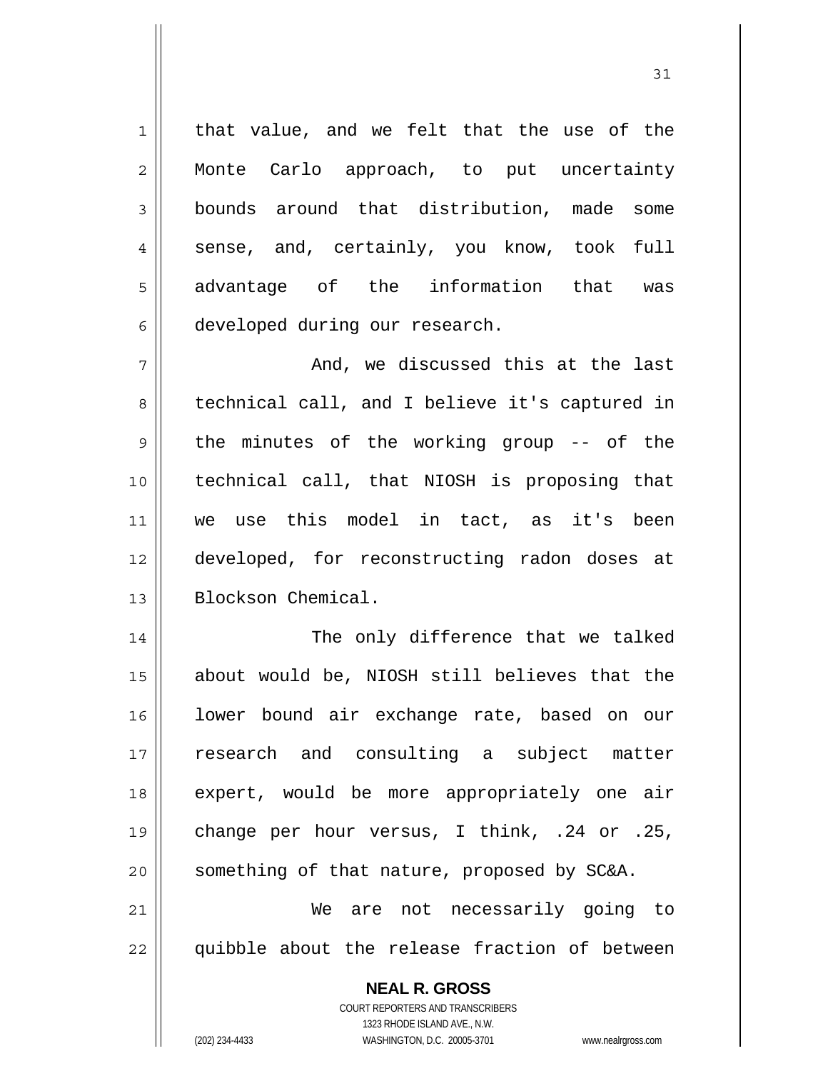that value, and we felt that the use of the Monte Carlo approach, to put uncertainty bounds around that distribution, made some sense, and, certainly, you know, took full advantage of the information that was developed during our research.

And, we discussed this at the last technical call, and I believe it's captured in the minutes of the working group -- of the technical call, that NIOSH is proposing that we use this model in tact, as it's been developed, for reconstructing radon doses at Blockson Chemical.

The only difference that we talked about would be, NIOSH still believes that the lower bound air exchange rate, based on our research and consulting a subject matter expert, would be more appropriately one air change per hour versus, I think, .24 or .25, something of that nature, proposed by SC&A.

We are not necessarily going to quibble about the release fraction of between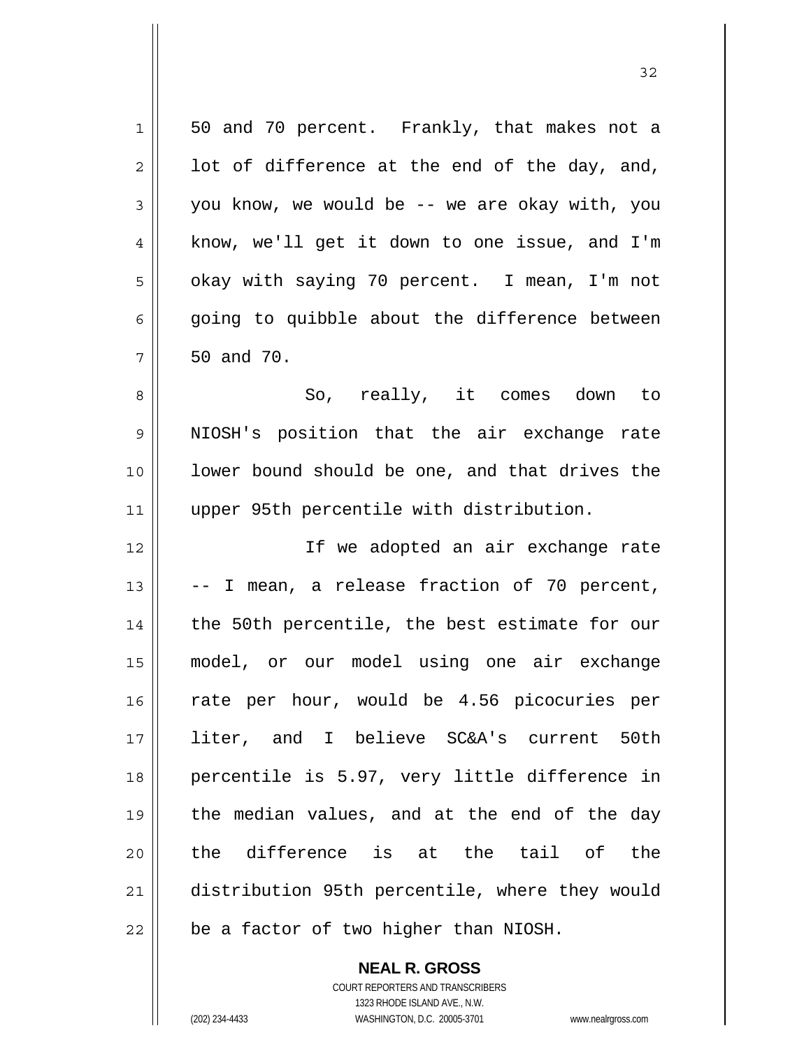50 and 70 percent. Frankly, that makes not a lot of difference at the end of the day, and, you know, we would be -- we are okay with, you know, we'll get it down to one issue, and I'm okay with saying 70 percent. I mean, I'm not going to quibble about the difference between 50 and 70.

So, really, it comes down to NIOSH's position that the air exchange rate lower bound should be one, and that drives the upper 95th percentile with distribution.

If we adopted an air exchange rate -- I mean, a release fraction of 70 percent, the 50th percentile, the best estimate for our model, or our model using one air exchange rate per hour, would be 4.56 picocuries per liter, and I believe SC&A's current 50th percentile is 5.97, very little difference in the median values, and at the end of the day the difference is at the tail of the distribution 95th percentile, where they would be a factor of two higher than NIOSH.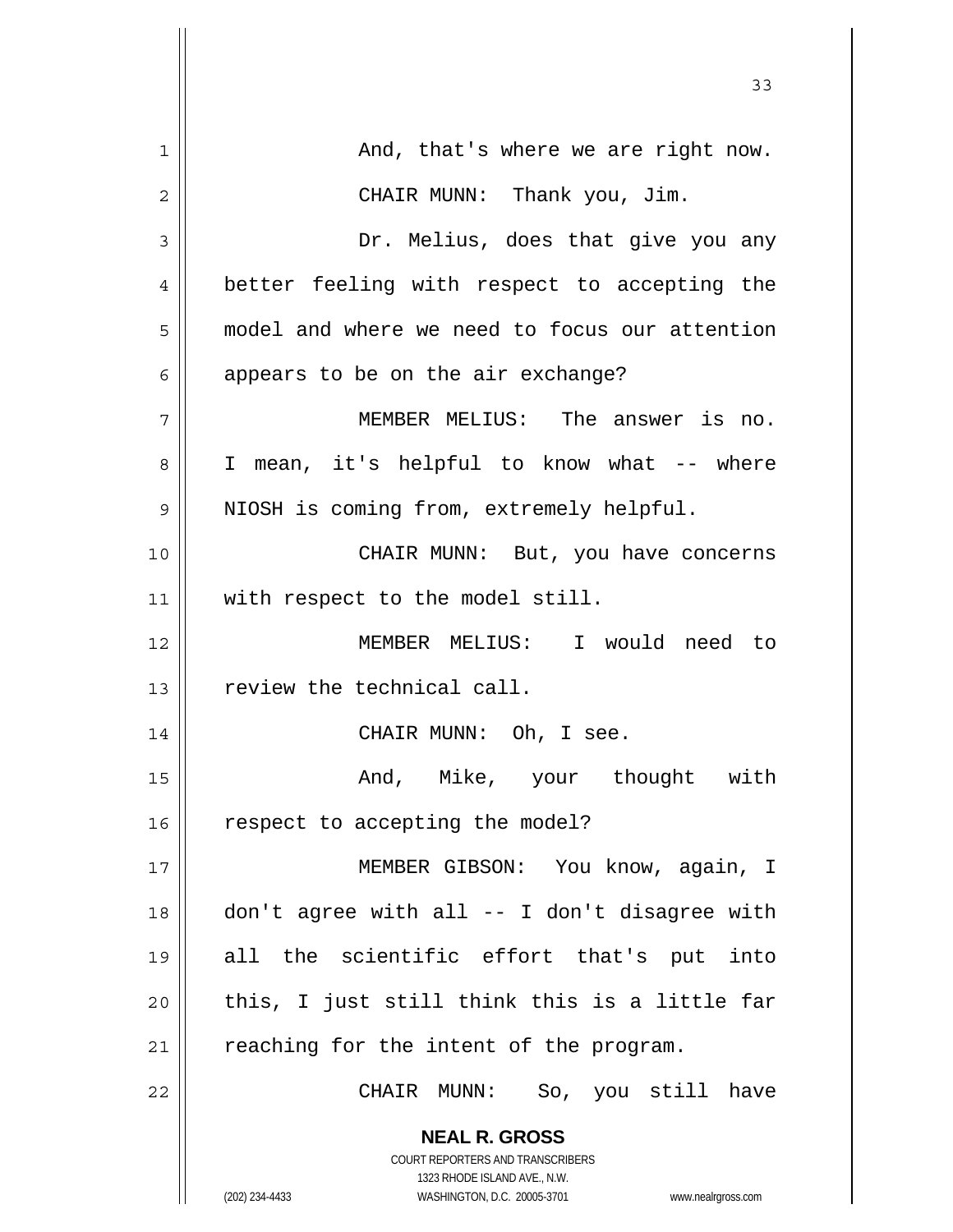And, that's where we are right now.

CHAIR MUNN: Thank you, Jim.

Dr. Melius, does that give you any better feeling with respect to accepting the model and where we need to focus our attention appears to be on the air exchange?

MEMBER MELIUS: The answer is no. I mean, it's helpful to know what -- where NIOSH is coming from, extremely helpful.

CHAIR MUNN: But, you have concerns with respect to the model still.

MEMBER MELIUS: I would need to review the technical call.

CHAIR MUNN: Oh, I see.

And, Mike, your thought with respect to accepting the model?

MEMBER GIBSON: You know, again, I don't agree with all -- I don't disagree with all the scientific effort that's put into this, I just still think this is a little far reaching for the intent of the program.

CHAIR MUNN: So, you still have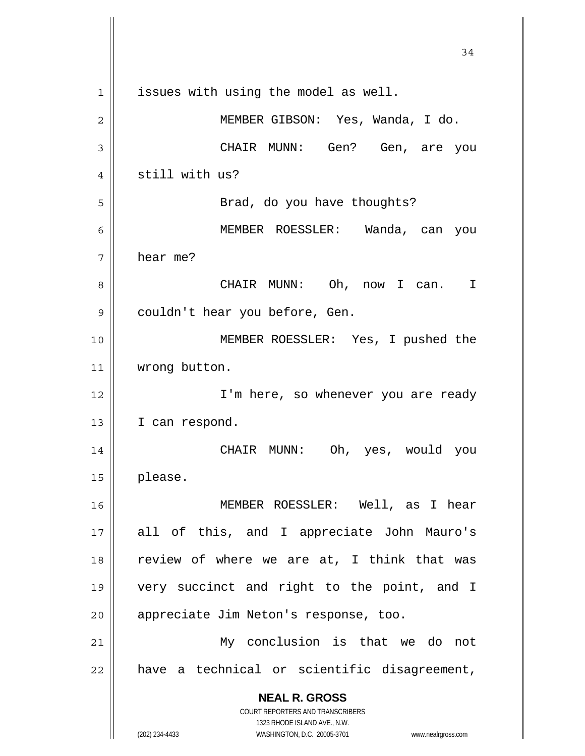issues with using the model as well.

MEMBER GIBSON: Yes, Wanda, I do.

CHAIR MUNN: Gen? Gen, are you still with us?

Brad, do you have thoughts?

MEMBER ROESSLER: Wanda, can you hear me?

CHAIR MUNN: Oh, now I can. I couldn't hear you before, Gen.

MEMBER ROESSLER: Yes, I pushed the wrong button.

I'm here, so whenever you are ready I can respond.

CHAIR MUNN: Oh, yes, would you please.

MEMBER ROESSLER: Well, as I hear all of this, and I appreciate John Mauro's review of where we are at, I think that was very succinct and right to the point, and I appreciate Jim Neton's response, too.

My conclusion is that we do not have a technical or scientific disagreement,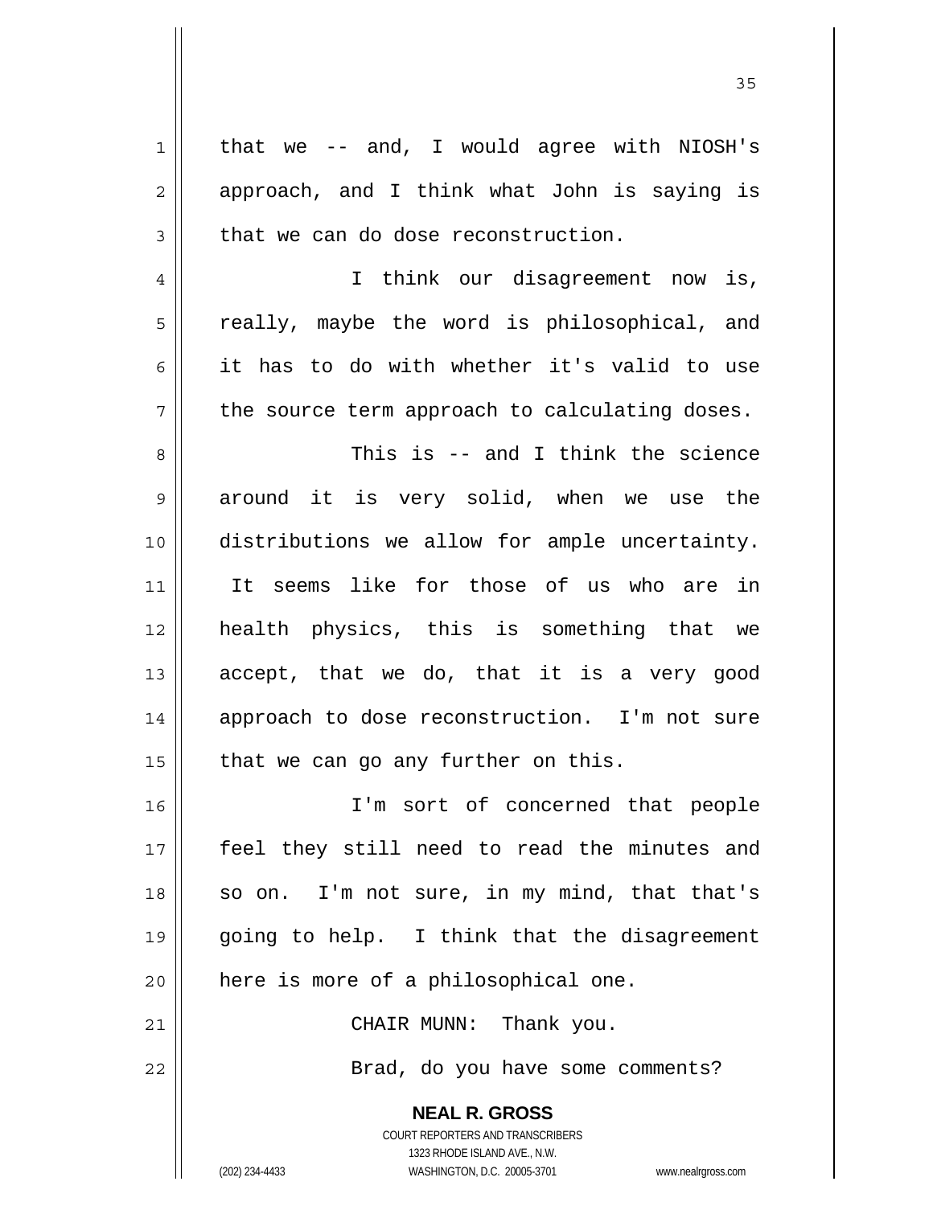that we -- and, I would agree with NIOSH's approach, and I think what John is saying is that we can do dose reconstruction.

I think our disagreement now is, really, maybe the word is philosophical, and it has to do with whether it's valid to use the source term approach to calculating doses.

This is -- and I think the science around it is very solid, when we use the distributions we allow for ample uncertainty. It seems like for those of us who are in health physics, this is something that we accept, that we do, that it is a very good approach to dose reconstruction. I'm not sure that we can go any further on this.

I'm sort of concerned that people feel they still need to read the minutes and so on. I'm not sure, in my mind, that that's going to help. I think that the disagreement here is more of a philosophical one.

CHAIR MUNN: Thank you.

Brad, do you have some comments?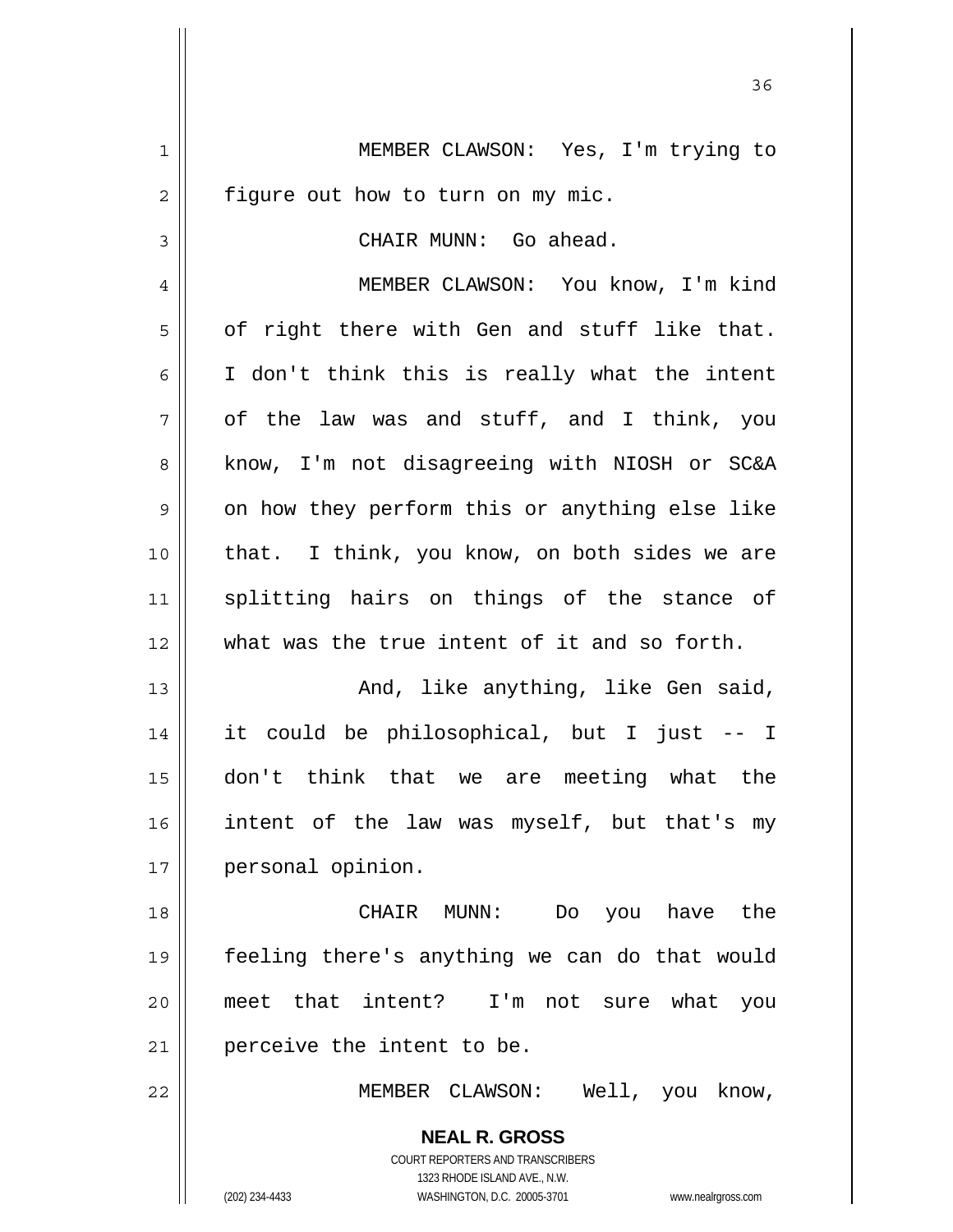MEMBER CLAWSON: Yes, I'm trying to figure out how to turn on my mic.

CHAIR MUNN: Go ahead.

MEMBER CLAWSON: You know, I'm kind of right there with Gen and stuff like that. I don't think this is really what the intent of the law was and stuff, and I think, you know, I'm not disagreeing with NIOSH or SC&A on how they perform this or anything else like that. I think, you know, on both sides we are splitting hairs on things of the stance of what was the true intent of it and so forth.

And, like anything, like Gen said, it could be philosophical, but I just -- I don't think that we are meeting what the intent of the law was myself, but that's my personal opinion.

CHAIR MUNN: Do you have the feeling there's anything we can do that would meet that intent? I'm not sure what you perceive the intent to be.

MEMBER CLAWSON: Well, you know,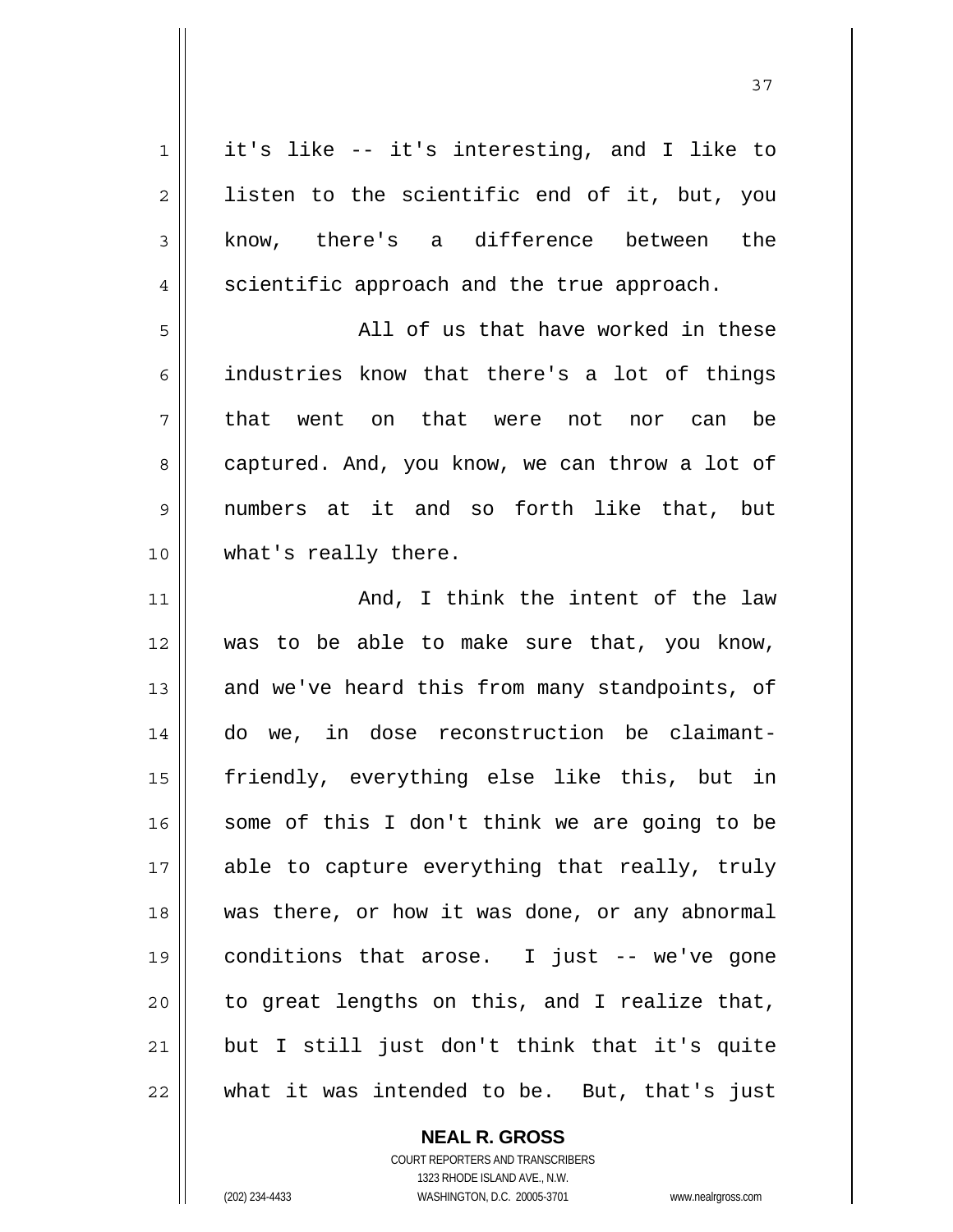it's like -- it's interesting, and I like to listen to the scientific end of it, but, you know, there's a difference between the scientific approach and the true approach.

All of us that have worked in these industries know that there's a lot of things that went on that were not nor can be captured. And, you know, we can throw a lot of numbers at it and so forth like that, but what's really there.

And, I think the intent of the law was to be able to make sure that, you know, and we've heard this from many standpoints, of do we, in dose reconstruction be claimant-friendly, everything else like this, but in some of this I don't think we are going to be able to capture everything that really, truly was there, or how it was done, or any abnormal conditions that arose. I just -- we've gone to great lengths on this, and I realize that, but I still just don't think that it's quite what it was intended to be. But, that's just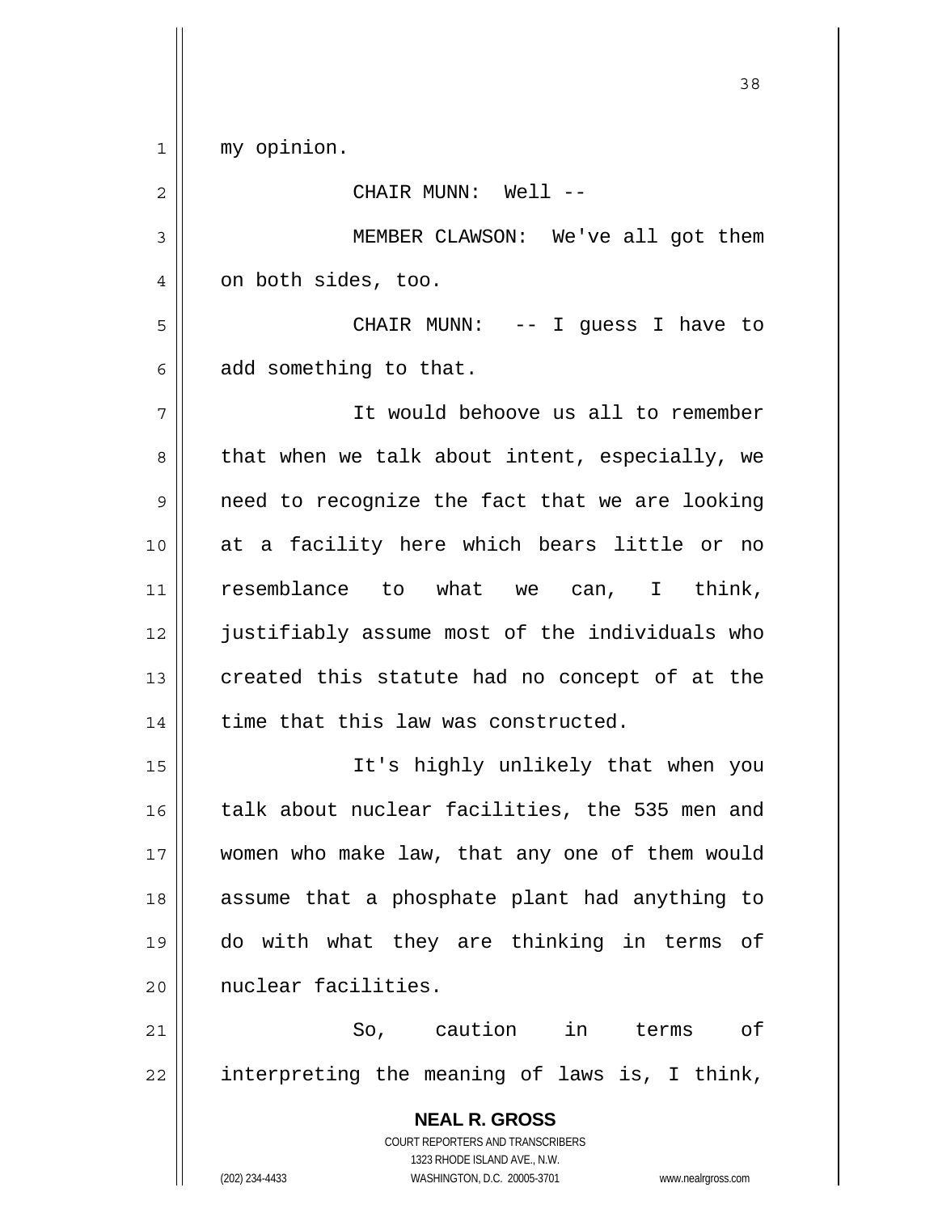my opinion.

CHAIR MUNN: Well --

MEMBER CLAWSON: We've all got them on both sides, too.

CHAIR MUNN: -- I guess I have to add something to that.

It would behoove us all to remember that when we talk about intent, especially, we need to recognize the fact that we are looking at a facility here which bears little or no resemblance to what we can, I think, justifiably assume most of the individuals who created this statute had no concept of at the time that this law was constructed.

It's highly unlikely that when you talk about nuclear facilities, the 535 men and women who make law, that any one of them would assume that a phosphate plant had anything to do with what they are thinking in terms of nuclear facilities.

So, caution in terms of interpreting the meaning of laws is, I think,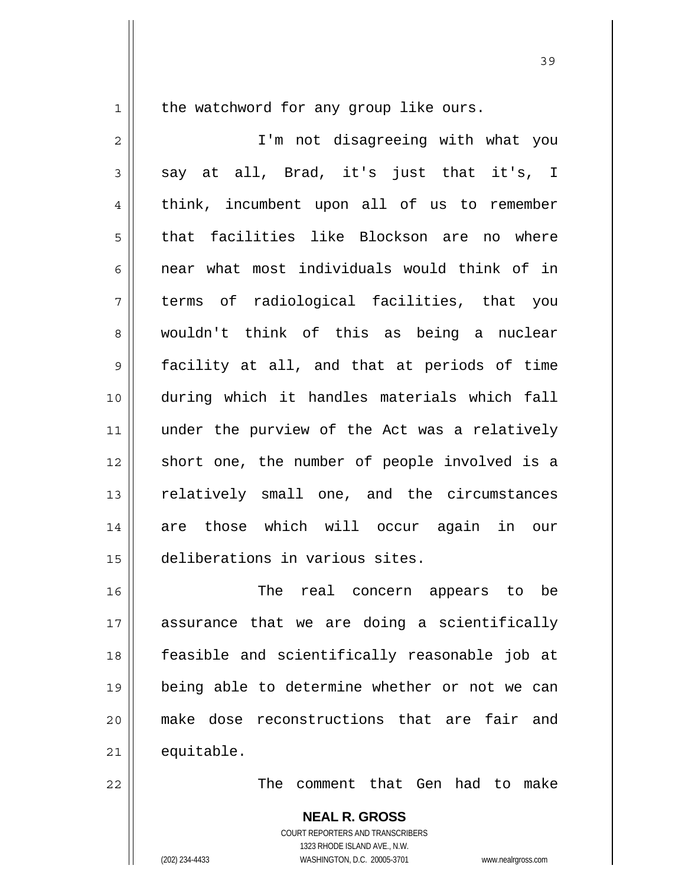the watchword for any group like ours.

I'm not disagreeing with what you say at all, Brad, it's just that it's, I think, incumbent upon all of us to remember that facilities like Blockson are no where near what most individuals would think of in terms of radiological facilities, that you wouldn't think of this as being a nuclear facility at all, and that at periods of time during which it handles materials which fall under the purview of the Act was a relatively short one, the number of people involved is a relatively small one, and the circumstances are those which will occur again in our deliberations in various sites.

The real concern appears to be assurance that we are doing a scientifically feasible and scientifically reasonable job at being able to determine whether or not we can make dose reconstructions that are fair and equitable.

The comment that Gen had to make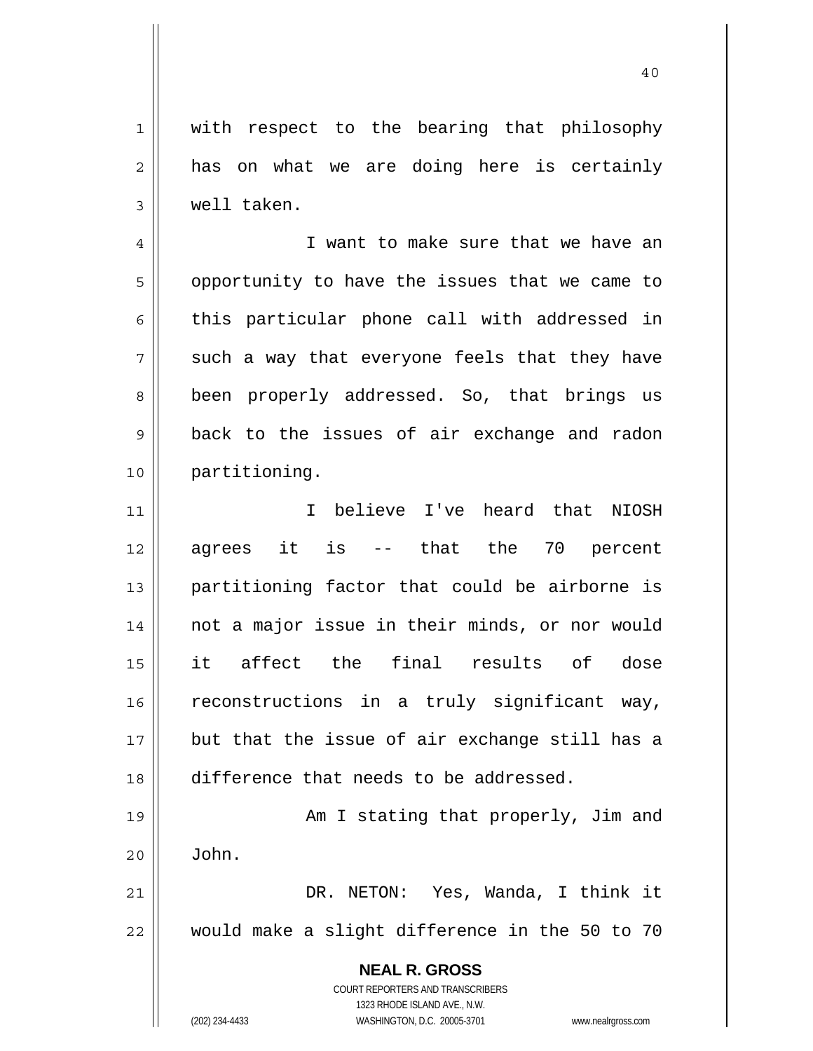with respect to the bearing that philosophy has on what we are doing here is certainly well taken.

I want to make sure that we have an opportunity to have the issues that we came to this particular phone call with addressed in such a way that everyone feels that they have been properly addressed. So, that brings us back to the issues of air exchange and radon partitioning.

I believe I've heard that NIOSH agrees it is -- that the 70 percent partitioning factor that could be airborne is not a major issue in their minds, or nor would it affect the final results of dose reconstructions in a truly significant way, but that the issue of air exchange still has a difference that needs to be addressed.

Am I stating that properly, Jim and John.

DR. NETON: Yes, Wanda, I think it would make a slight difference in the 50 to 70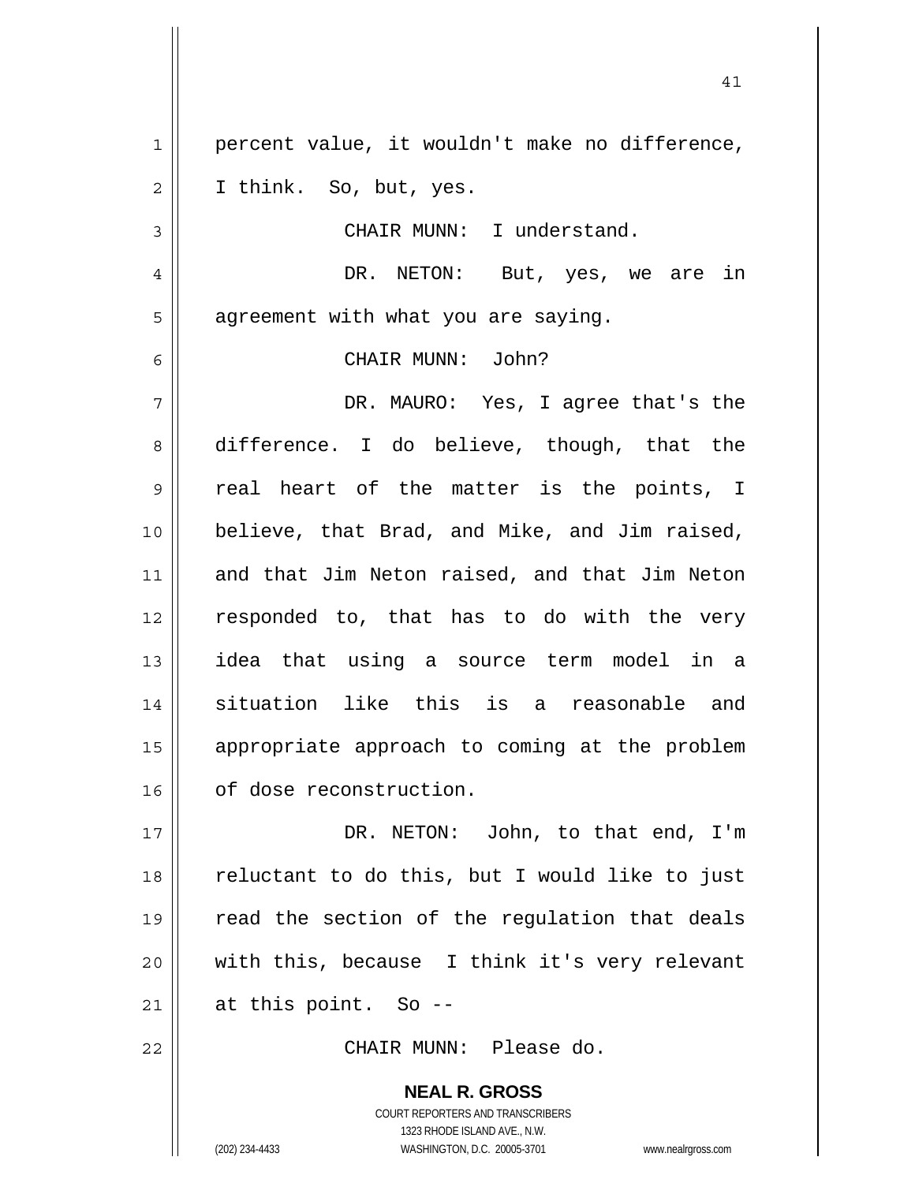percent value, it wouldn't make no difference, I think. So, but, yes.

CHAIR MUNN: I understand.

DR. NETON: But, yes, we are in agreement with what you are saying.

CHAIR MUNN: John?

DR. MAURO: Yes, I agree that's the difference. I do believe, though, that the real heart of the matter is the points, I believe, that Brad, and Mike, and Jim raised, and that Jim Neton raised, and that Jim Neton responded to, that has to do with the very idea that using a source term model in a situation like this is a reasonable and appropriate approach to coming at the problem of dose reconstruction.

DR. NETON: John, to that end, I'm reluctant to do this, but I would like to just read the section of the regulation that deals with this, because I think it's very relevant at this point. So --

CHAIR MUNN: Please do.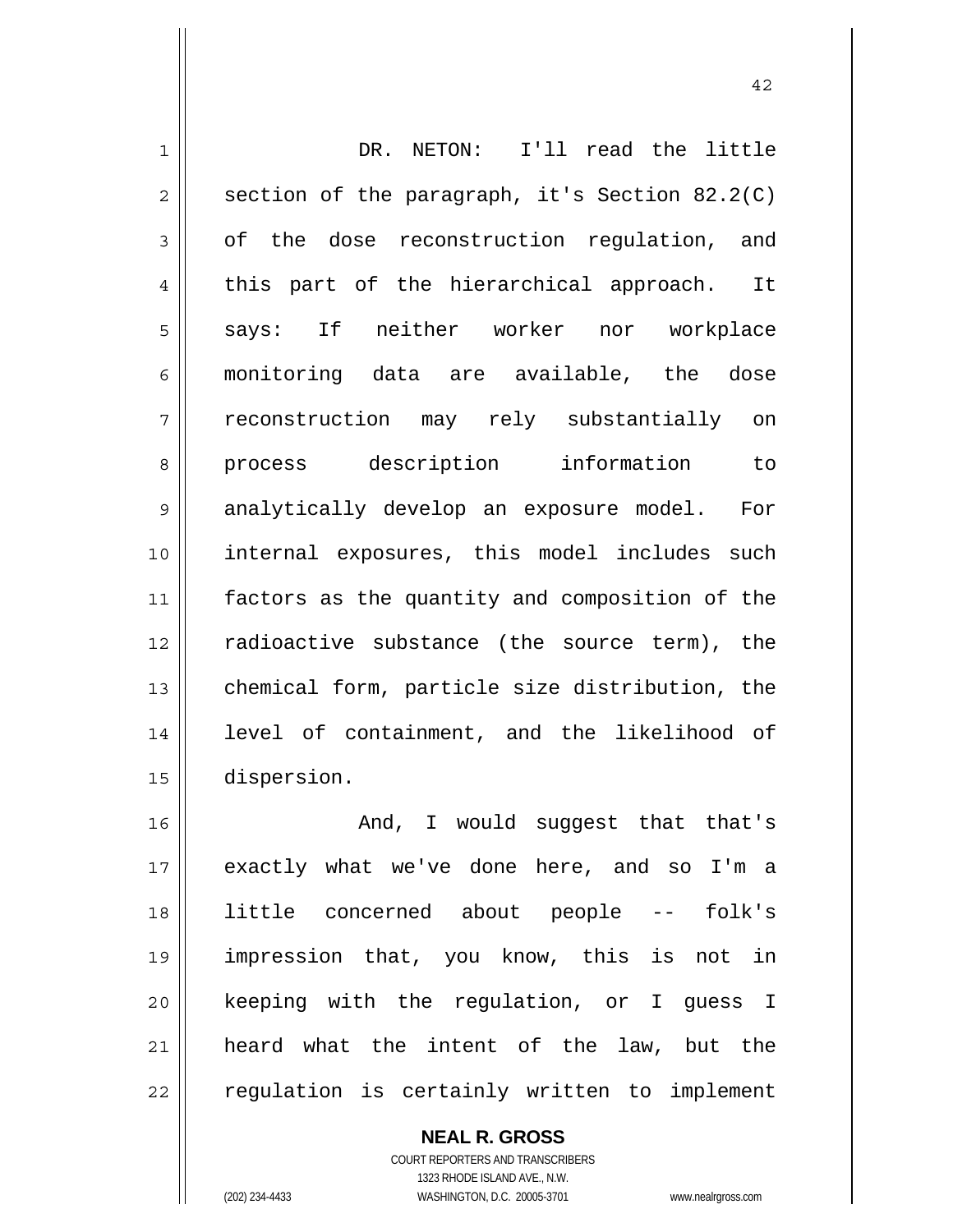DR. NETON: I'll read the little section of the paragraph, it's Section 82.2(C) of the dose reconstruction regulation, and this part of the hierarchical approach. It says: If neither worker nor workplace monitoring data are available, the dose reconstruction may rely substantially on process description information to analytically develop an exposure model. For internal exposures, this model includes such factors as the quantity and composition of the radioactive substance (the source term), the chemical form, particle size distribution, the level of containment, and the likelihood of dispersion.

And, I would suggest that that's exactly what we've done here, and so I'm a little concerned about people -- folk's impression that, you know, this is not in keeping with the regulation, or I guess I heard what the intent of the law, but the regulation is certainly written to implement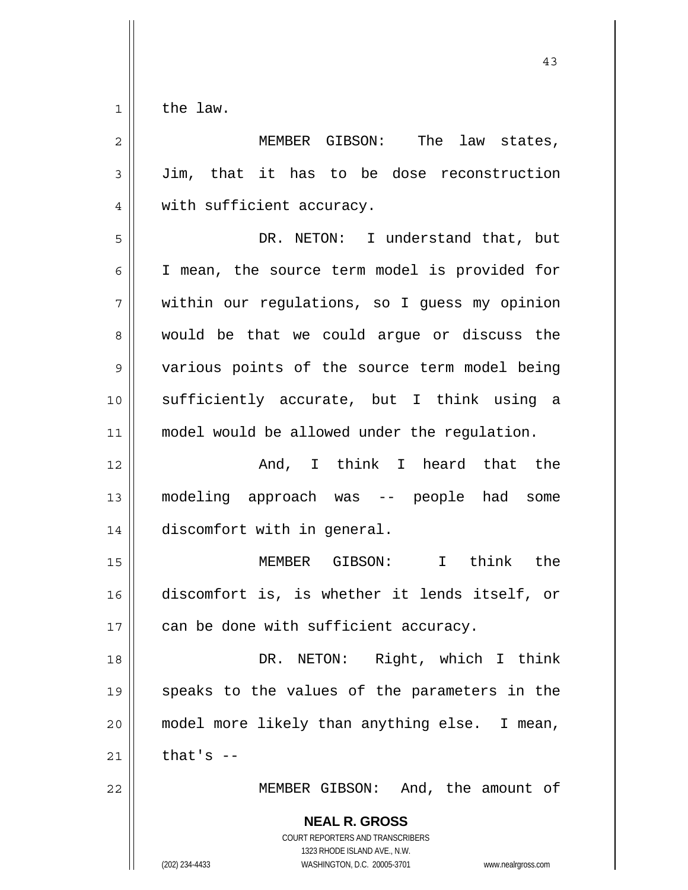the law.

MEMBER GIBSON: The law states, Jim, that it has to be dose reconstruction with sufficient accuracy.

DR. NETON: I understand that, but I mean, the source term model is provided for within our regulations, so I guess my opinion would be that we could argue or discuss the various points of the source term model being sufficiently accurate, but I think using a model would be allowed under the regulation.

And, I think I heard that the modeling approach was -- people had some discomfort with in general.

MEMBER GIBSON: I think the discomfort is, is whether it lends itself, or can be done with sufficient accuracy.

DR. NETON: Right, which I think speaks to the values of the parameters in the model more likely than anything else. I mean, that's --

MEMBER GIBSON: And, the amount of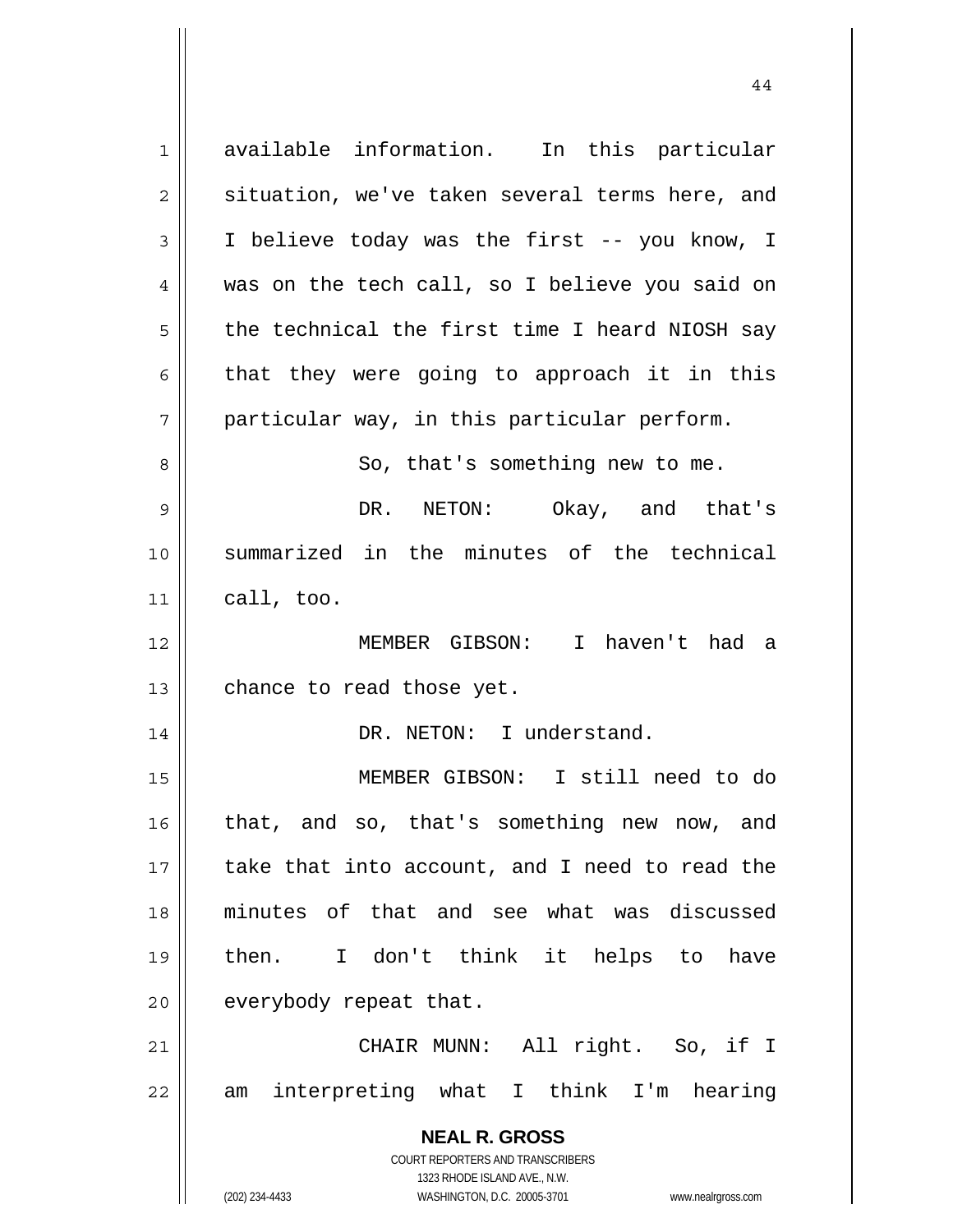available information. In this particular situation, we've taken several terms here, and I believe today was the first -- you know, I was on the tech call, so I believe you said on the technical the first time I heard NIOSH say that they were going to approach it in this particular way, in this particular perform.

So, that's something new to me.

DR. NETON: Okay, and that's summarized in the minutes of the technical call, too.

MEMBER GIBSON: I haven't had a chance to read those yet.

DR. NETON: I understand.

MEMBER GIBSON: I still need to do that, and so, that's something new now, and take that into account, and I need to read the minutes of that and see what was discussed then. I don't think it helps to have everybody repeat that.

CHAIR MUNN: All right. So, if I am interpreting what I think I'm hearing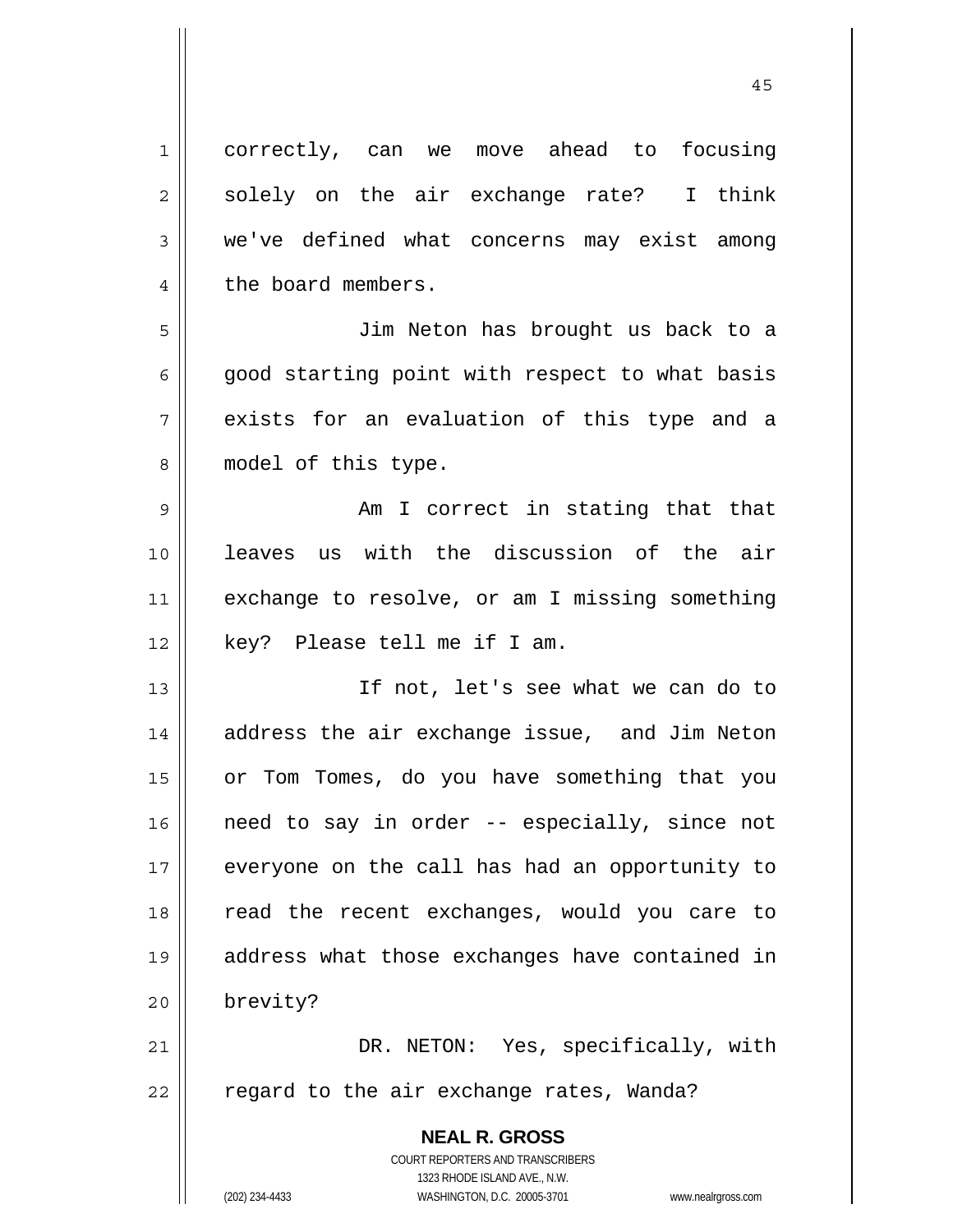correctly, can we move ahead to focusing solely on the air exchange rate? I think we've defined what concerns may exist among the board members.

Jim Neton has brought us back to a good starting point with respect to what basis exists for an evaluation of this type and a model of this type.

Am I correct in stating that that leaves us with the discussion of the air exchange to resolve, or am I missing something key? Please tell me if I am.

If not, let's see what we can do to address the air exchange issue, and Jim Neton or Tom Tomes, do you have something that you need to say in order -- especially, since not everyone on the call has had an opportunity to read the recent exchanges, would you care to address what those exchanges have contained in brevity?

DR. NETON: Yes, specifically, with regard to the air exchange rates, Wanda?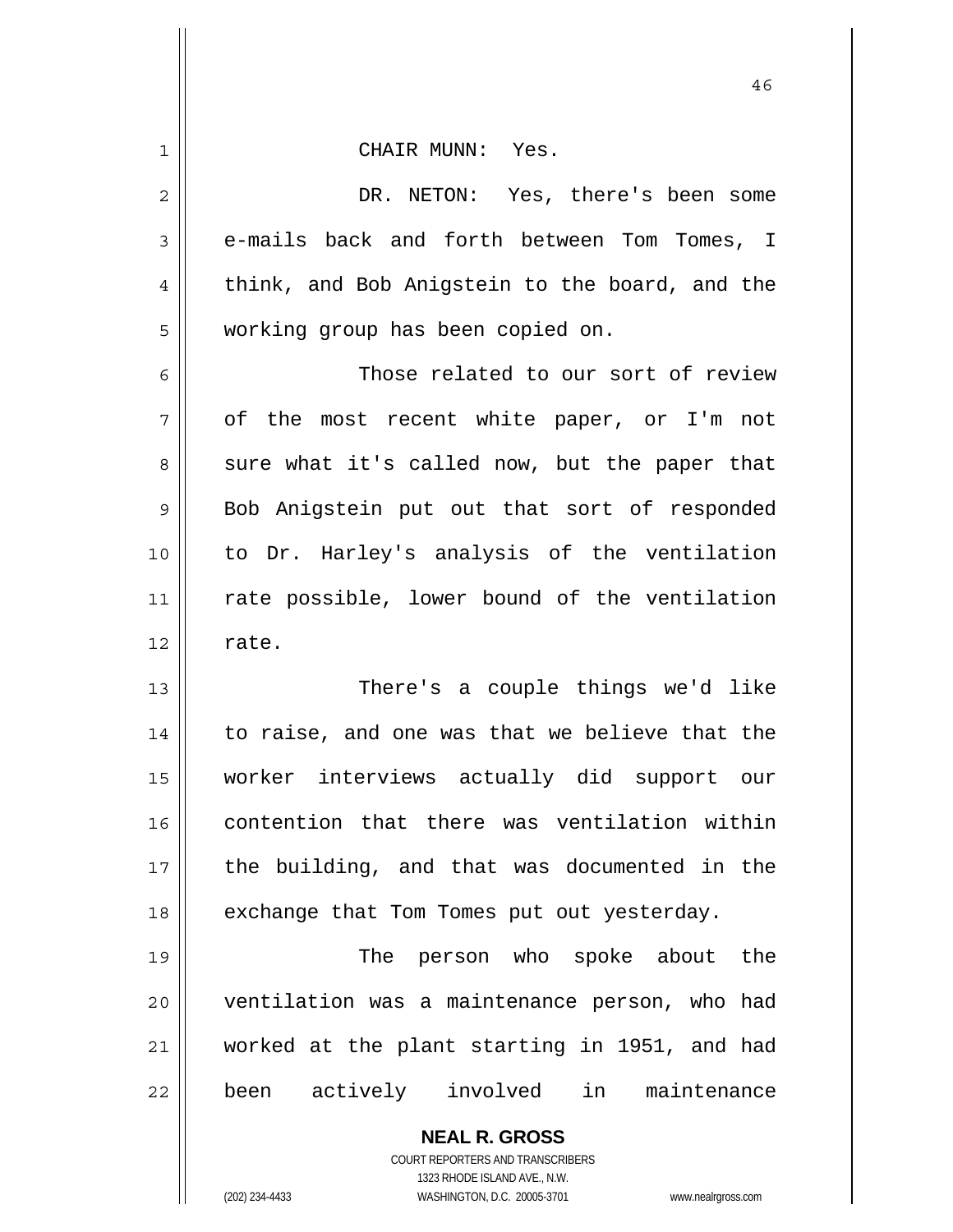CHAIR MUNN: Yes.

DR. NETON: Yes, there's been some e-mails back and forth between Tom Tomes, I think, and Bob Anigstein to the board, and the working group has been copied on.

Those related to our sort of review of the most recent white paper, or I'm not sure what it's called now, but the paper that Bob Anigstein put out that sort of responded to Dr. Harley's analysis of the ventilation rate possible, lower bound of the ventilation rate.

There's a couple things we'd like to raise, and one was that we believe that the worker interviews actually did support our contention that there was ventilation within the building, and that was documented in the exchange that Tom Tomes put out yesterday.

The person who spoke about the ventilation was a maintenance person, who had worked at the plant starting in 1951, and had been actively involved in maintenance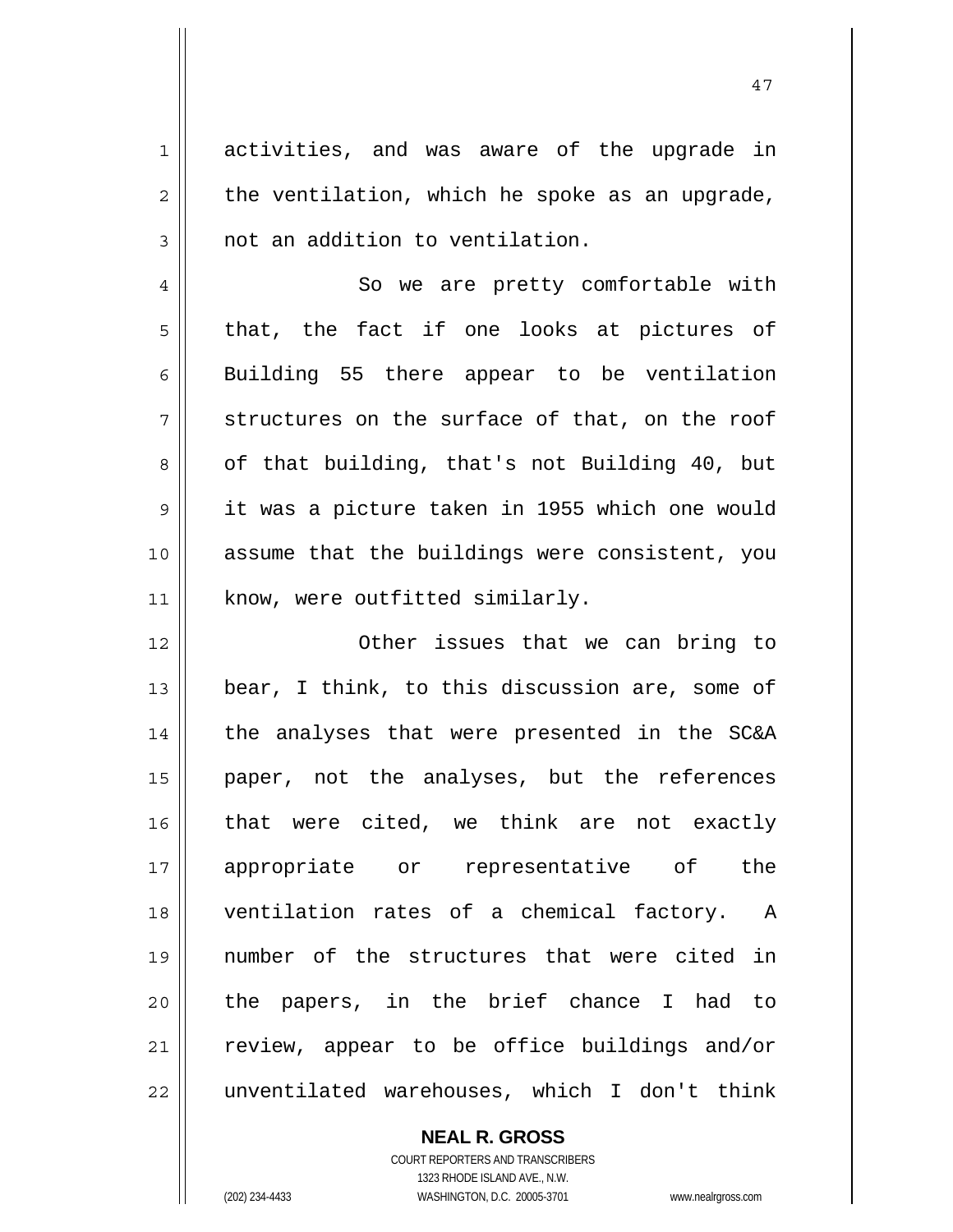activities, and was aware of the upgrade in the ventilation, which he spoke as an upgrade, not an addition to ventilation.

So we are pretty comfortable with that, the fact if one looks at pictures of Building 55 there appear to be ventilation structures on the surface of that, on the roof of that building, that's not Building 40, but it was a picture taken in 1955 which one would assume that the buildings were consistent, you know, were outfitted similarly.

Other issues that we can bring to bear, I think, to this discussion are, some of the analyses that were presented in the SC&A paper, not the analyses, but the references that were cited, we think are not exactly appropriate or representative of the ventilation rates of a chemical factory. A number of the structures that were cited in the papers, in the brief chance I had to review, appear to be office buildings and/or unventilated warehouses, which I don't think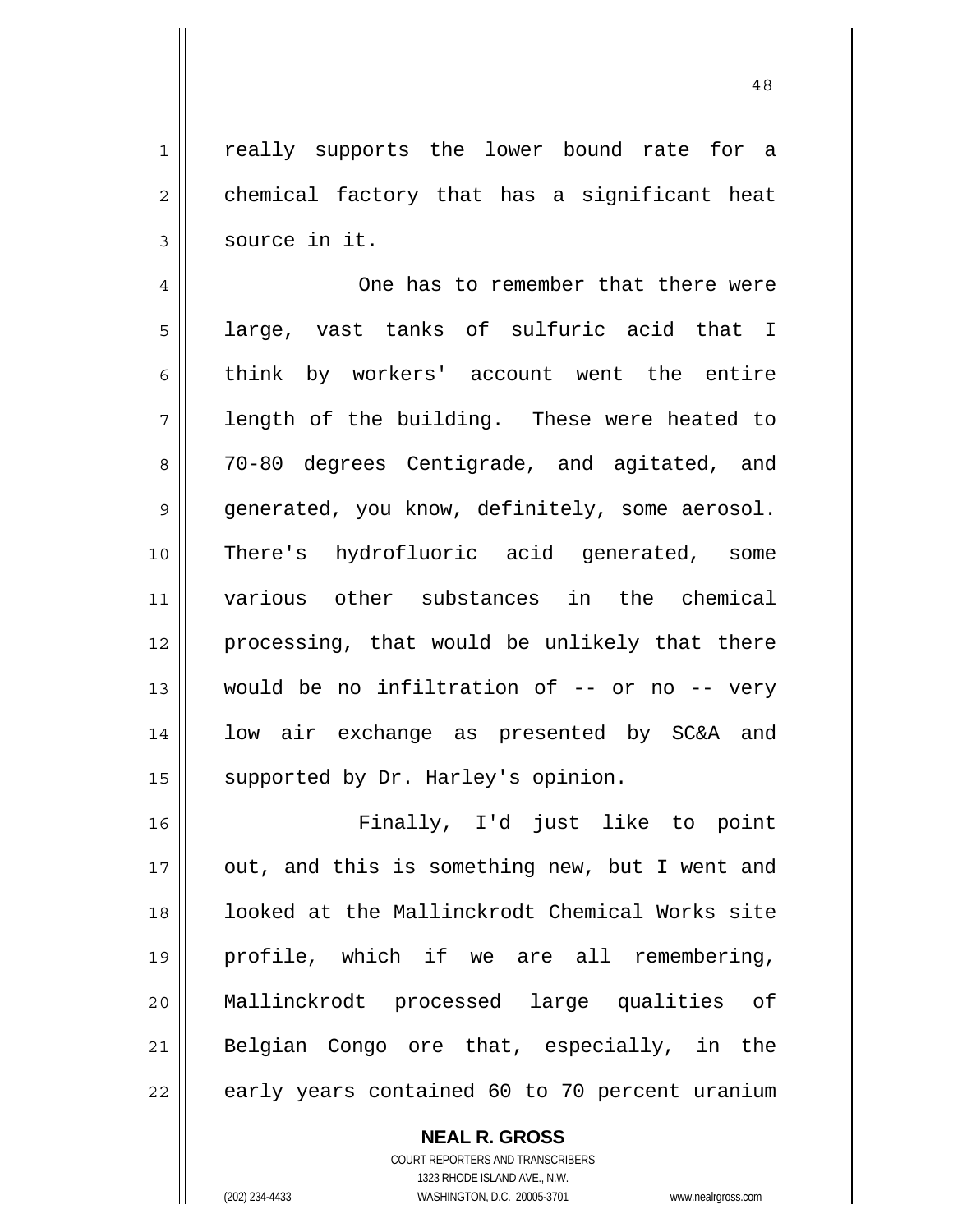really supports the lower bound rate for a chemical factory that has a significant heat source in it.

One has to remember that there were large, vast tanks of sulfuric acid that I think by workers' account went the entire length of the building. These were heated to 70-80 degrees Centigrade, and agitated, and generated, you know, definitely, some aerosol. There's hydrofluoric acid generated, some various other substances in the chemical processing, that would be unlikely that there would be no infiltration of -- or no -- very low air exchange as presented by SC&A and supported by Dr. Harley's opinion.

Finally, I'd just like to point out, and this is something new, but I went and looked at the Mallinckrodt Chemical Works site profile, which if we are all remembering, Mallinckrodt processed large qualities of Belgian Congo ore that, especially, in the early years contained 60 to 70 percent uranium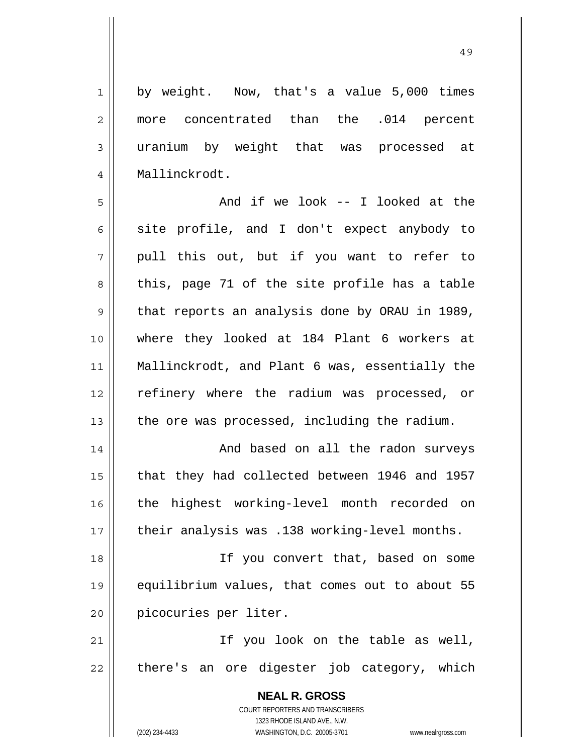by weight. Now, that's a value 5,000 times more concentrated than the .014 percent uranium by weight that was processed at Mallinckrodt.

And if we look -- I looked at the site profile, and I don't expect anybody to pull this out, but if you want to refer to this, page 71 of the site profile has a table that reports an analysis done by ORAU in 1989, where they looked at 184 Plant 6 workers at Mallinckrodt, and Plant 6 was, essentially the refinery where the radium was processed, or the ore was processed, including the radium.

And based on all the radon surveys that they had collected between 1946 and 1957 the highest working-level month recorded on their analysis was .138 working-level months.

If you convert that, based on some equilibrium values, that comes out to about 55 picocuries per liter.

If you look on the table as well, there's an ore digester job category, which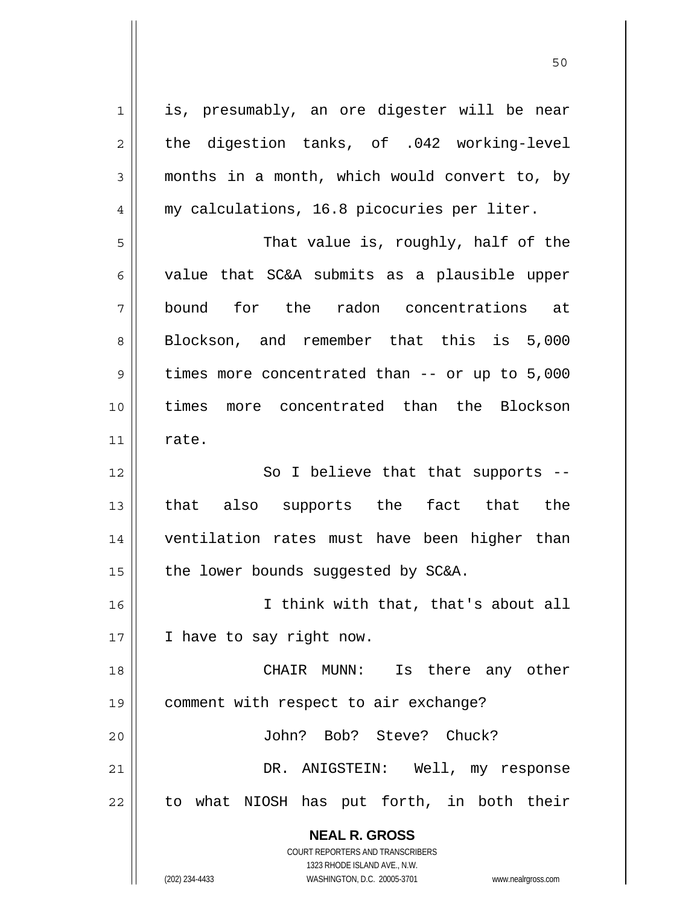is, presumably, an ore digester will be near the digestion tanks, of .042 working-level months in a month, which would convert to, by my calculations, 16.8 picocuries per liter.

That value is, roughly, half of the value that SC&A submits as a plausible upper bound for the radon concentrations at Blockson, and remember that this is 5,000 times more concentrated than -- or up to 5,000 times more concentrated than the Blockson rate.

So I believe that that supports -- that also supports the fact that the ventilation rates must have been higher than the lower bounds suggested by SC&A.

I think with that, that's about all I have to say right now.

CHAIR MUNN: Is there any other comment with respect to air exchange?

John? Bob? Steve? Chuck?

DR. ANIGSTEIN: Well, my response to what NIOSH has put forth, in both their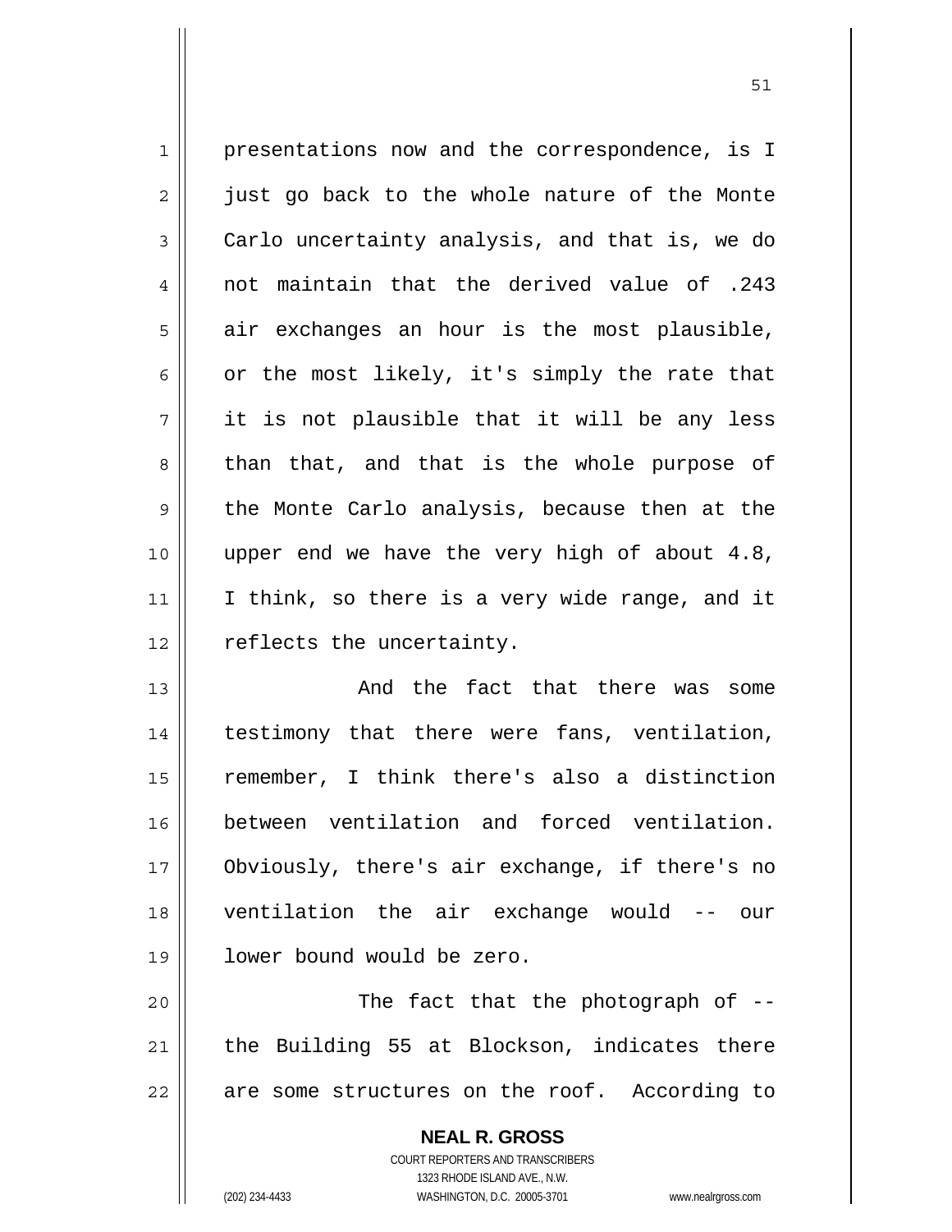presentations now and the correspondence, is I just go back to the whole nature of the Monte Carlo uncertainty analysis, and that is, we do not maintain that the derived value of .243 air exchanges an hour is the most plausible, or the most likely, it's simply the rate that it is not plausible that it will be any less than that, and that is the whole purpose of the Monte Carlo analysis, because then at the upper end we have the very high of about 4.8, I think, so there is a very wide range, and it reflects the uncertainty.

And the fact that there was some testimony that there were fans, ventilation, remember, I think there's also a distinction between ventilation and forced ventilation. Obviously, there's air exchange, if there's no ventilation the air exchange would -- our lower bound would be zero.

The fact that the photograph of -- the Building 55 at Blockson, indicates there are some structures on the roof. According to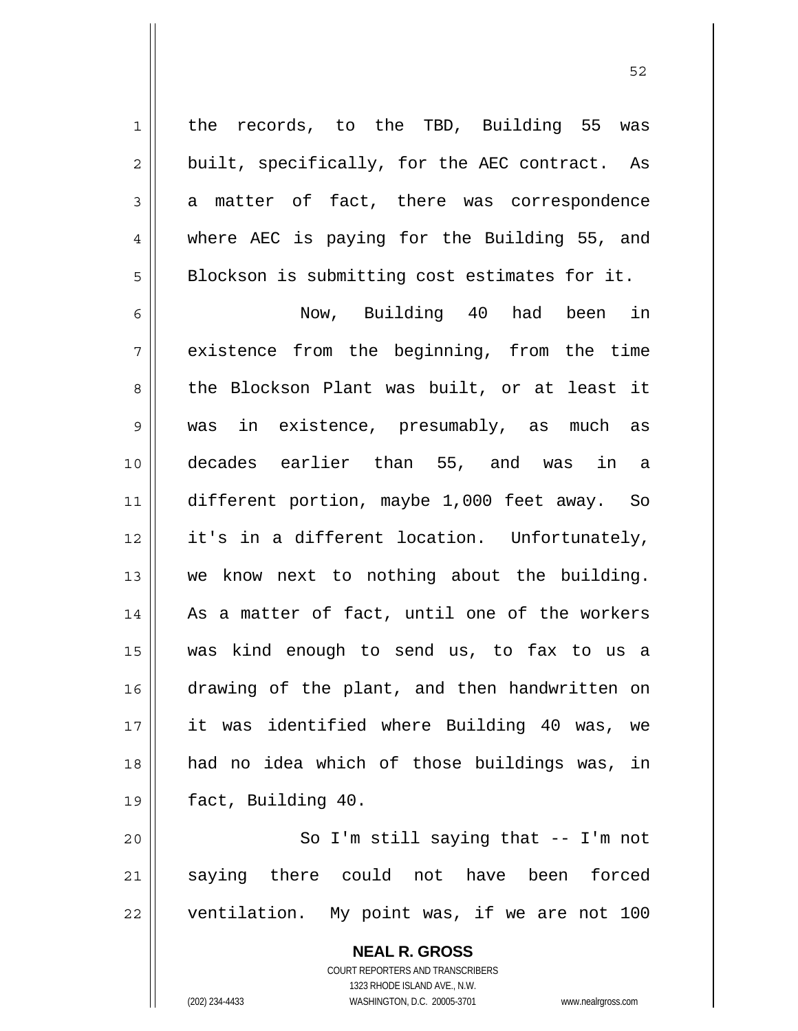the records, to the TBD, Building 55 was built, specifically, for the AEC contract. As a matter of fact, there was correspondence where AEC is paying for the Building 55, and Blockson is submitting cost estimates for it.

Now, Building 40 had been in existence from the beginning, from the time the Blockson Plant was built, or at least it was in existence, presumably, as much as decades earlier than 55, and was in a different portion, maybe 1,000 feet away. So it's in a different location. Unfortunately, we know next to nothing about the building. As a matter of fact, until one of the workers was kind enough to send us, to fax to us a drawing of the plant, and then handwritten on it was identified where Building 40 was, we had no idea which of those buildings was, in fact, Building 40.

So I'm still saying that -- I'm not saying there could not have been forced ventilation. My point was, if we are not 100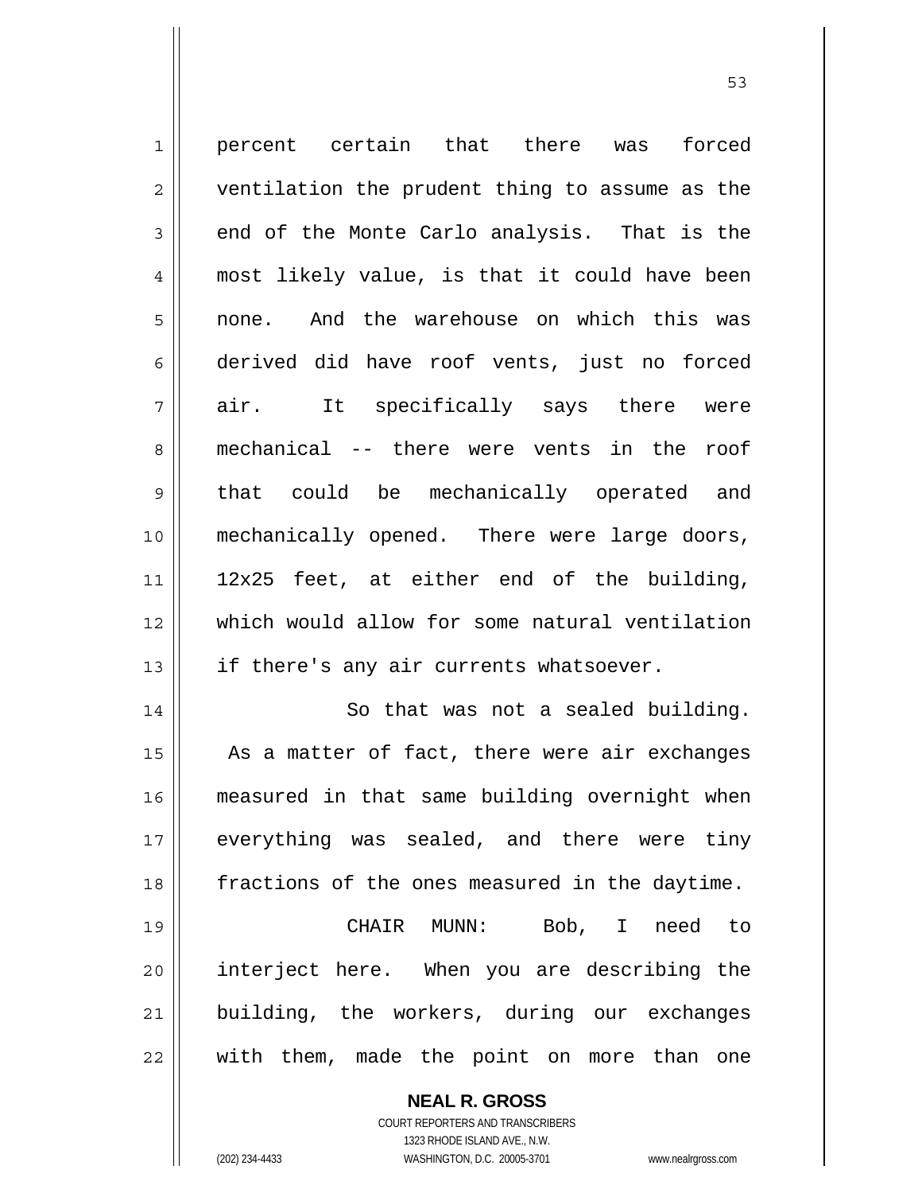percent certain that there was forced ventilation the prudent thing to assume as the end of the Monte Carlo analysis. That is the most likely value, is that it could have been none. And the warehouse on which this was derived did have roof vents, just no forced air. It specifically says there were mechanical -- there were vents in the roof that could be mechanically operated and mechanically opened. There were large doors, 12x25 feet, at either end of the building, which would allow for some natural ventilation if there's any air currents whatsoever.

So that was not a sealed building. As a matter of fact, there were air exchanges measured in that same building overnight when everything was sealed, and there were tiny fractions of the ones measured in the daytime.

CHAIR MUNN: Bob, I need to interject here. When you are describing the building, the workers, during our exchanges with them, made the point on more than one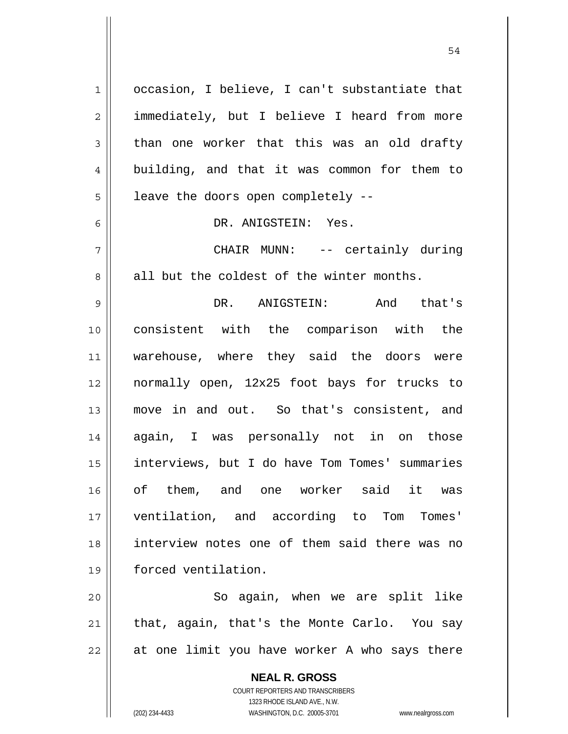occasion, I believe, I can't substantiate that immediately, but I believe I heard from more than one worker that this was an old drafty building, and that it was common for them to leave the doors open completely --

DR. ANIGSTEIN: Yes.

CHAIR MUNN: -- certainly during all but the coldest of the winter months.

DR. ANIGSTEIN: And that's consistent with the comparison with the warehouse, where they said the doors were normally open, 12x25 foot bays for trucks to move in and out. So that's consistent, and again, I was personally not in on those interviews, but I do have Tom Tomes' summaries of them, and one worker said it was ventilation, and according to Tom Tomes' interview notes one of them said there was no forced ventilation.

So again, when we are split like that, again, that's the Monte Carlo. You say at one limit you have worker A who says there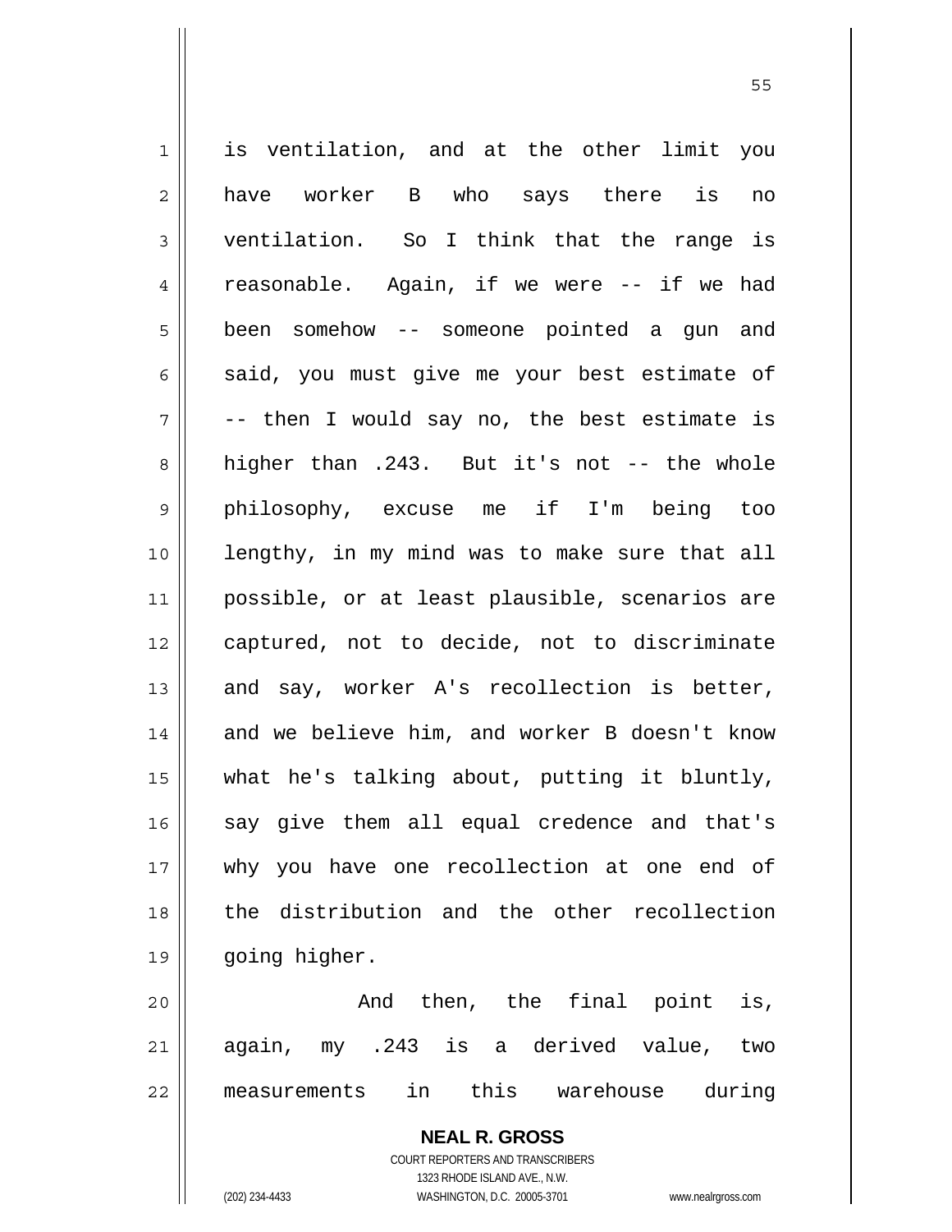is ventilation, and at the other limit you have worker B who says there is no ventilation. So I think that the range is reasonable. Again, if we were -- if we had been somehow -- someone pointed a gun and said, you must give me your best estimate of -- then I would say no, the best estimate is higher than .243. But it's not -- the whole philosophy, excuse me if I'm being too lengthy, in my mind was to make sure that all possible, or at least plausible, scenarios are captured, not to decide, not to discriminate and say, worker A's recollection is better, and we believe him, and worker B doesn't know what he's talking about, putting it bluntly, say give them all equal credence and that's why you have one recollection at one end of the distribution and the other recollection going higher.

And then, the final point is, again, my .243 is a derived value, two measurements in this warehouse during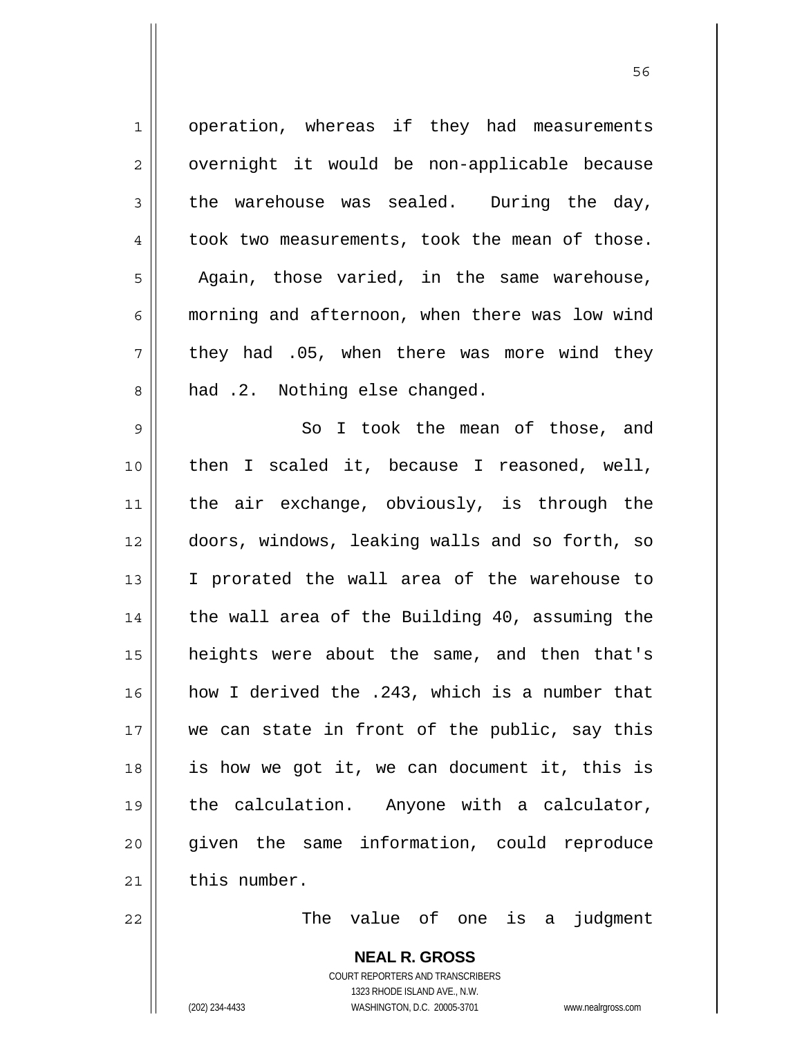operation, whereas if they had measurements overnight it would be non-applicable because the warehouse was sealed. During the day, took two measurements, took the mean of those. Again, those varied, in the same warehouse, morning and afternoon, when there was low wind they had .05, when there was more wind they had .2. Nothing else changed.

So I took the mean of those, and then I scaled it, because I reasoned, well, the air exchange, obviously, is through the doors, windows, leaking walls and so forth, so I prorated the wall area of the warehouse to the wall area of the Building 40, assuming the heights were about the same, and then that's how I derived the .243, which is a number that we can state in front of the public, say this is how we got it, we can document it, this is the calculation. Anyone with a calculator, given the same information, could reproduce this number.

The value of one is a judgment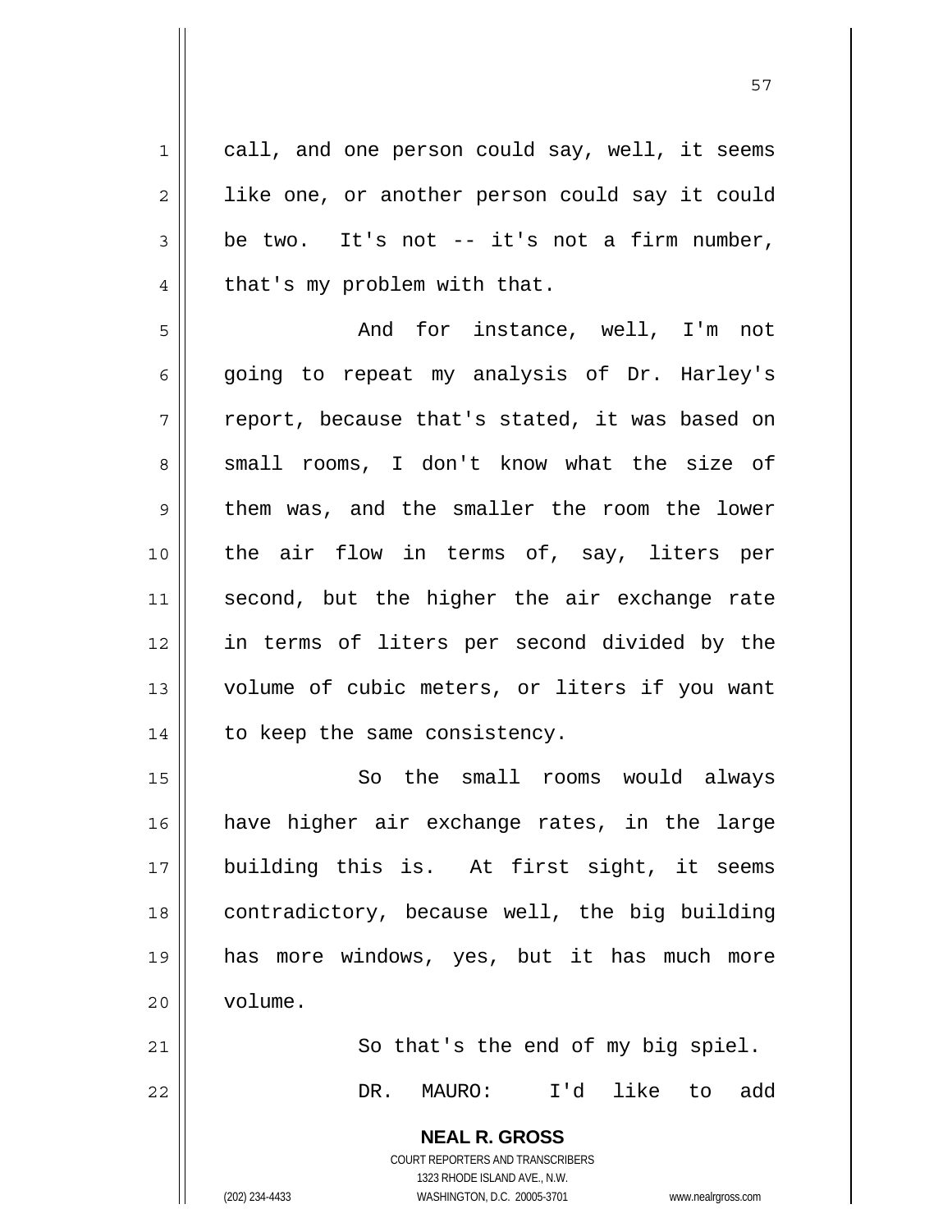call, and one person could say, well, it seems like one, or another person could say it could be two. It's not -- it's not a firm number, that's my problem with that.

And for instance, well, I'm not going to repeat my analysis of Dr. Harley's report, because that's stated, it was based on small rooms, I don't know what the size of them was, and the smaller the room the lower the air flow in terms of, say, liters per second, but the higher the air exchange rate in terms of liters per second divided by the volume of cubic meters, or liters if you want to keep the same consistency.

So the small rooms would always have higher air exchange rates, in the large building this is. At first sight, it seems contradictory, because well, the big building has more windows, yes, but it has much more volume.

So that's the end of my big spiel.

DR. MAURO: I'd like to add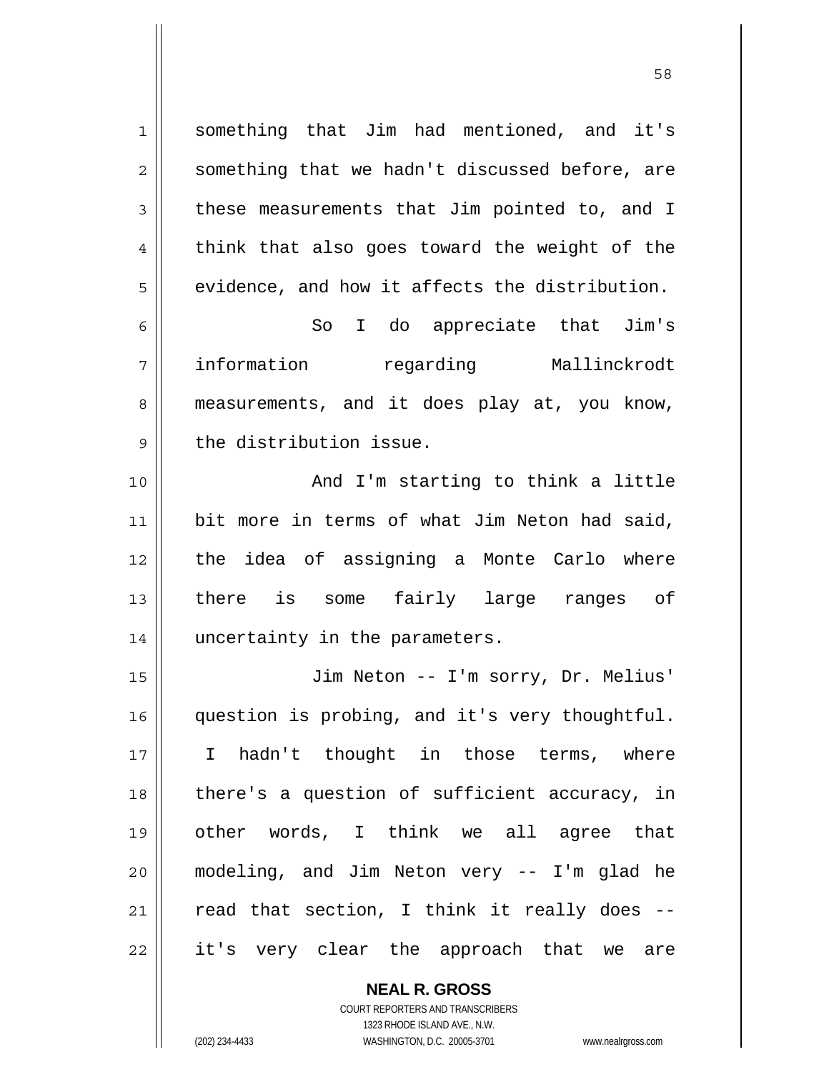something that Jim had mentioned, and it's something that we hadn't discussed before, are these measurements that Jim pointed to, and I think that also goes toward the weight of the evidence, and how it affects the distribution.

So I do appreciate that Jim's information regarding Mallinckrodt measurements, and it does play at, you know, the distribution issue.

And I'm starting to think a little bit more in terms of what Jim Neton had said, the idea of assigning a Monte Carlo where there is some fairly large ranges of uncertainty in the parameters.

Jim Neton -- I'm sorry, Dr. Melius' question is probing, and it's very thoughtful. I hadn't thought in those terms, where there's a question of sufficient accuracy, in other words, I think we all agree that modeling, and Jim Neton very -- I'm glad he read that section, I think it really does -- it's very clear the approach that we are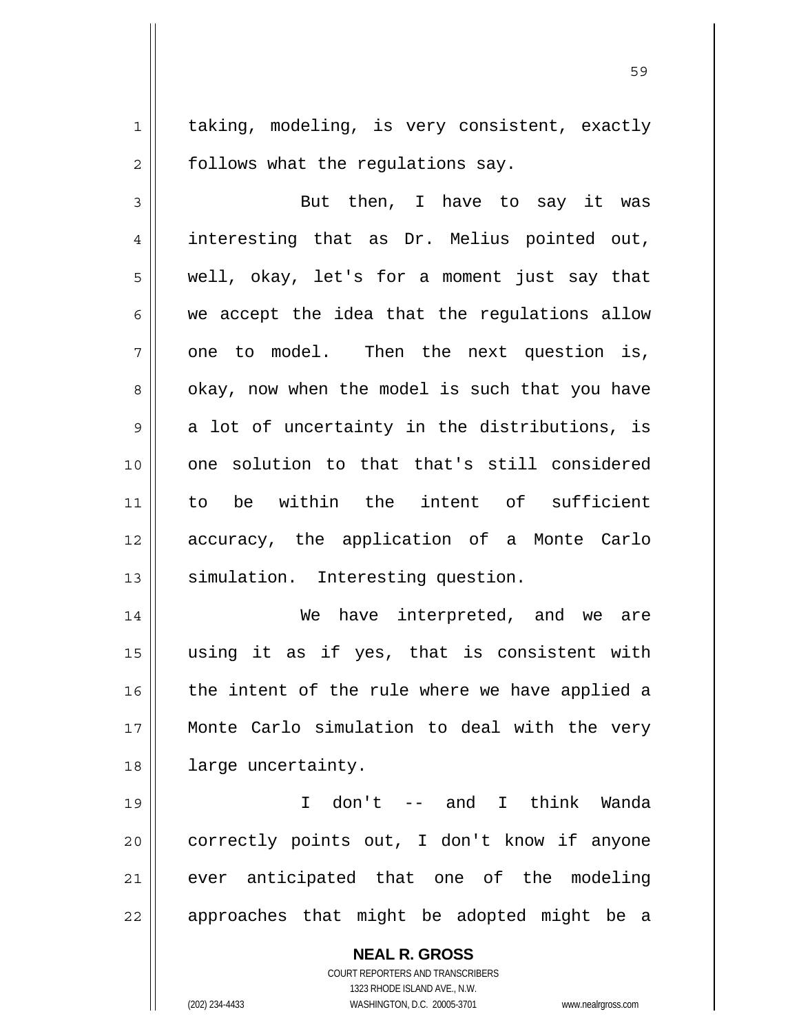taking, modeling, is very consistent, exactly follows what the regulations say.

But then, I have to say it was interesting that as Dr. Melius pointed out, well, okay, let's for a moment just say that we accept the idea that the regulations allow one to model. Then the next question is, okay, now when the model is such that you have a lot of uncertainty in the distributions, is one solution to that that's still considered to be within the intent of sufficient accuracy, the application of a Monte Carlo simulation. Interesting question.

We have interpreted, and we are using it as if yes, that is consistent with the intent of the rule where we have applied a Monte Carlo simulation to deal with the very large uncertainty.

I don't -- and I think Wanda correctly points out, I don't know if anyone ever anticipated that one of the modeling approaches that might be adopted might be a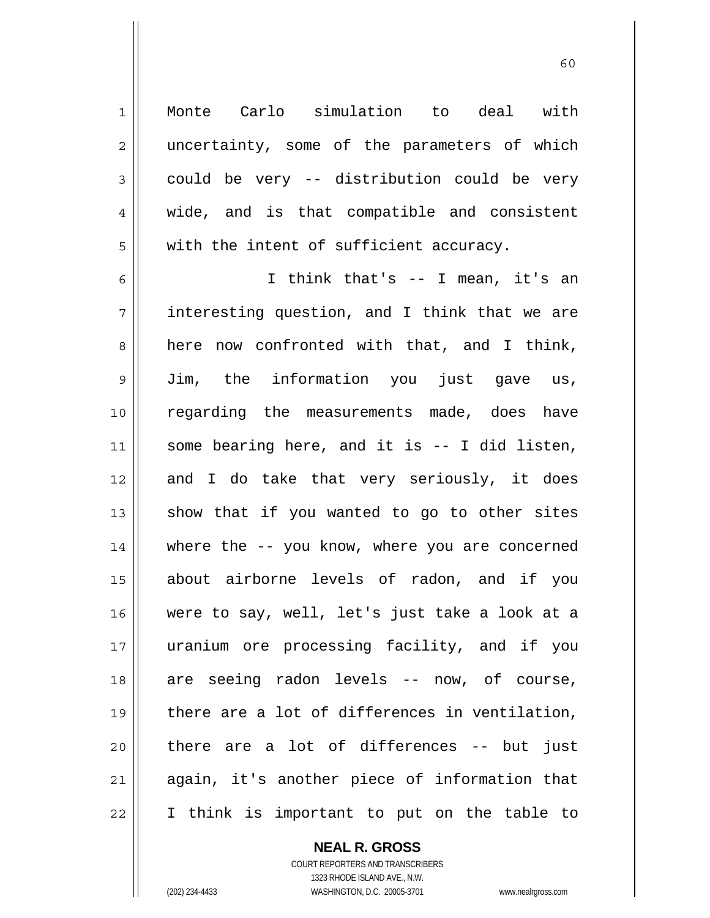Monte Carlo simulation to deal with uncertainty, some of the parameters of which could be very -- distribution could be very wide, and is that compatible and consistent with the intent of sufficient accuracy.

I think that's -- I mean, it's an interesting question, and I think that we are here now confronted with that, and I think, Jim, the information you just gave us, regarding the measurements made, does have some bearing here, and it is -- I did listen, and I do take that very seriously, it does show that if you wanted to go to other sites where the -- you know, where you are concerned about airborne levels of radon, and if you were to say, well, let's just take a look at a uranium ore processing facility, and if you are seeing radon levels -- now, of course, there are a lot of differences in ventilation, there are a lot of differences -- but just again, it's another piece of information that I think is important to put on the table to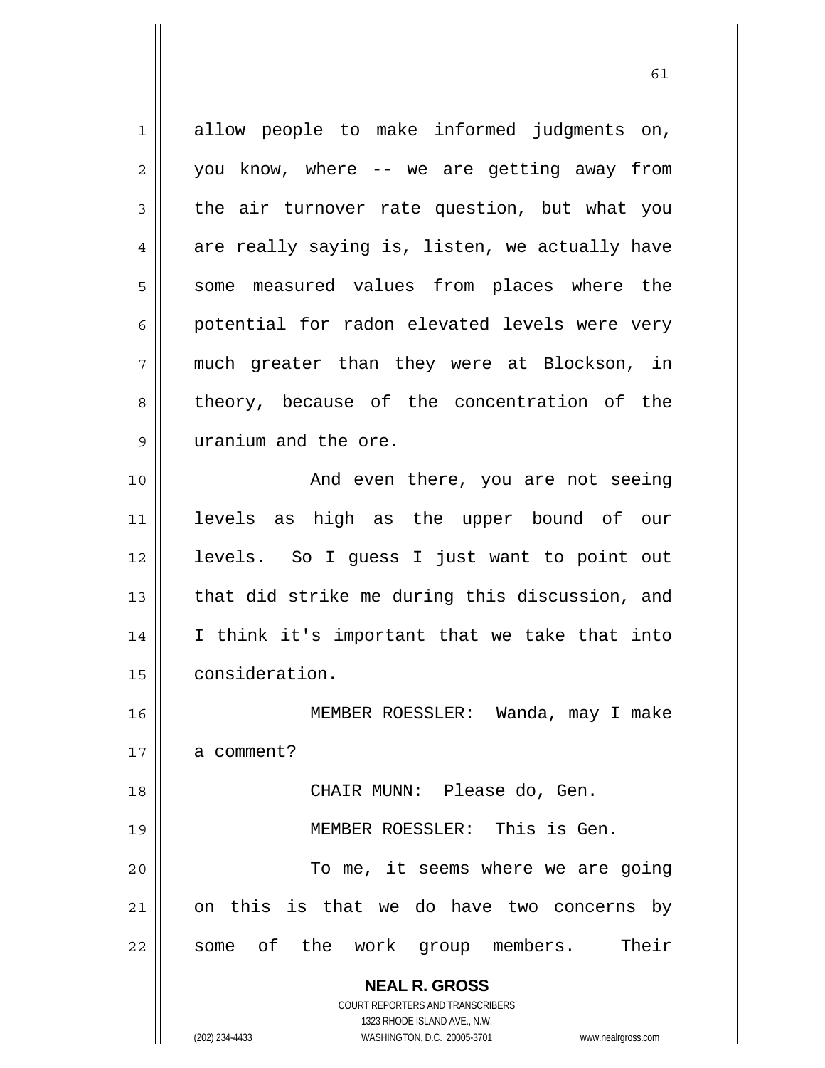allow people to make informed judgments on, you know, where -- we are getting away from the air turnover rate question, but what you are really saying is, listen, we actually have some measured values from places where the potential for radon elevated levels were very much greater than they were at Blockson, in theory, because of the concentration of the uranium and the ore.

And even there, you are not seeing levels as high as the upper bound of our levels. So I guess I just want to point out that did strike me during this discussion, and I think it's important that we take that into consideration.

MEMBER ROESSLER: Wanda, may I make a comment?

CHAIR MUNN: Please do, Gen.

MEMBER ROESSLER: This is Gen.

To me, it seems where we are going on this is that we do have two concerns by some of the work group members. Their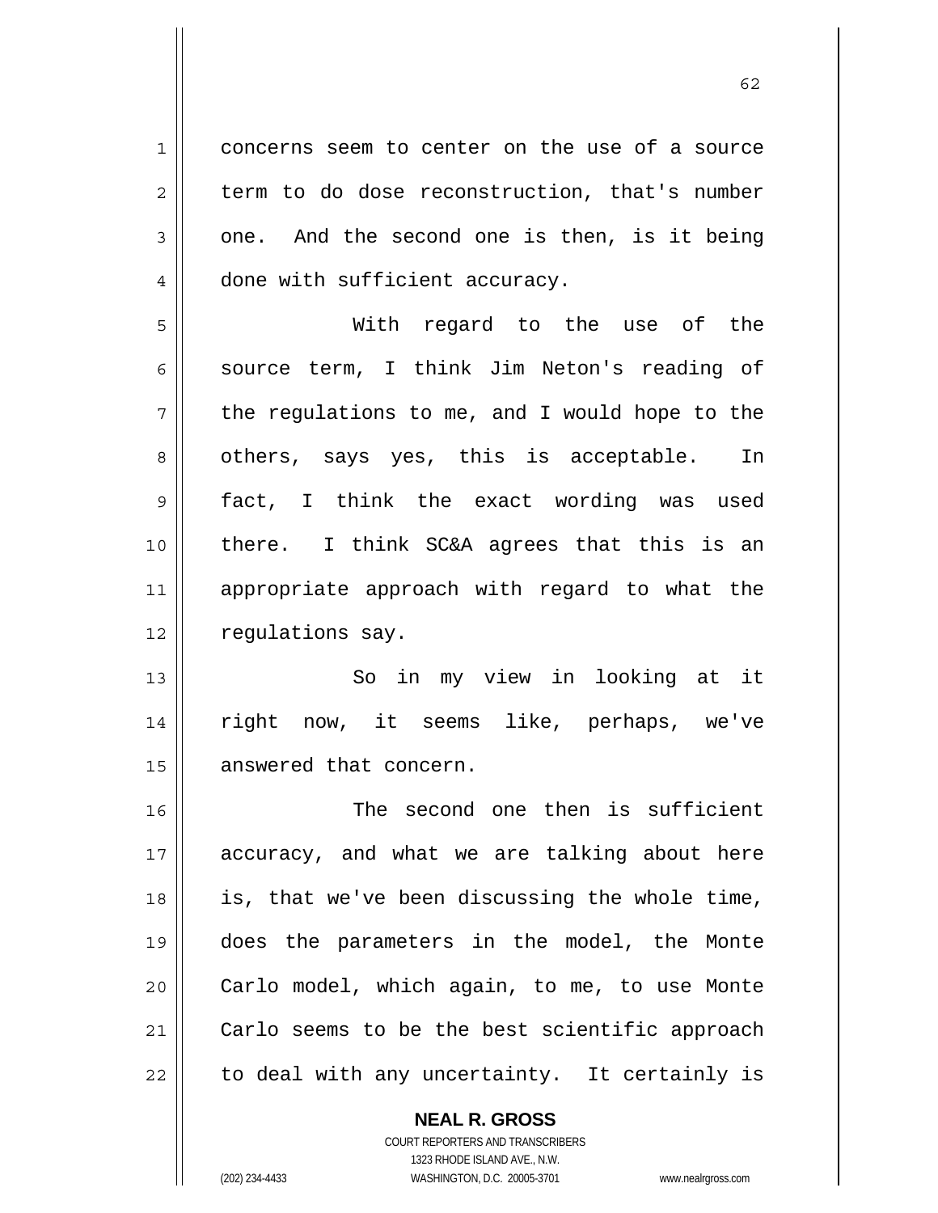concerns seem to center on the use of a source term to do dose reconstruction, that's number one. And the second one is then, is it being done with sufficient accuracy.

With regard to the use of the source term, I think Jim Neton's reading of the regulations to me, and I would hope to the others, says yes, this is acceptable. In fact, I think the exact wording was used there. I think SC&A agrees that this is an appropriate approach with regard to what the regulations say.

So in my view in looking at it right now, it seems like, perhaps, we've answered that concern.

The second one then is sufficient accuracy, and what we are talking about here is, that we've been discussing the whole time, does the parameters in the model, the Monte Carlo model, which again, to me, to use Monte Carlo seems to be the best scientific approach to deal with any uncertainty. It certainly is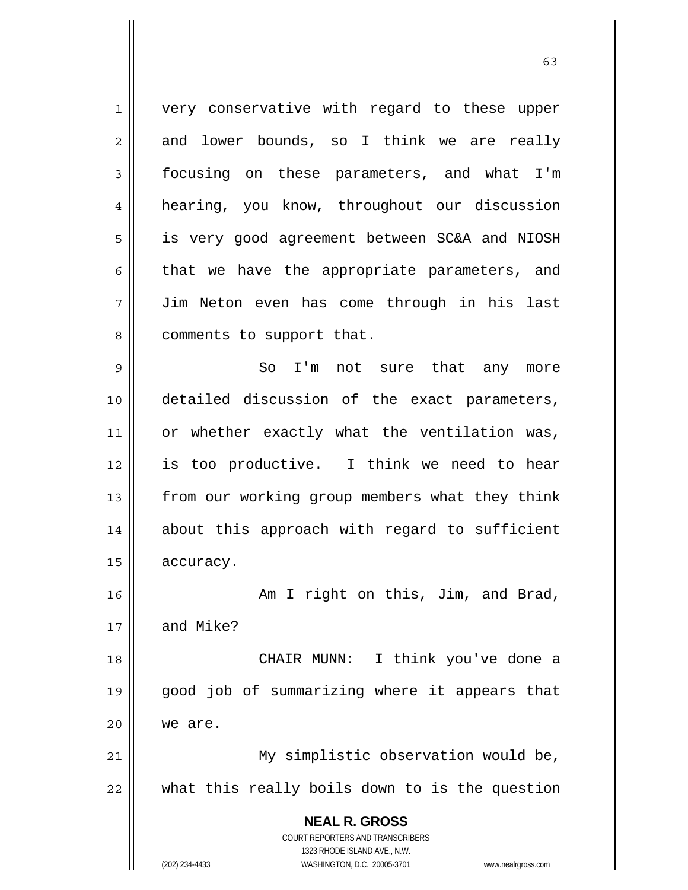very conservative with regard to these upper and lower bounds, so I think we are really focusing on these parameters, and what I'm hearing, you know, throughout our discussion is very good agreement between SC&A and NIOSH that we have the appropriate parameters, and Jim Neton even has come through in his last comments to support that.

So I'm not sure that any more detailed discussion of the exact parameters, or whether exactly what the ventilation was, is too productive. I think we need to hear from our working group members what they think about this approach with regard to sufficient accuracy.

Am I right on this, Jim, and Brad, and Mike?

CHAIR MUNN: I think you've done a good job of summarizing where it appears that we are.

My simplistic observation would be, what this really boils down to is the question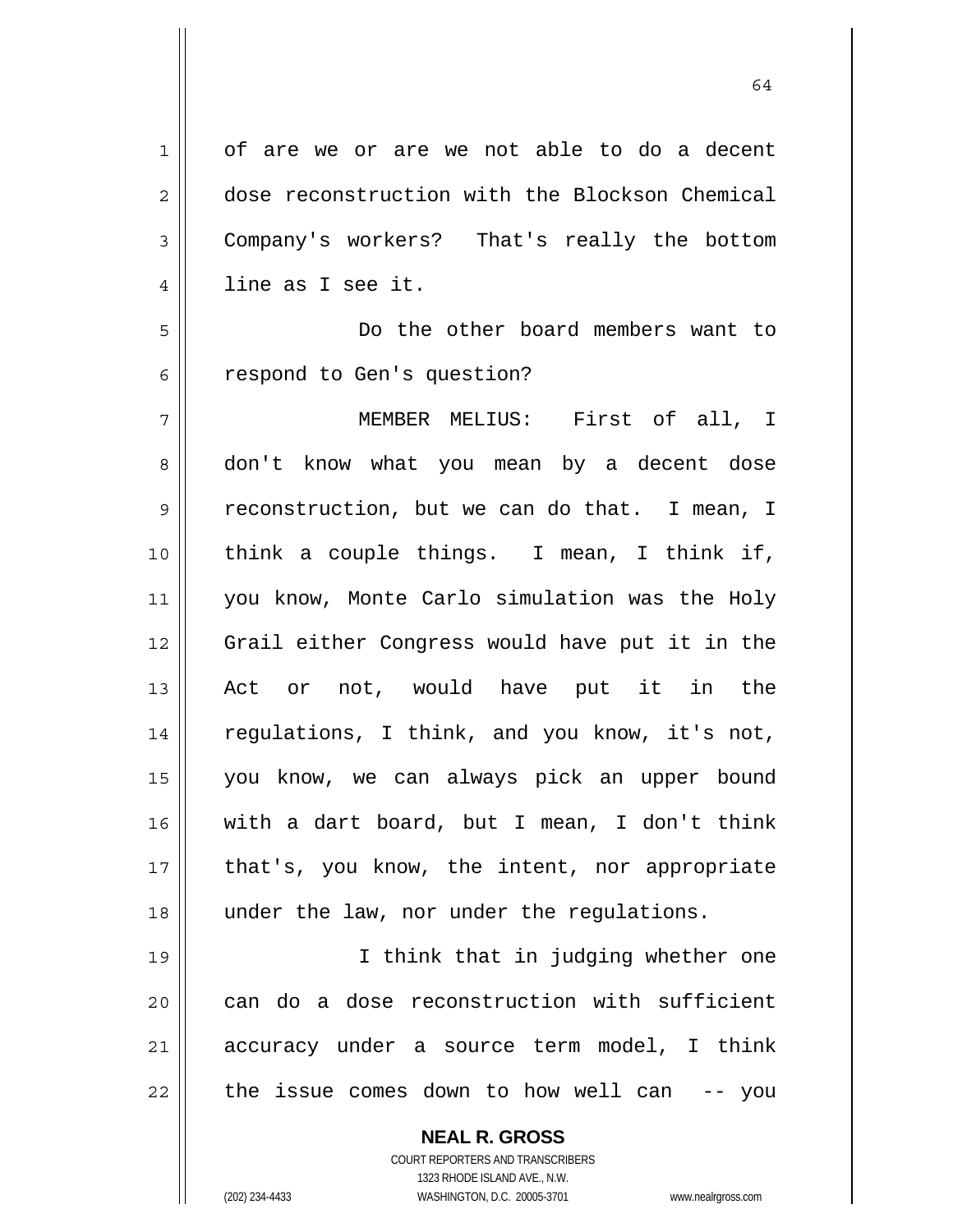of are we or are we not able to do a decent dose reconstruction with the Blockson Chemical Company's workers? That's really the bottom line as I see it.

Do the other board members want to respond to Gen's question?

MEMBER MELIUS: First of all, I don't know what you mean by a decent dose reconstruction, but we can do that. I mean, I think a couple things. I mean, I think if, you know, Monte Carlo simulation was the Holy Grail either Congress would have put it in the Act or not, would have put it in the regulations, I think, and you know, it's not, you know, we can always pick an upper bound with a dart board, but I mean, I don't think that's, you know, the intent, nor appropriate under the law, nor under the regulations.

I think that in judging whether one can do a dose reconstruction with sufficient accuracy under a source term model, I think the issue comes down to how well can -- you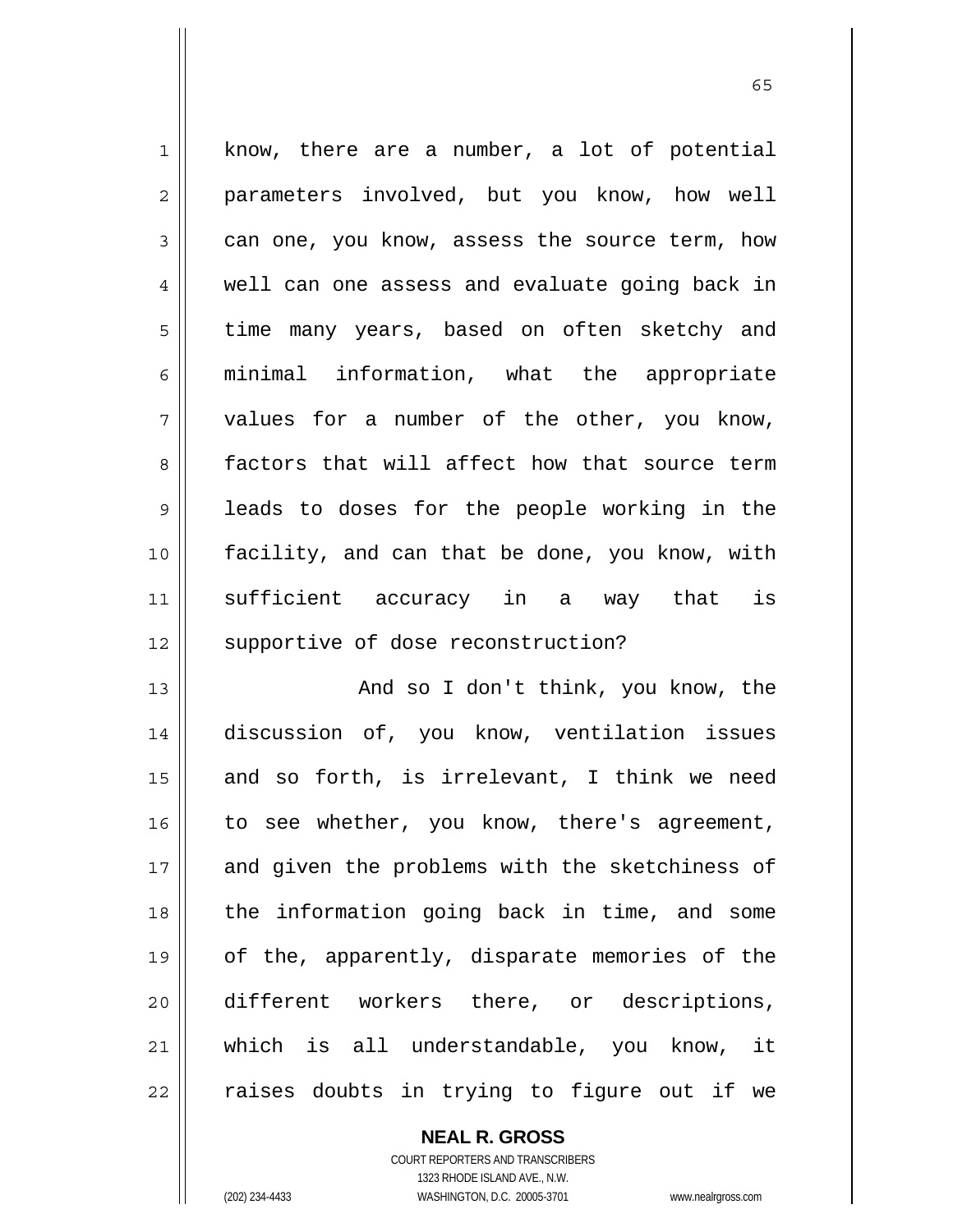know, there are a number, a lot of potential parameters involved, but you know, how well can one, you know, assess the source term, how well can one assess and evaluate going back in time many years, based on often sketchy and minimal information, what the appropriate values for a number of the other, you know, factors that will affect how that source term leads to doses for the people working in the facility, and can that be done, you know, with sufficient accuracy in a way that is supportive of dose reconstruction?

And so I don't think, you know, the discussion of, you know, ventilation issues and so forth, is irrelevant, I think we need to see whether, you know, there's agreement, and given the problems with the sketchiness of the information going back in time, and some of the, apparently, disparate memories of the different workers there, or descriptions, which is all understandable, you know, it raises doubts in trying to figure out if we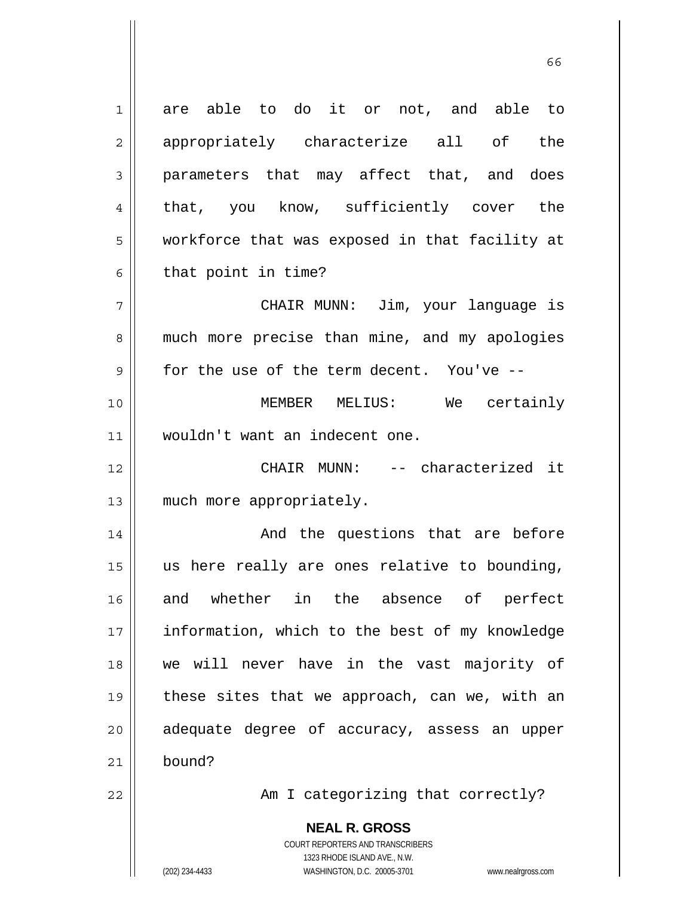are able to do it or not, and able to appropriately characterize all of the parameters that may affect that, and does that, you know, sufficiently cover the workforce that was exposed in that facility at that point in time?

CHAIR MUNN: Jim, your language is much more precise than mine, and my apologies for the use of the term decent. You've --

MEMBER MELIUS: We certainly wouldn't want an indecent one.

CHAIR MUNN: -- characterized it much more appropriately.

And the questions that are before us here really are ones relative to bounding, and whether in the absence of perfect information, which to the best of my knowledge we will never have in the vast majority of these sites that we approach, can we, with an adequate degree of accuracy, assess an upper bound?

Am I categorizing that correctly?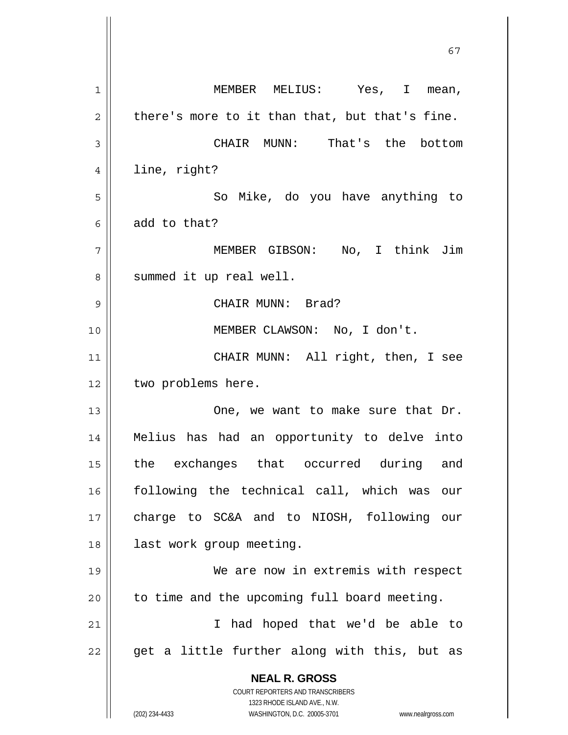MEMBER MELIUS: Yes, I mean, there's more to it than that, but that's fine.

CHAIR MUNN: That's the bottom line, right?

So Mike, do you have anything to add to that?

MEMBER GIBSON: No, I think Jim summed it up real well.

CHAIR MUNN: Brad?

MEMBER CLAWSON: No, I don't.

CHAIR MUNN: All right, then, I see two problems here.

One, we want to make sure that Dr. Melius has had an opportunity to delve into the exchanges that occurred during and following the technical call, which was our charge to SC&A and to NIOSH, following our last work group meeting.

We are now in extremis with respect to time and the upcoming full board meeting.

I had hoped that we'd be able to get a little further along with this, but as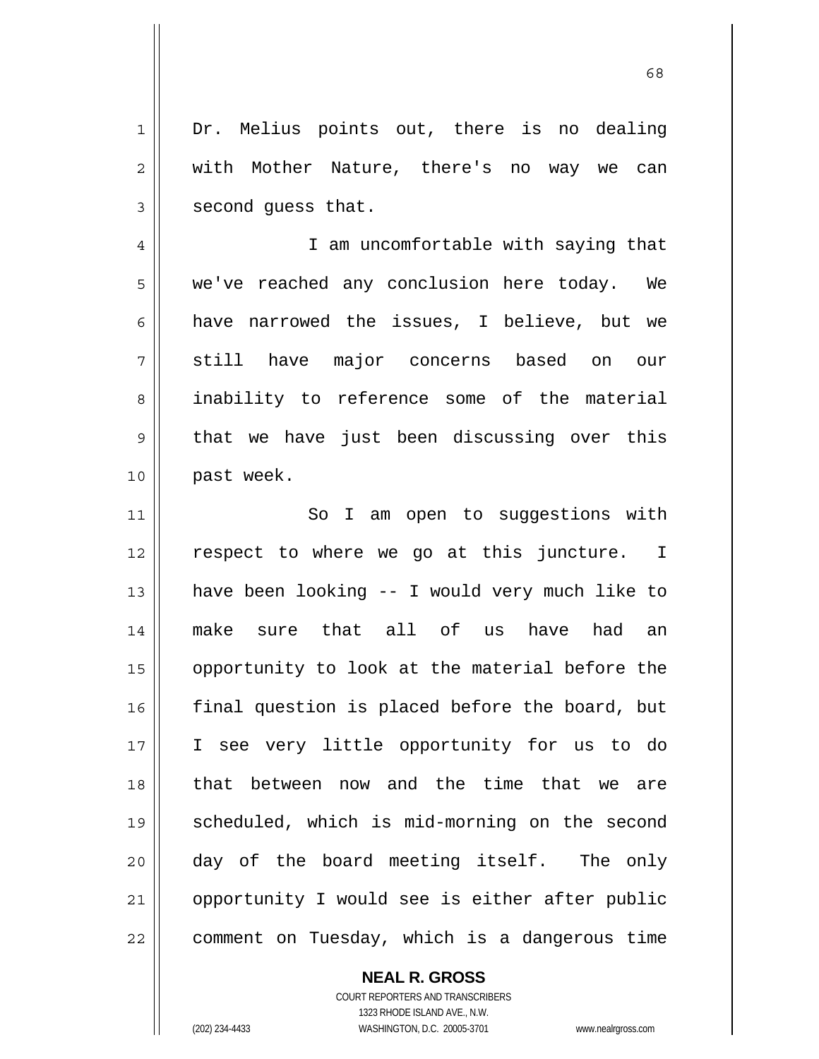Dr. Melius points out, there is no dealing with Mother Nature, there's no way we can second guess that.

I am uncomfortable with saying that we've reached any conclusion here today. We have narrowed the issues, I believe, but we still have major concerns based on our inability to reference some of the material that we have just been discussing over this past week.

So I am open to suggestions with respect to where we go at this juncture. I have been looking -- I would very much like to make sure that all of us have had an opportunity to look at the material before the final question is placed before the board, but I see very little opportunity for us to do that between now and the time that we are scheduled, which is mid-morning on the second day of the board meeting itself. The only opportunity I would see is either after public comment on Tuesday, which is a dangerous time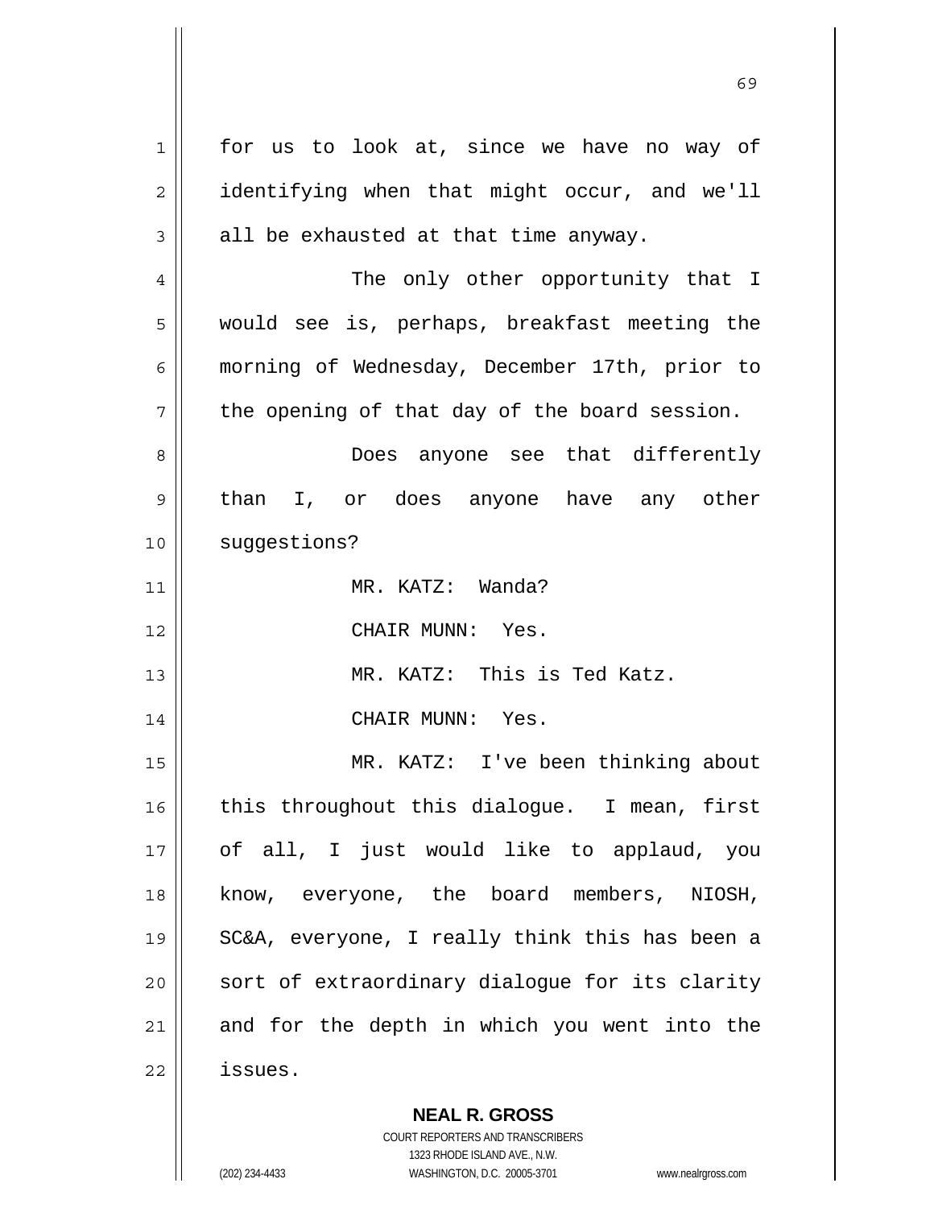for us to look at, since we have no way of identifying when that might occur, and we'll all be exhausted at that time anyway.

The only other opportunity that I would see is, perhaps, breakfast meeting the morning of Wednesday, December 17th, prior to the opening of that day of the board session.

Does anyone see that differently than I, or does anyone have any other suggestions?

MR. KATZ: Wanda?

CHAIR MUNN: Yes.

MR. KATZ: This is Ted Katz.

CHAIR MUNN: Yes.

MR. KATZ: I've been thinking about this throughout this dialogue. I mean, first of all, I just would like to applaud, you know, everyone, the board members, NIOSH, SC&A, everyone, I really think this has been a sort of extraordinary dialogue for its clarity and for the depth in which you went into the issues.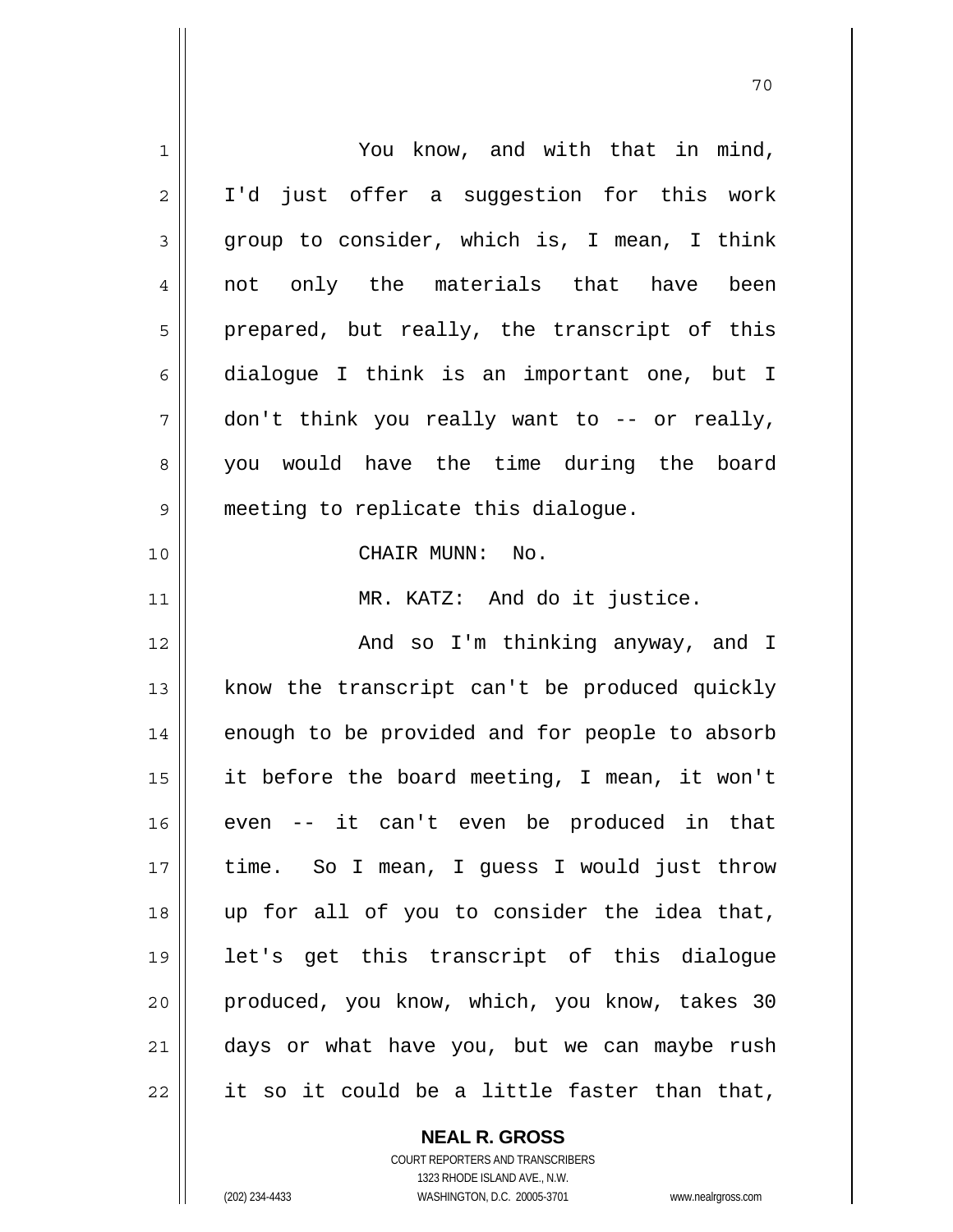You know, and with that in mind, I'd just offer a suggestion for this work group to consider, which is, I mean, I think not only the materials that have been prepared, but really, the transcript of this dialogue I think is an important one, but I don't think you really want to -- or really, you would have the time during the board meeting to replicate this dialogue.

CHAIR MUNN: No.

MR. KATZ: And do it justice.

And so I'm thinking anyway, and I know the transcript can't be produced quickly enough to be provided and for people to absorb it before the board meeting, I mean, it won't even -- it can't even be produced in that time. So I mean, I guess I would just throw up for all of you to consider the idea that, let's get this transcript of this dialogue produced, you know, which, you know, takes 30 days or what have you, but we can maybe rush it so it could be a little faster than that,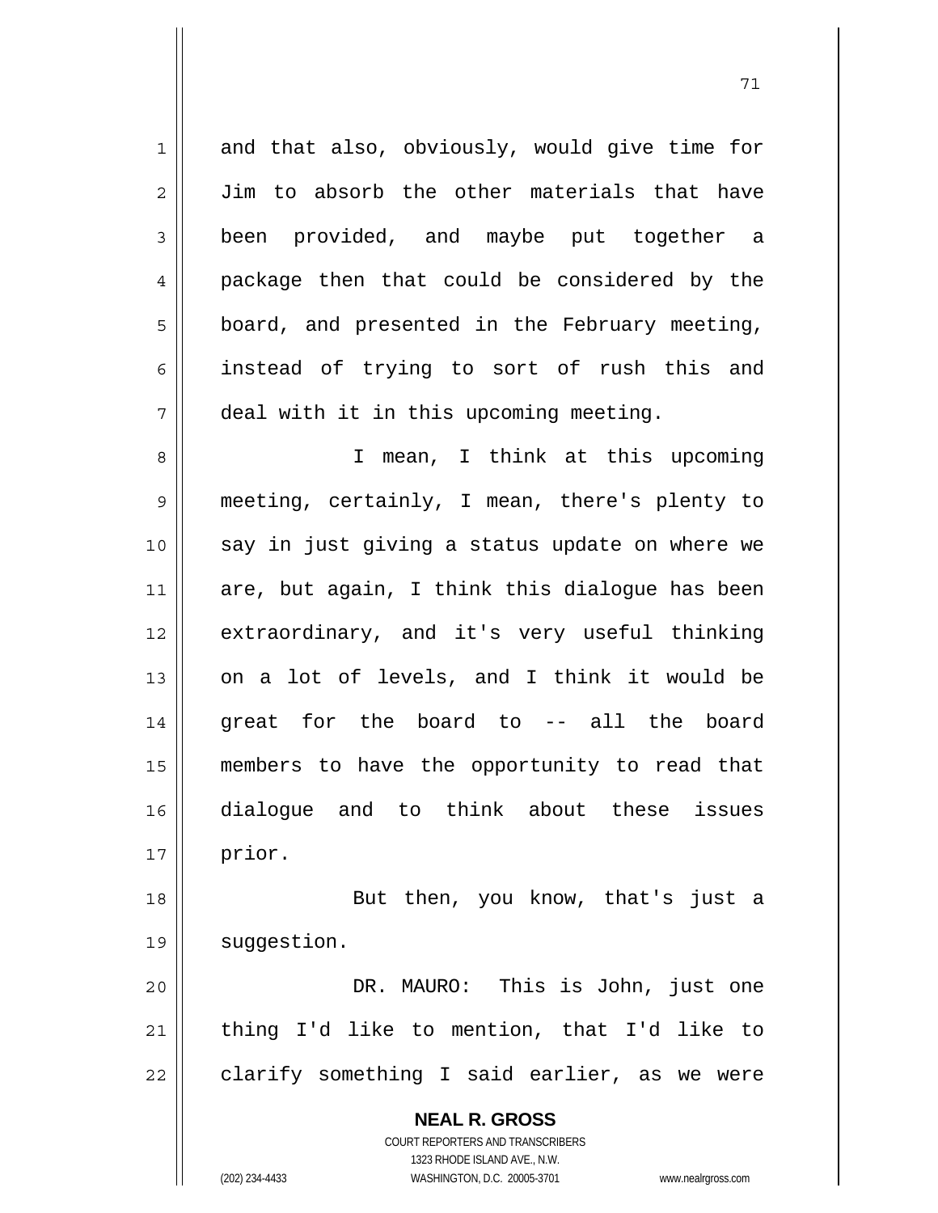and that also, obviously, would give time for Jim to absorb the other materials that have been provided, and maybe put together a package then that could be considered by the board, and presented in the February meeting, instead of trying to sort of rush this and deal with it in this upcoming meeting.

I mean, I think at this upcoming meeting, certainly, I mean, there's plenty to say in just giving a status update on where we are, but again, I think this dialogue has been extraordinary, and it's very useful thinking on a lot of levels, and I think it would be great for the board to -- all the board members to have the opportunity to read that dialogue and to think about these issues prior.

But then, you know, that's just a suggestion.

DR. MAURO: This is John, just one thing I'd like to mention, that I'd like to clarify something I said earlier, as we were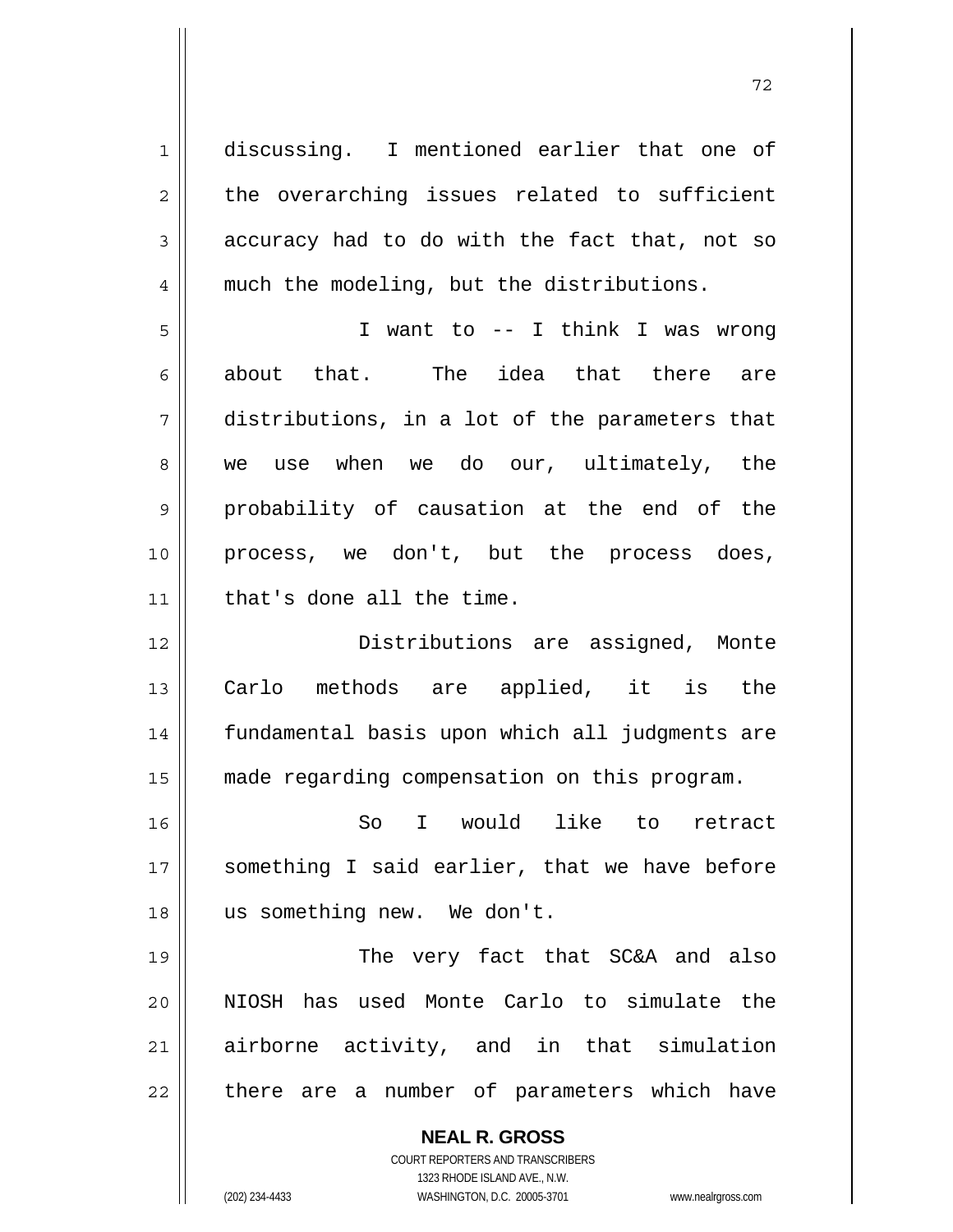discussing. I mentioned earlier that one of the overarching issues related to sufficient accuracy had to do with the fact that, not so much the modeling, but the distributions.

I want to -- I think I was wrong about that. The idea that there are distributions, in a lot of the parameters that we use when we do our, ultimately, the probability of causation at the end of the process, we don't, but the process does, that's done all the time.

Distributions are assigned, Monte Carlo methods are applied, it is the fundamental basis upon which all judgments are made regarding compensation on this program.

So I would like to retract something I said earlier, that we have before us something new. We don't.

The very fact that SC&A and also NIOSH has used Monte Carlo to simulate the airborne activity, and in that simulation there are a number of parameters which have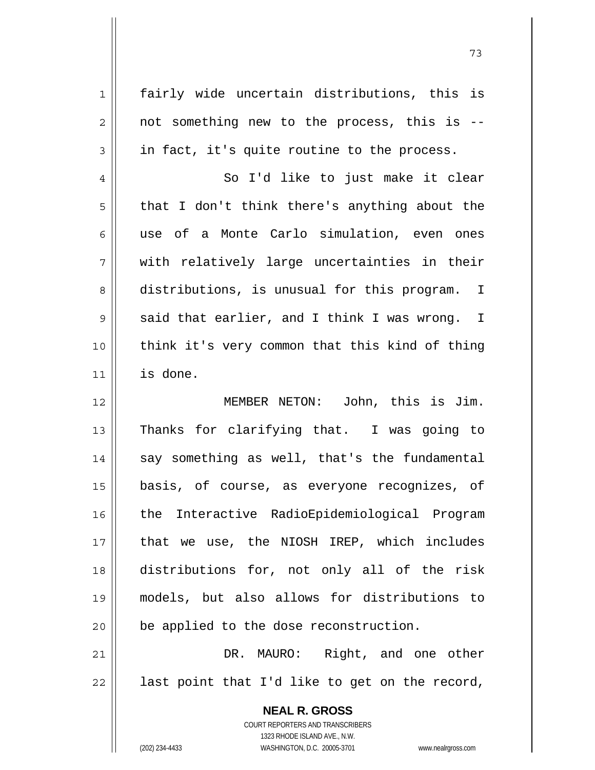fairly wide uncertain distributions, this is not something new to the process, this is -- in fact, it's quite routine to the process.

So I'd like to just make it clear that I don't think there's anything about the use of a Monte Carlo simulation, even ones with relatively large uncertainties in their distributions, is unusual for this program. I said that earlier, and I think I was wrong. I think it's very common that this kind of thing is done.

MEMBER NETON: John, this is Jim. Thanks for clarifying that. I was going to say something as well, that's the fundamental basis, of course, as everyone recognizes, of the Interactive RadioEpidemiological Program that we use, the NIOSH IREP, which includes distributions for, not only all of the risk models, but also allows for distributions to be applied to the dose reconstruction.

DR. MAURO: Right, and one other last point that I'd like to get on the record,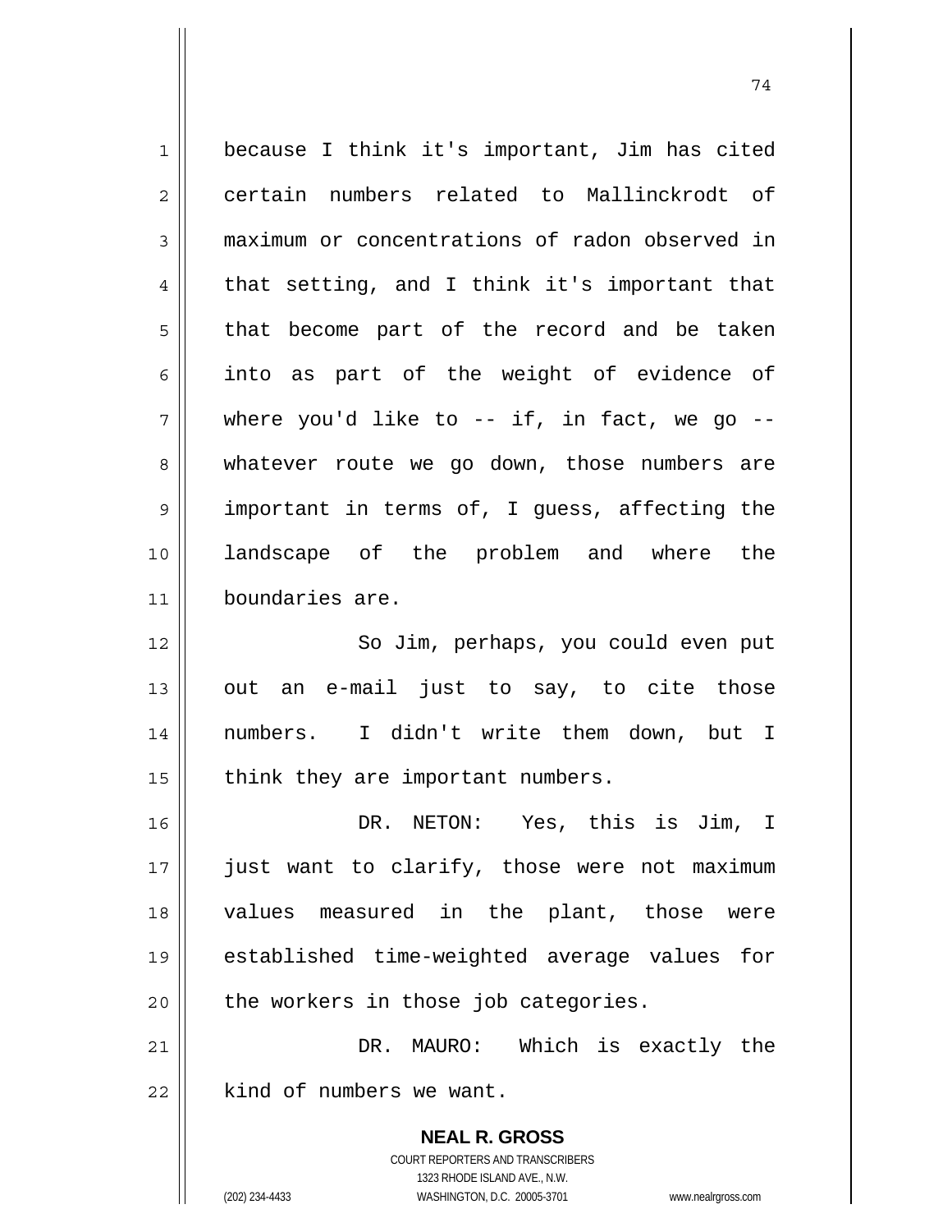because I think it's important, Jim has cited certain numbers related to Mallinckrodt of maximum or concentrations of radon observed in that setting, and I think it's important that that become part of the record and be taken into as part of the weight of evidence of where you'd like to -- if, in fact, we go -- whatever route we go down, those numbers are important in terms of, I guess, affecting the landscape of the problem and where the boundaries are.

So Jim, perhaps, you could even put out an e-mail just to say, to cite those numbers. I didn't write them down, but I think they are important numbers.

DR. NETON: Yes, this is Jim, I just want to clarify, those were not maximum values measured in the plant, those were established time-weighted average values for the workers in those job categories.

DR. MAURO: Which is exactly the kind of numbers we want.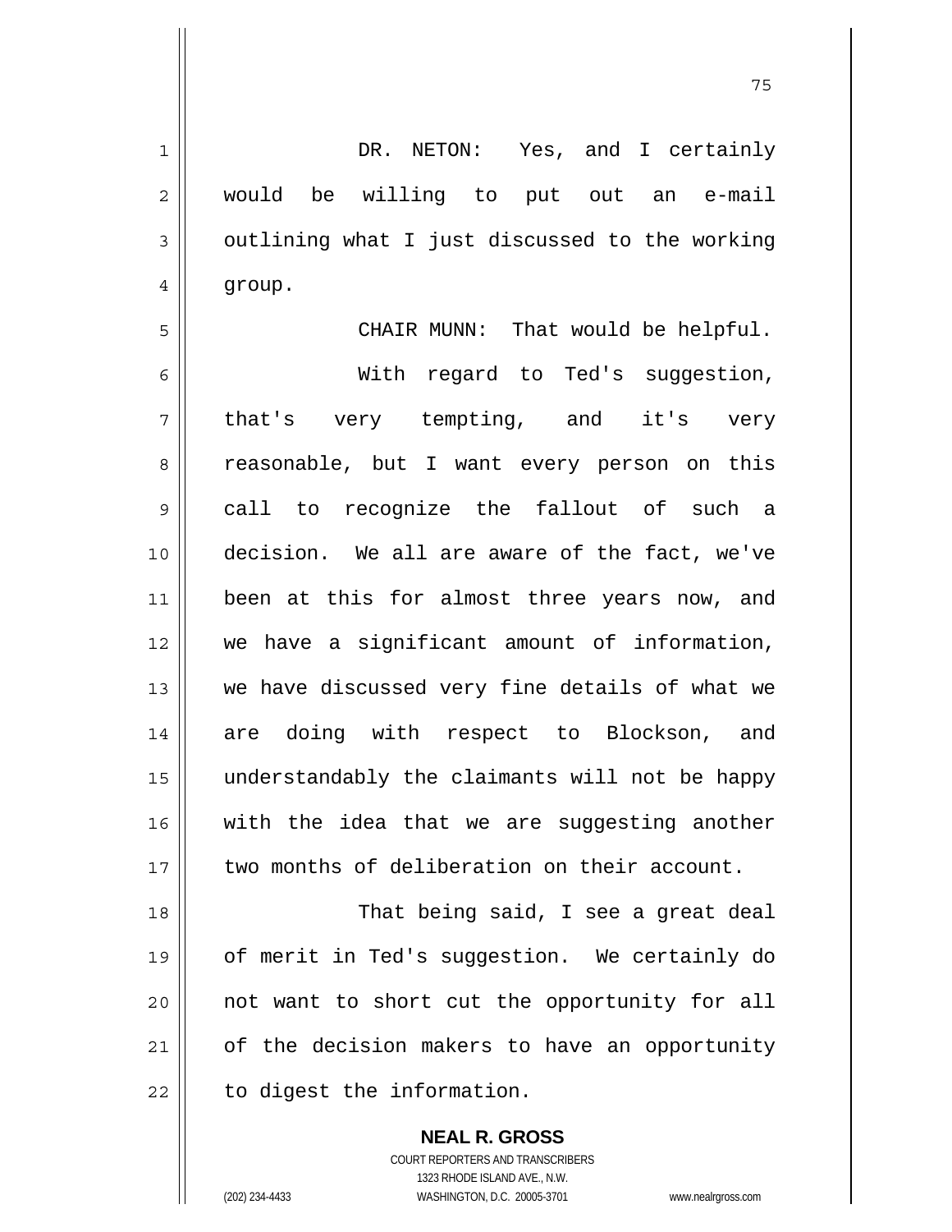DR. NETON: Yes, and I certainly would be willing to put out an e-mail outlining what I just discussed to the working group.

CHAIR MUNN: That would be helpful.

With regard to Ted's suggestion, that's very tempting, and it's very reasonable, but I want every person on this call to recognize the fallout of such a decision. We all are aware of the fact, we've been at this for almost three years now, and we have a significant amount of information, we have discussed very fine details of what we are doing with respect to Blockson, and understandably the claimants will not be happy with the idea that we are suggesting another two months of deliberation on their account.

That being said, I see a great deal of merit in Ted's suggestion. We certainly do not want to short cut the opportunity for all of the decision makers to have an opportunity to digest the information.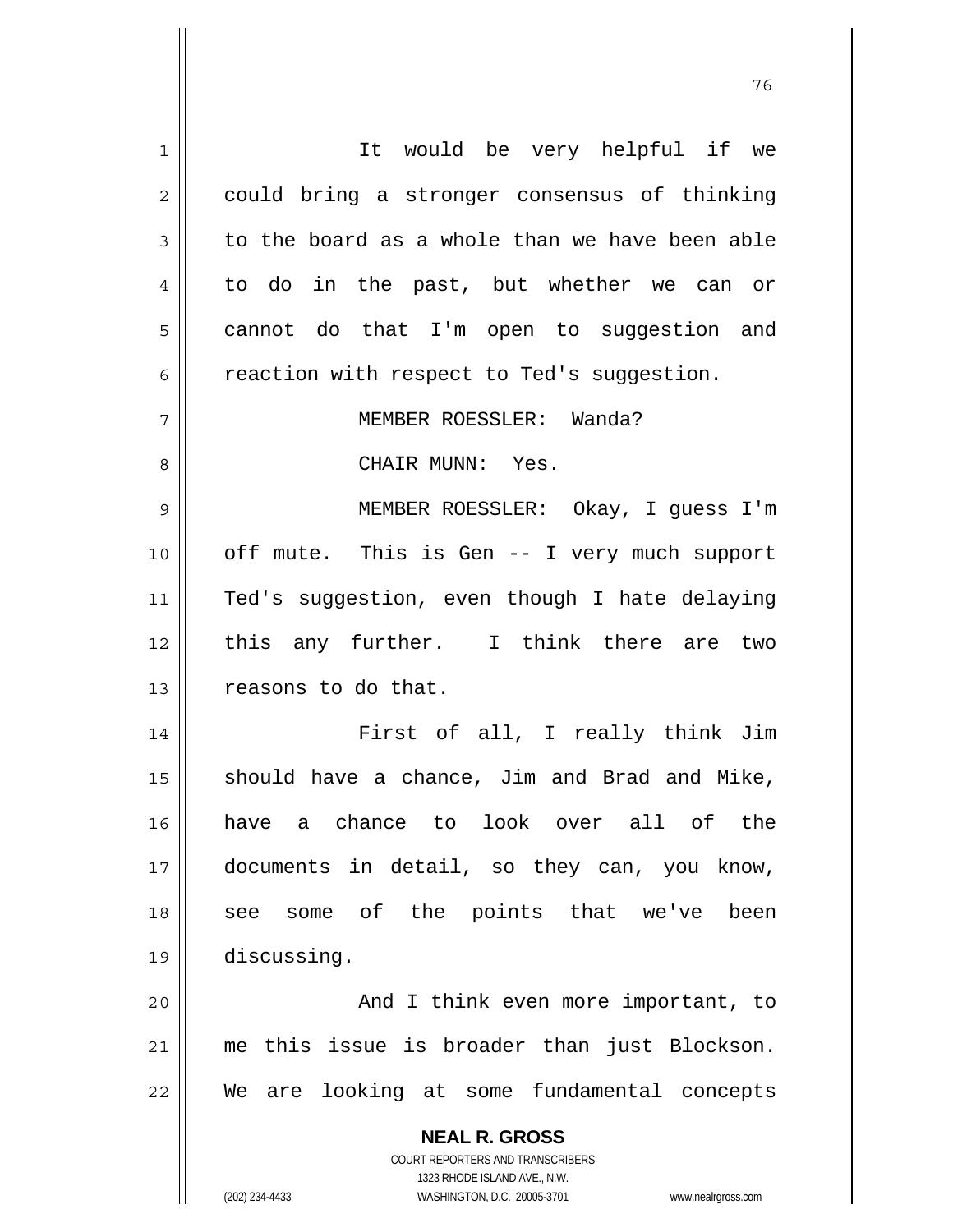It would be very helpful if we could bring a stronger consensus of thinking to the board as a whole than we have been able to do in the past, but whether we can or cannot do that I'm open to suggestion and reaction with respect to Ted's suggestion.

MEMBER ROESSLER: Wanda?

CHAIR MUNN: Yes.

MEMBER ROESSLER: Okay, I guess I'm off mute. This is Gen -- I very much support Ted's suggestion, even though I hate delaying this any further. I think there are two reasons to do that.

First of all, I really think Jim should have a chance, Jim and Brad and Mike, have a chance to look over all of the documents in detail, so they can, you know, see some of the points that we've been discussing.

And I think even more important, to me this issue is broader than just Blockson. We are looking at some fundamental concepts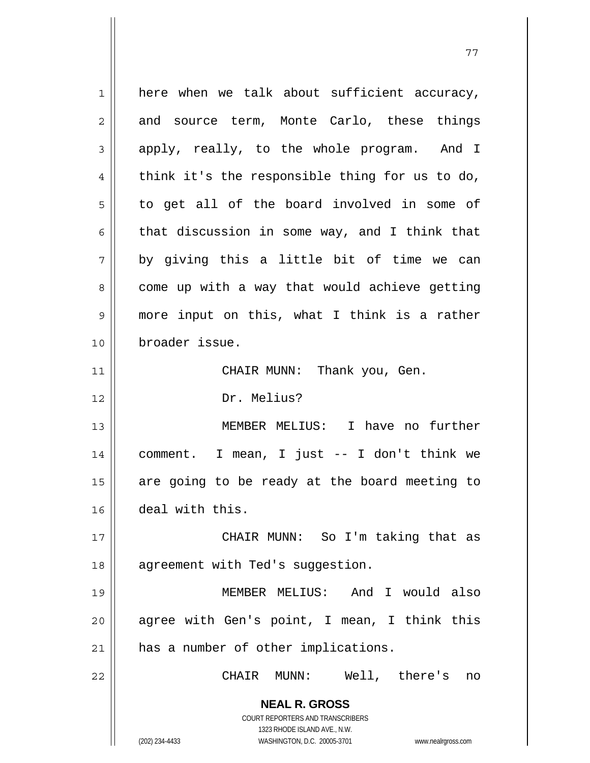here when we talk about sufficient accuracy, and source term, Monte Carlo, these things apply, really, to the whole program. And I think it's the responsible thing for us to do, to get all of the board involved in some of that discussion in some way, and I think that by giving this a little bit of time we can come up with a way that would achieve getting more input on this, what I think is a rather broader issue.

CHAIR MUNN: Thank you, Gen.

Dr. Melius?

MEMBER MELIUS: I have no further comment. I mean, I just -- I don't think we are going to be ready at the board meeting to deal with this.

CHAIR MUNN: So I'm taking that as agreement with Ted's suggestion.

MEMBER MELIUS: And I would also agree with Gen's point, I mean, I think this has a number of other implications.

CHAIR MUNN: Well, there's no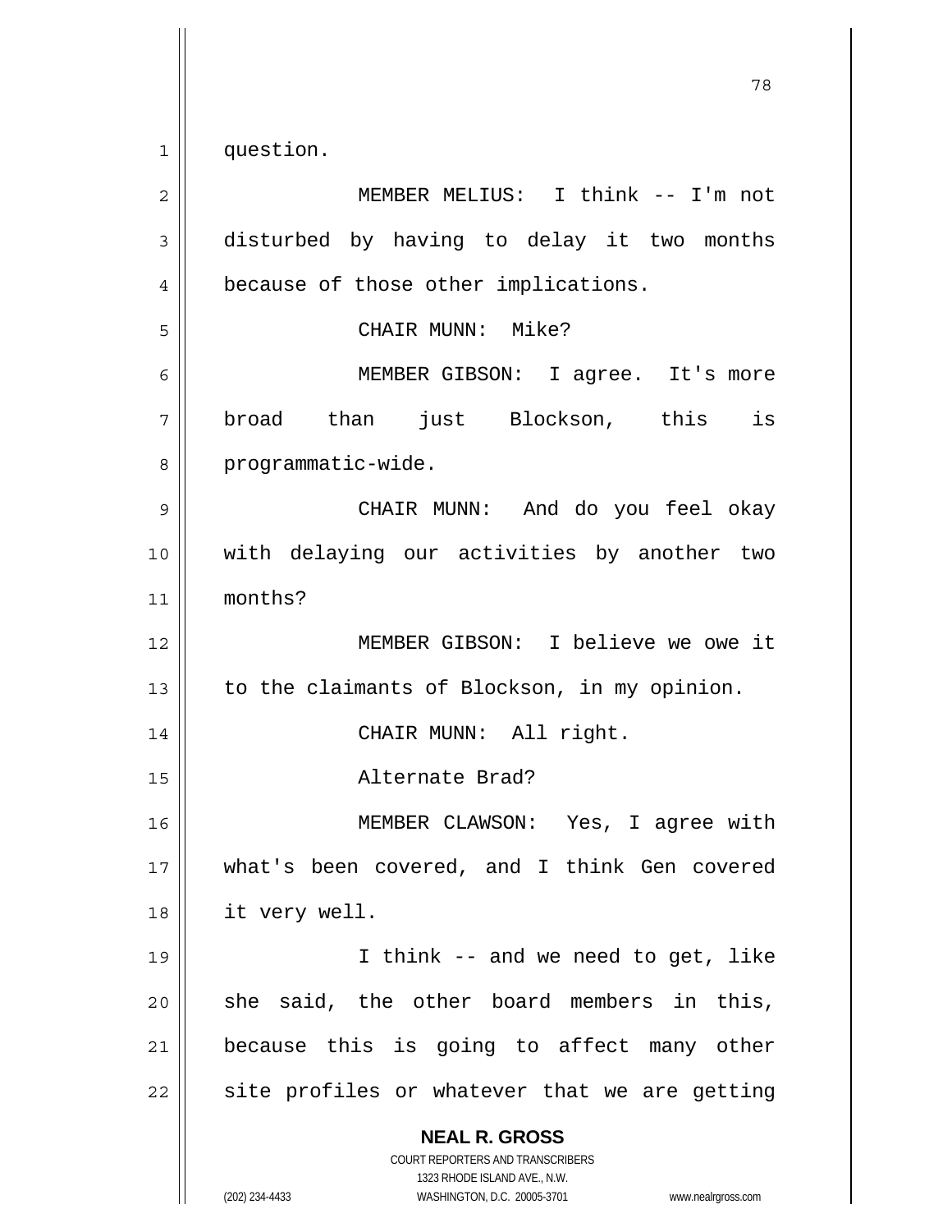question.

MEMBER MELIUS: I think -- I'm not disturbed by having to delay it two months because of those other implications.

CHAIR MUNN: Mike?

MEMBER GIBSON: I agree. It's more broad than just Blockson, this is programmatic-wide.

CHAIR MUNN: And do you feel okay with delaying our activities by another two months?

MEMBER GIBSON: I believe we owe it to the claimants of Blockson, in my opinion.

CHAIR MUNN: All right.

Alternate Brad?

MEMBER CLAWSON: Yes, I agree with what's been covered, and I think Gen covered it very well.

I think -- and we need to get, like she said, the other board members in this, because this is going to affect many other site profiles or whatever that we are getting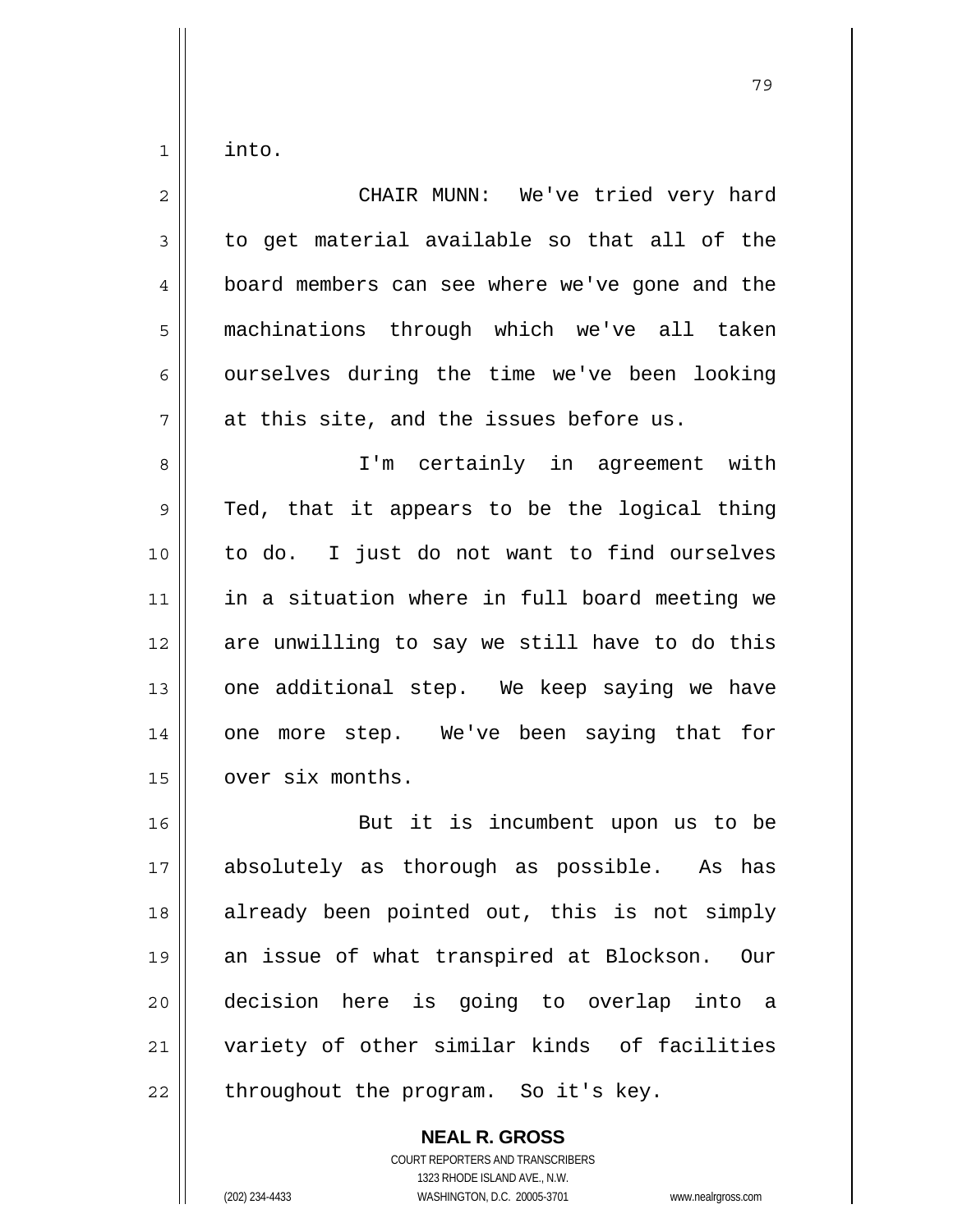into.

CHAIR MUNN: We've tried very hard to get material available so that all of the board members can see where we've gone and the machinations through which we've all taken ourselves during the time we've been looking at this site, and the issues before us.

I'm certainly in agreement with Ted, that it appears to be the logical thing to do. I just do not want to find ourselves in a situation where in full board meeting we are unwilling to say we still have to do this one additional step. We keep saying we have one more step. We've been saying that for over six months.

But it is incumbent upon us to be absolutely as thorough as possible. As has already been pointed out, this is not simply an issue of what transpired at Blockson. Our decision here is going to overlap into a variety of other similar kinds of facilities throughout the program. So it's key.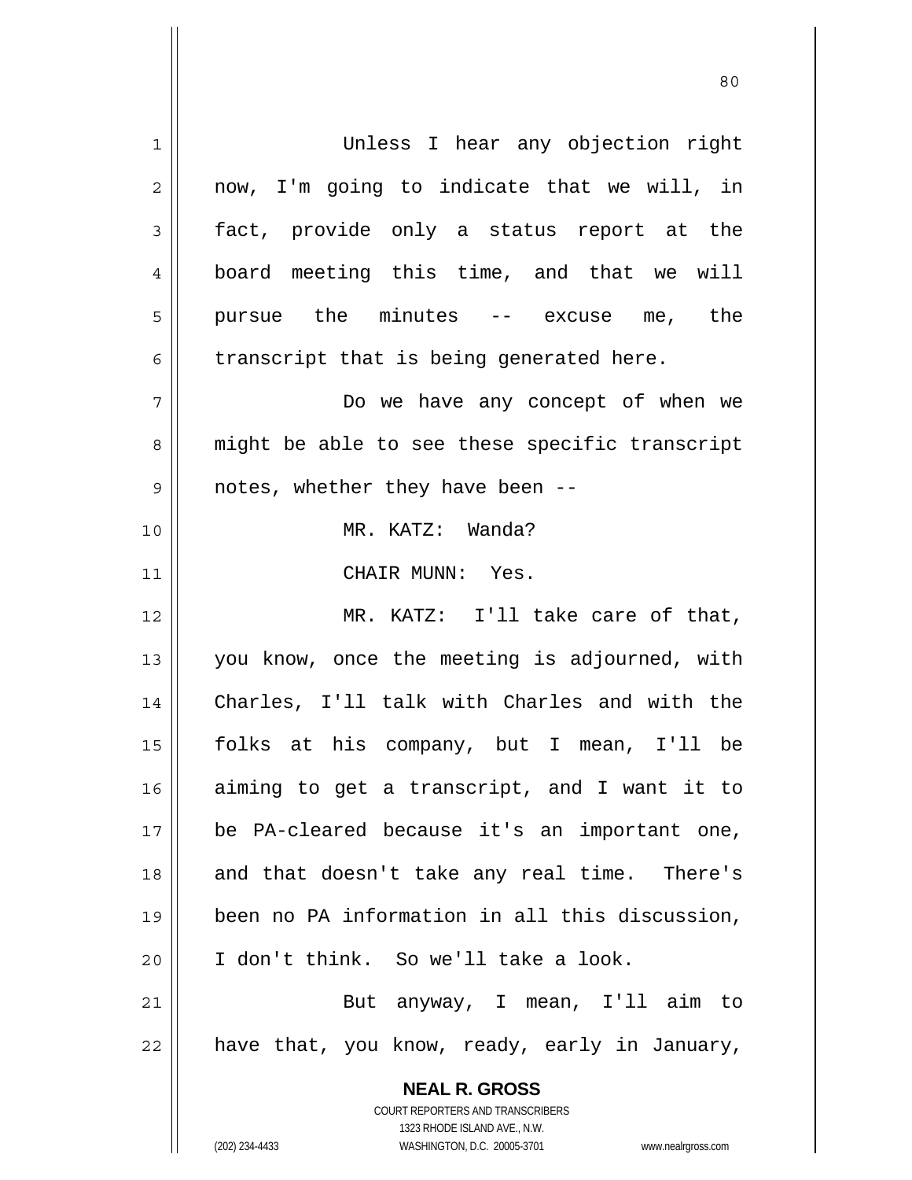Unless I hear any objection right now, I'm going to indicate that we will, in fact, provide only a status report at the board meeting this time, and that we will pursue the minutes -- excuse me, the transcript that is being generated here.

Do we have any concept of when we might be able to see these specific transcript notes, whether they have been --

MR. KATZ: Wanda?

CHAIR MUNN: Yes.

MR. KATZ: I'll take care of that, you know, once the meeting is adjourned, with Charles, I'll talk with Charles and with the folks at his company, but I mean, I'll be aiming to get a transcript, and I want it to be PA-cleared because it's an important one, and that doesn't take any real time. There's been no PA information in all this discussion, I don't think. So we'll take a look.

But anyway, I mean, I'll aim to have that, you know, ready, early in January,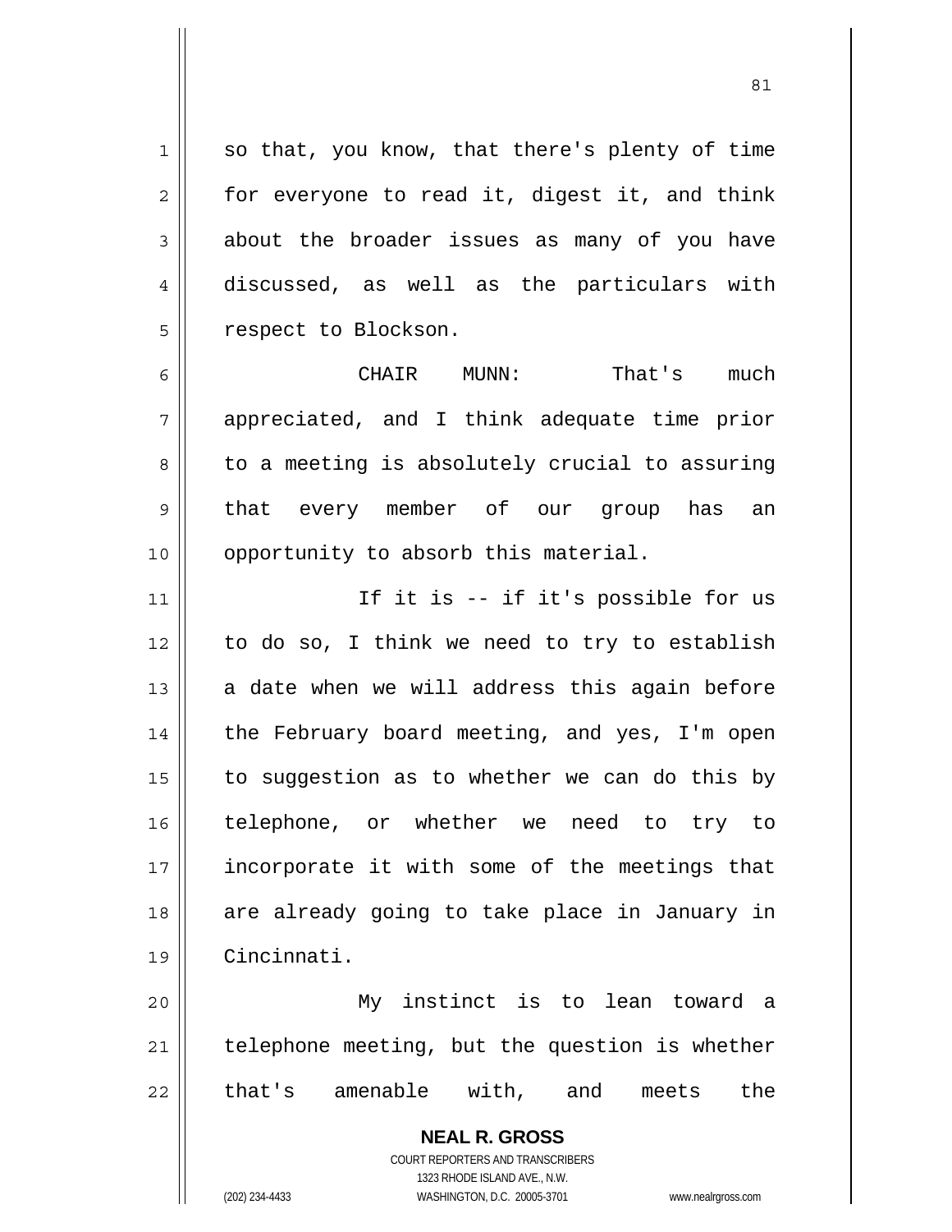so that, you know, that there's plenty of time for everyone to read it, digest it, and think about the broader issues as many of you have discussed, as well as the particulars with respect to Blockson.

CHAIR MUNN: That's much appreciated, and I think adequate time prior to a meeting is absolutely crucial to assuring that every member of our group has an opportunity to absorb this material.

If it is -- if it's possible for us to do so, I think we need to try to establish a date when we will address this again before the February board meeting, and yes, I'm open to suggestion as to whether we can do this by telephone, or whether we need to try to incorporate it with some of the meetings that are already going to take place in January in Cincinnati.

My instinct is to lean toward a telephone meeting, but the question is whether that's amenable with, and meets the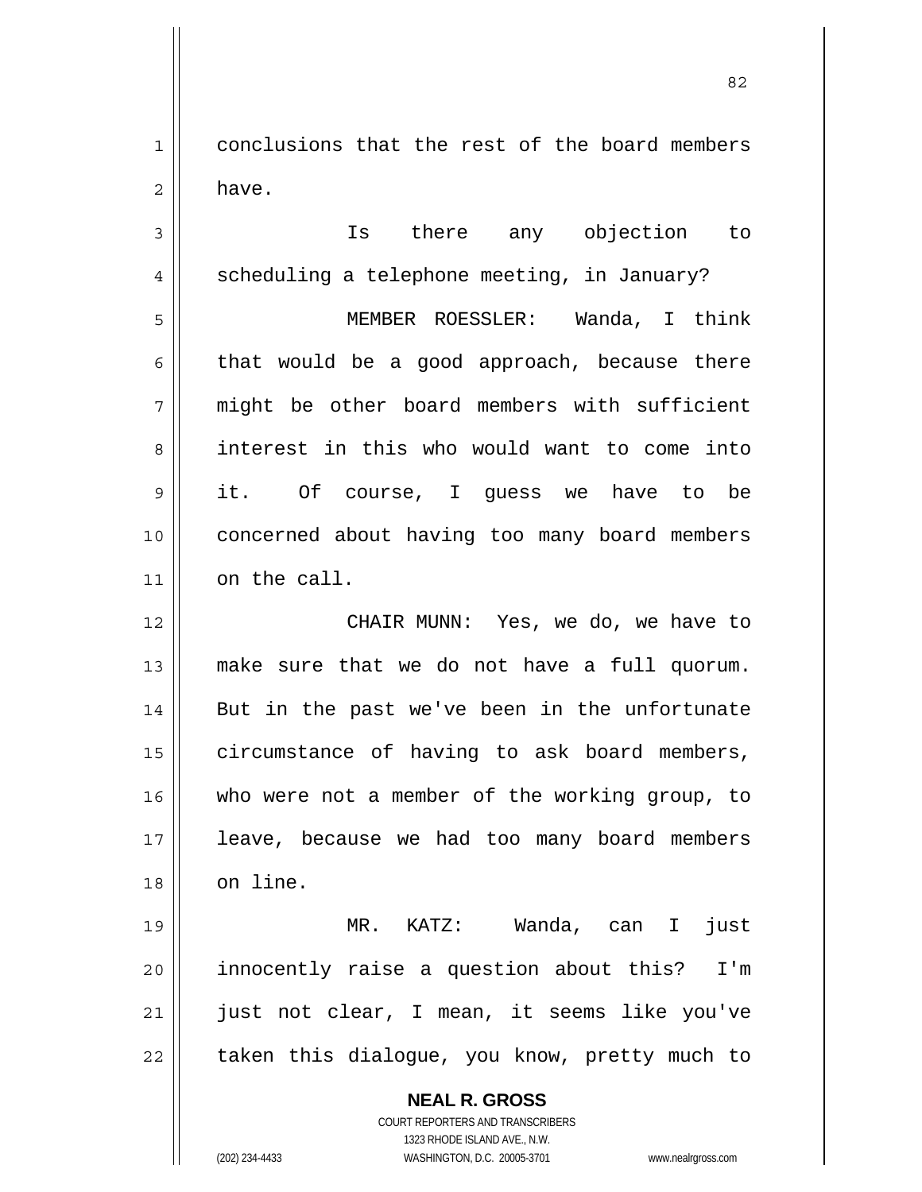conclusions that the rest of the board members have.

Is there any objection to scheduling a telephone meeting, in January?

MEMBER ROESSLER: Wanda, I think that would be a good approach, because there might be other board members with sufficient interest in this who would want to come into it. Of course, I guess we have to be concerned about having too many board members on the call.

CHAIR MUNN: Yes, we do, we have to make sure that we do not have a full quorum. But in the past we've been in the unfortunate circumstance of having to ask board members, who were not a member of the working group, to leave, because we had too many board members on line.

MR. KATZ: Wanda, can I just innocently raise a question about this? I'm just not clear, I mean, it seems like you've taken this dialogue, you know, pretty much to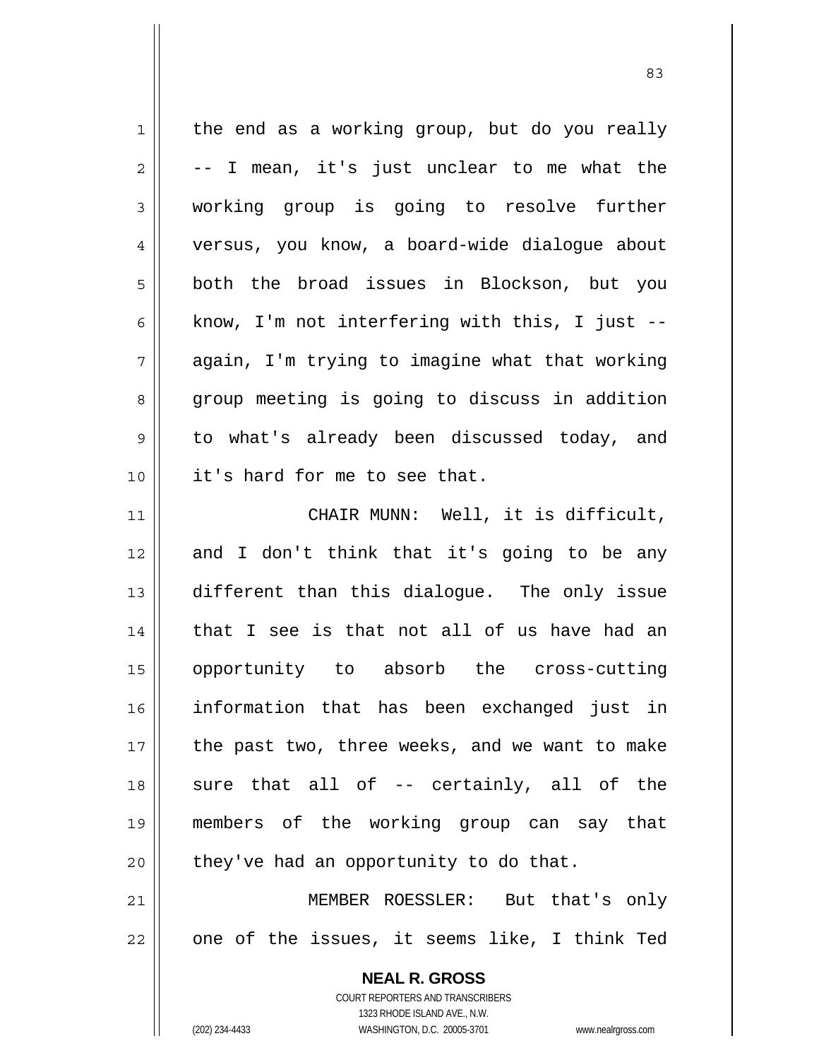the end as a working group, but do you really -- I mean, it's just unclear to me what the working group is going to resolve further versus, you know, a board-wide dialogue about both the broad issues in Blockson, but you know, I'm not interfering with this, I just -- again, I'm trying to imagine what that working group meeting is going to discuss in addition to what's already been discussed today, and it's hard for me to see that.

CHAIR MUNN: Well, it is difficult, and I don't think that it's going to be any different than this dialogue. The only issue that I see is that not all of us have had an opportunity to absorb the cross-cutting information that has been exchanged just in the past two, three weeks, and we want to make sure that all of -- certainly, all of the members of the working group can say that they've had an opportunity to do that.

MEMBER ROESSLER: But that's only one of the issues, it seems like, I think Ted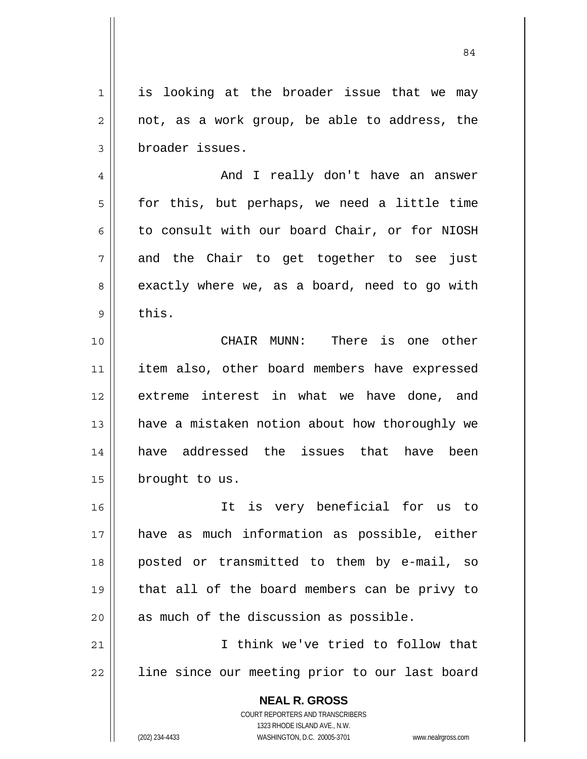is looking at the broader issue that we may not, as a work group, be able to address, the broader issues.

And I really don't have an answer for this, but perhaps, we need a little time to consult with our board Chair, or for NIOSH and the Chair to get together to see just exactly where we, as a board, need to go with this.

CHAIR MUNN: There is one other item also, other board members have expressed extreme interest in what we have done, and have a mistaken notion about how thoroughly we have addressed the issues that have been brought to us.

It is very beneficial for us to have as much information as possible, either posted or transmitted to them by e-mail, so that all of the board members can be privy to as much of the discussion as possible.

I think we've tried to follow that line since our meeting prior to our last board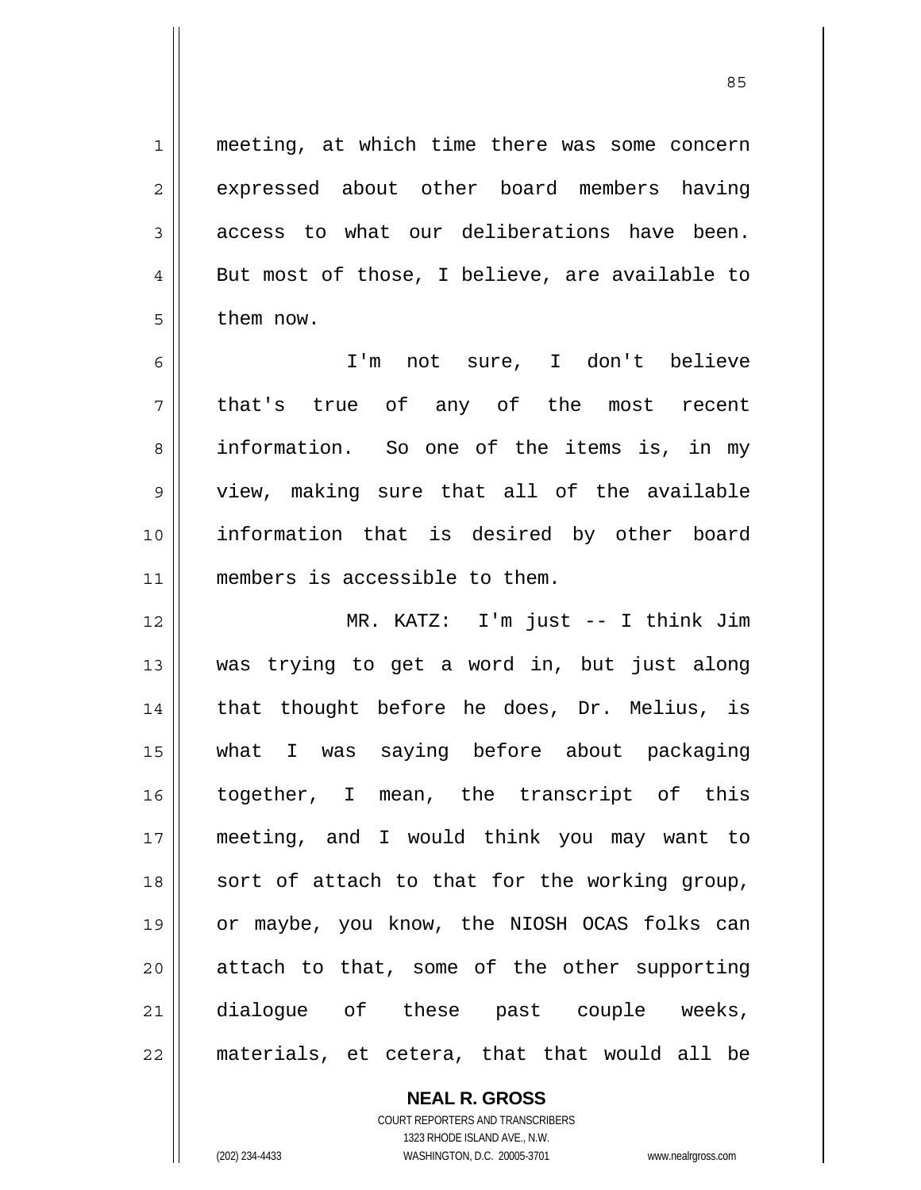meeting, at which time there was some concern expressed about other board members having access to what our deliberations have been. But most of those, I believe, are available to them now.

I'm not sure, I don't believe that's true of any of the most recent information. So one of the items is, in my view, making sure that all of the available information that is desired by other board members is accessible to them.

MR. KATZ: I'm just -- I think Jim was trying to get a word in, but just along that thought before he does, Dr. Melius, is what I was saying before about packaging together, I mean, the transcript of this meeting, and I would think you may want to sort of attach to that for the working group, or maybe, you know, the NIOSH OCAS folks can attach to that, some of the other supporting dialogue of these past couple weeks, materials, et cetera, that that would all be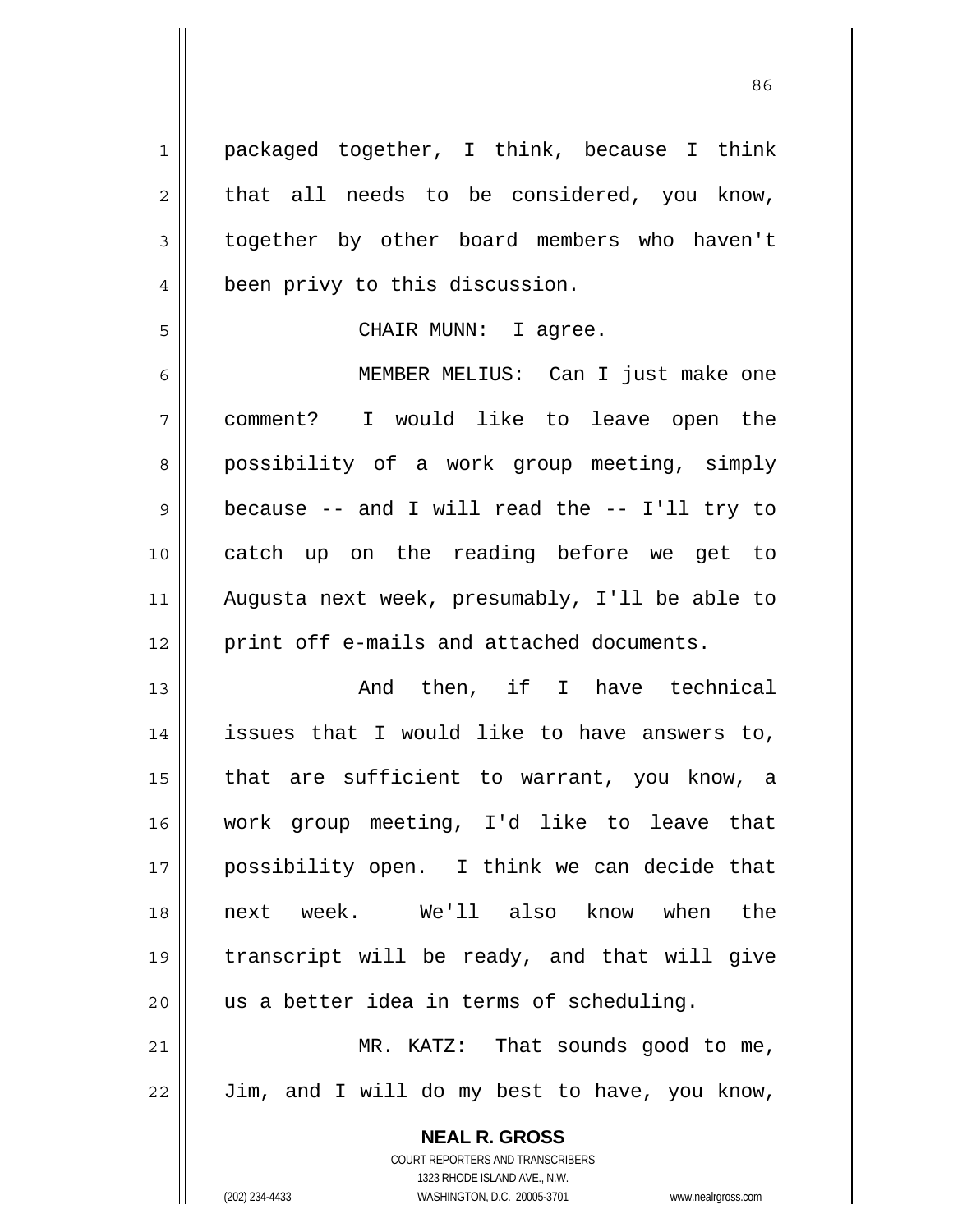packaged together, I think, because I think that all needs to be considered, you know, together by other board members who haven't been privy to this discussion.

CHAIR MUNN: I agree.

MEMBER MELIUS: Can I just make one comment? I would like to leave open the possibility of a work group meeting, simply because -- and I will read the -- I'll try to catch up on the reading before we get to Augusta next week, presumably, I'll be able to print off e-mails and attached documents.

And then, if I have technical issues that I would like to have answers to, that are sufficient to warrant, you know, a work group meeting, I'd like to leave that possibility open. I think we can decide that next week. We'll also know when the transcript will be ready, and that will give us a better idea in terms of scheduling.

MR. KATZ: That sounds good to me, Jim, and I will do my best to have, you know,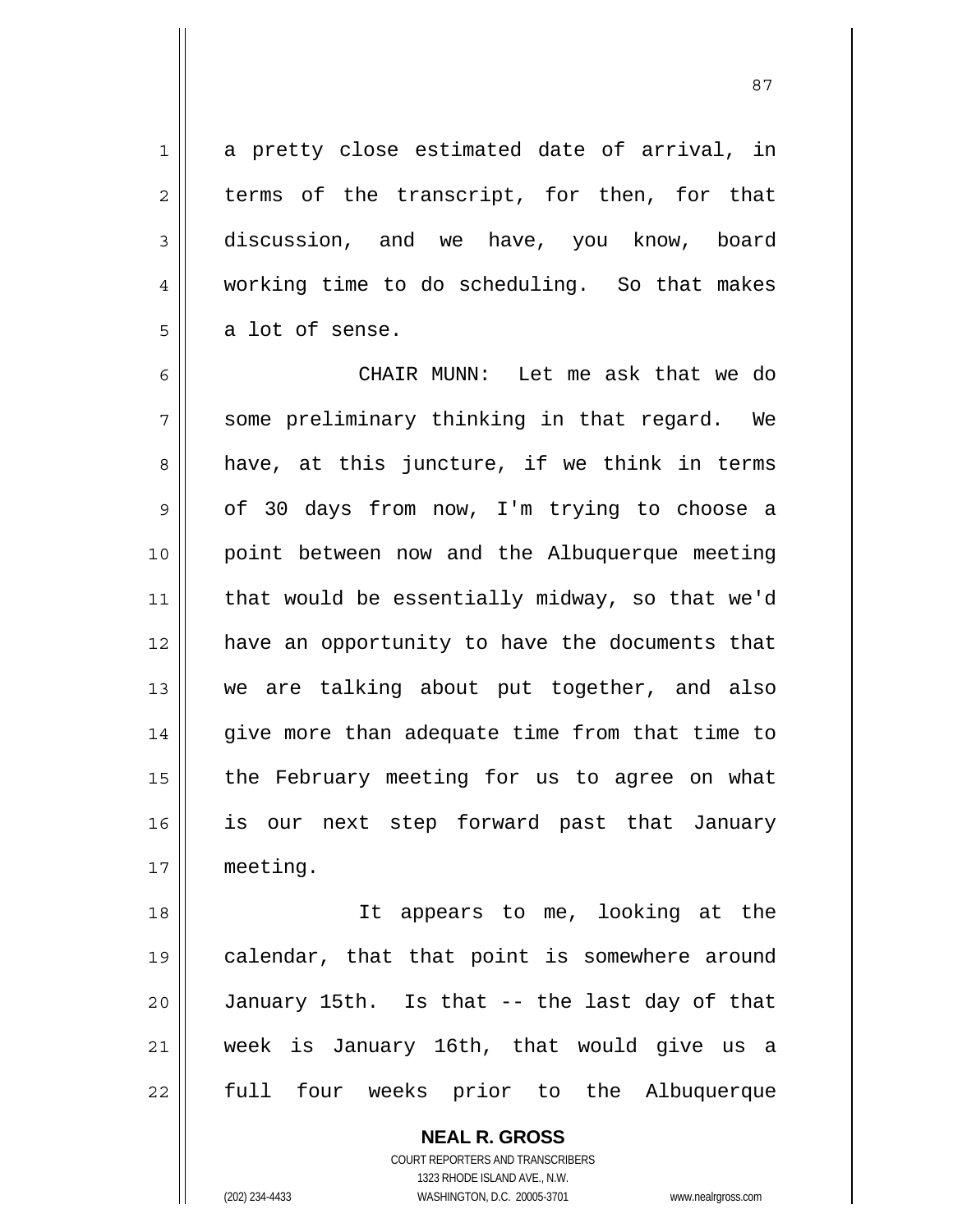a pretty close estimated date of arrival, in terms of the transcript, for then, for that discussion, and we have, you know, board working time to do scheduling. So that makes a lot of sense.

CHAIR MUNN: Let me ask that we do some preliminary thinking in that regard. We have, at this juncture, if we think in terms of 30 days from now, I'm trying to choose a point between now and the Albuquerque meeting that would be essentially midway, so that we'd have an opportunity to have the documents that we are talking about put together, and also give more than adequate time from that time to the February meeting for us to agree on what is our next step forward past that January meeting.

It appears to me, looking at the calendar, that that point is somewhere around January 15th. Is that -- the last day of that week is January 16th, that would give us a full four weeks prior to the Albuquerque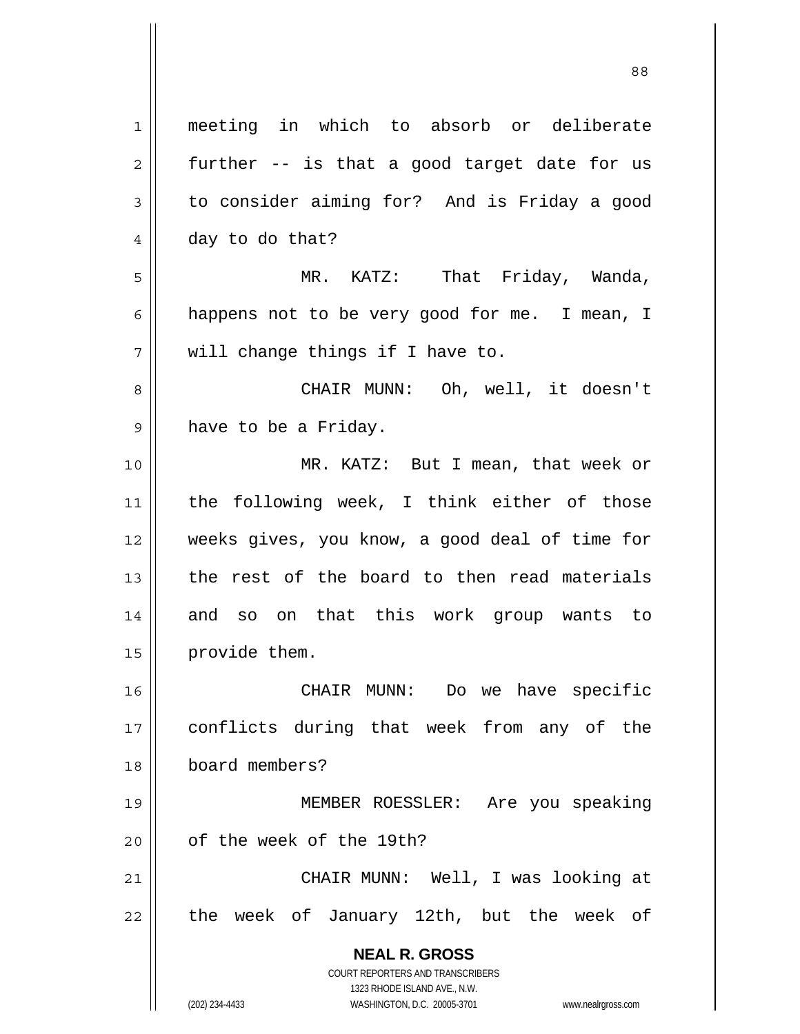meeting in which to absorb or deliberate further -- is that a good target date for us to consider aiming for? And is Friday a good day to do that?

MR. KATZ: That Friday, Wanda, happens not to be very good for me. I mean, I will change things if I have to.

CHAIR MUNN: Oh, well, it doesn't have to be a Friday.

MR. KATZ: But I mean, that week or the following week, I think either of those weeks gives, you know, a good deal of time for the rest of the board to then read materials and so on that this work group wants to provide them.

CHAIR MUNN: Do we have specific conflicts during that week from any of the board members?

MEMBER ROESSLER: Are you speaking of the week of the 19th?

CHAIR MUNN: Well, I was looking at the week of January 12th, but the week of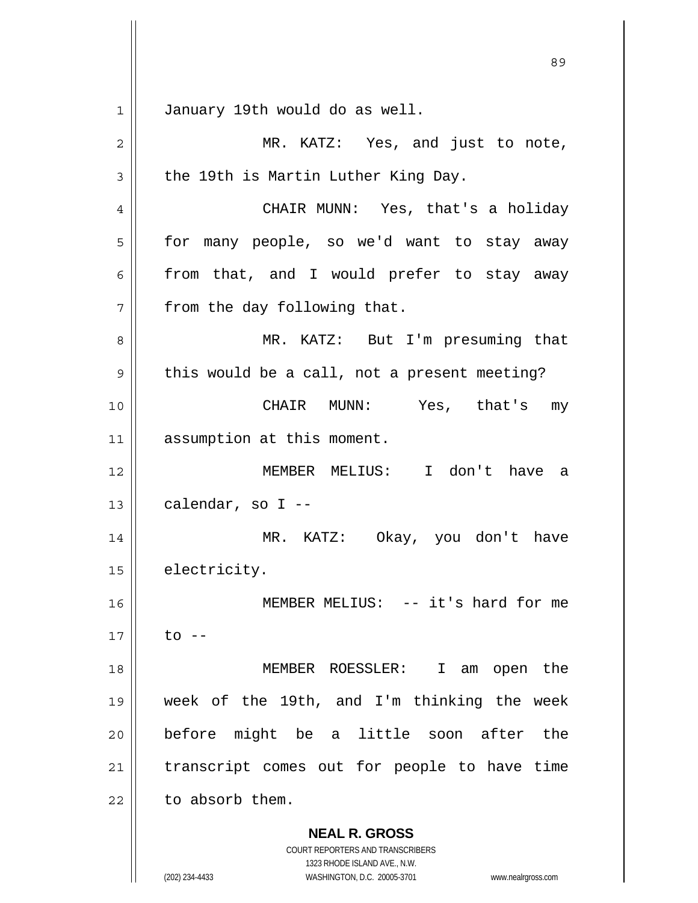January 19th would do as well.

MR. KATZ: Yes, and just to note, the 19th is Martin Luther King Day.

CHAIR MUNN: Yes, that's a holiday for many people, so we'd want to stay away from that, and I would prefer to stay away from the day following that.

MR. KATZ: But I'm presuming that this would be a call, not a present meeting?

CHAIR MUNN: Yes, that's my assumption at this moment.

MEMBER MELIUS: I don't have a calendar, so I --

MR. KATZ: Okay, you don't have electricity.

MEMBER MELIUS: -- it's hard for me to --

MEMBER ROESSLER: I am open the week of the 19th, and I'm thinking the week before might be a little soon after the transcript comes out for people to have time to absorb them.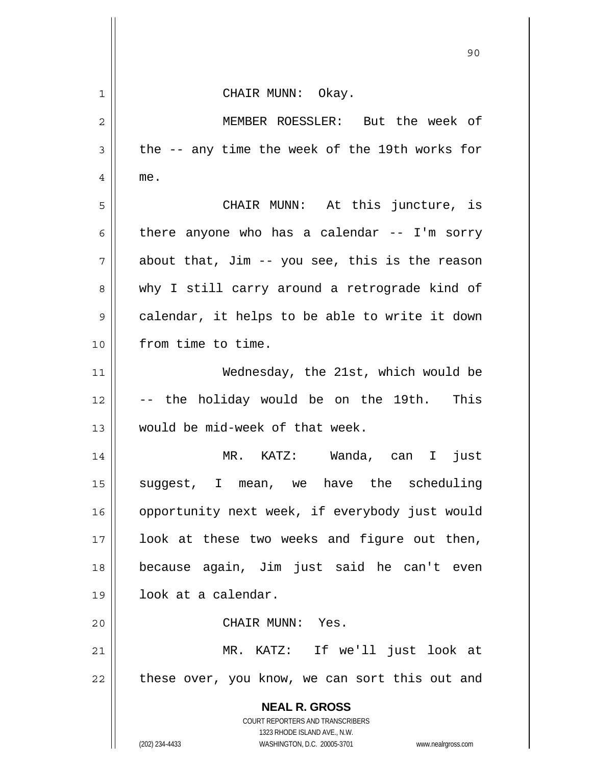CHAIR MUNN: Okay.

MEMBER ROESSLER: But the week of the -- any time the week of the 19th works for me.

CHAIR MUNN: At this juncture, is there anyone who has a calendar -- I'm sorry about that, Jim -- you see, this is the reason why I still carry around a retrograde kind of calendar, it helps to be able to write it down from time to time.

Wednesday, the 21st, which would be -- the holiday would be on the 19th. This would be mid-week of that week.

MR. KATZ: Wanda, can I just suggest, I mean, we have the scheduling opportunity next week, if everybody just would look at these two weeks and figure out then, because again, Jim just said he can't even look at a calendar.

CHAIR MUNN: Yes.

MR. KATZ: If we'll just look at these over, you know, we can sort this out and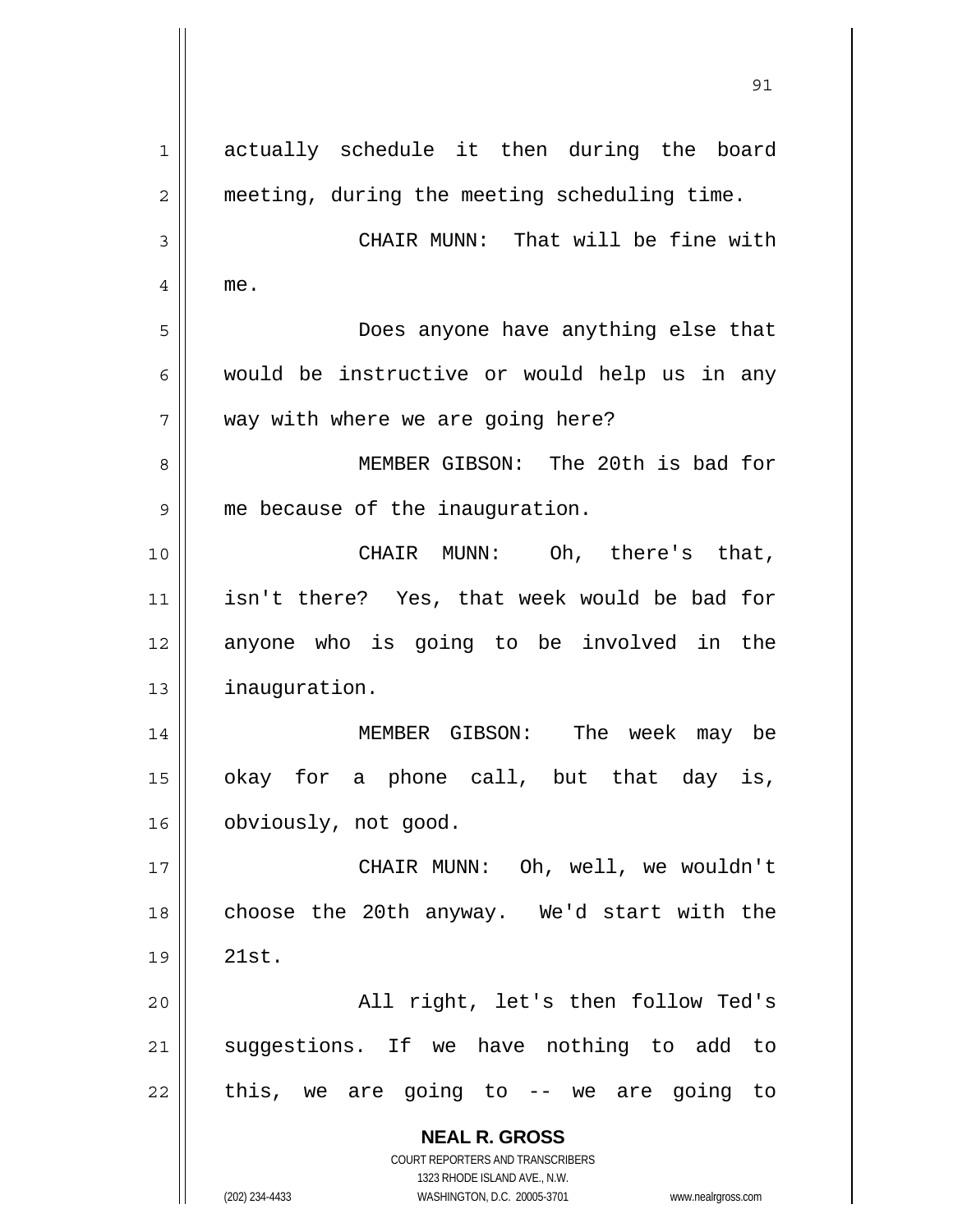actually schedule it then during the board meeting, during the meeting scheduling time.

CHAIR MUNN: That will be fine with me.

Does anyone have anything else that would be instructive or would help us in any way with where we are going here?

MEMBER GIBSON: The 20th is bad for me because of the inauguration.

CHAIR MUNN: Oh, there's that, isn't there? Yes, that week would be bad for anyone who is going to be involved in the inauguration.

MEMBER GIBSON: The week may be okay for a phone call, but that day is, obviously, not good.

CHAIR MUNN: Oh, well, we wouldn't choose the 20th anyway. We'd start with the 21st.

All right, let's then follow Ted's suggestions. If we have nothing to add to this, we are going to -- we are going to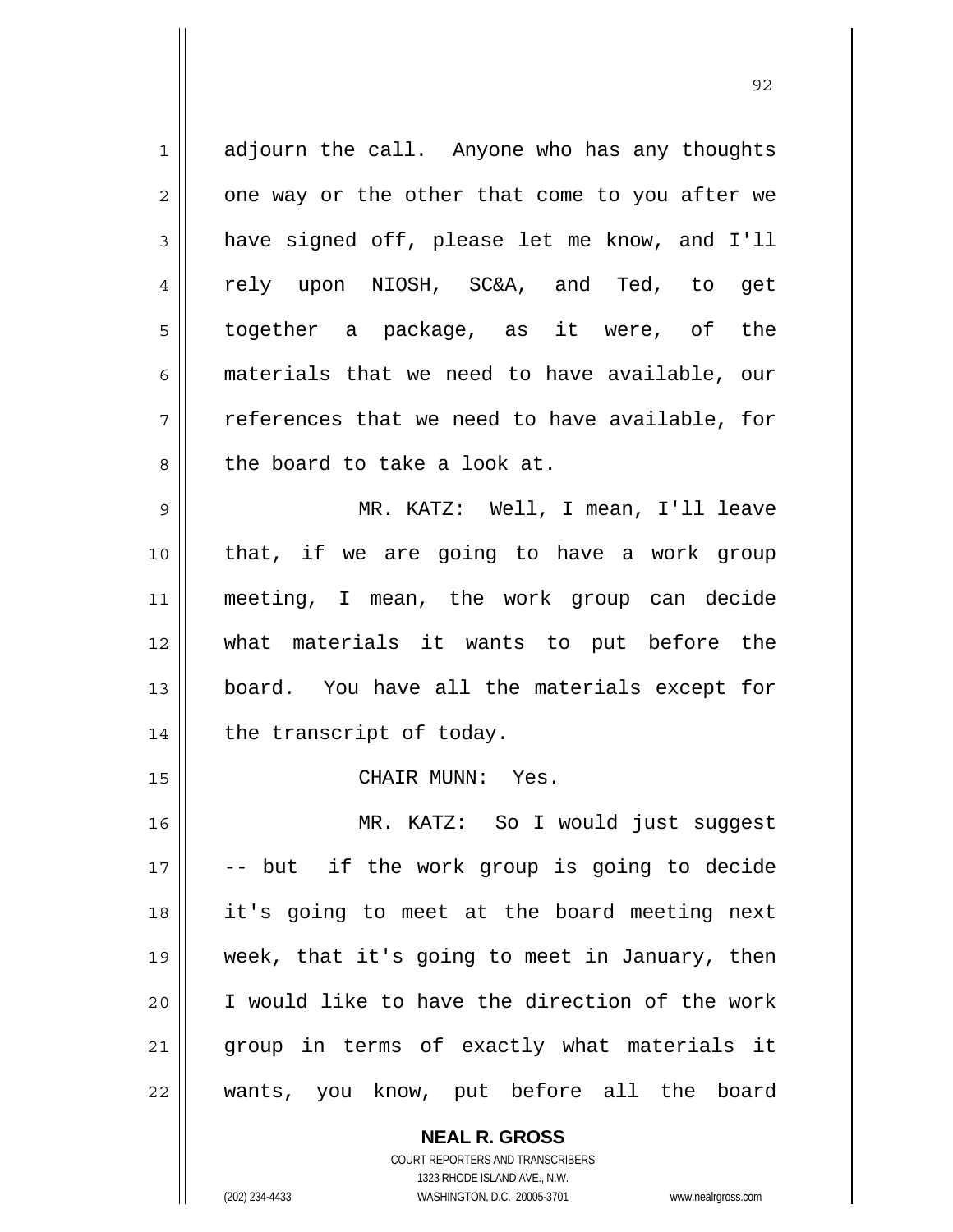adjourn the call. Anyone who has any thoughts one way or the other that come to you after we have signed off, please let me know, and I'll rely upon NIOSH, SC&A, and Ted, to get together a package, as it were, of the materials that we need to have available, our references that we need to have available, for the board to take a look at.

MR. KATZ: Well, I mean, I'll leave that, if we are going to have a work group meeting, I mean, the work group can decide what materials it wants to put before the board. You have all the materials except for the transcript of today.

CHAIR MUNN: Yes.

MR. KATZ: So I would just suggest -- but if the work group is going to decide it's going to meet at the board meeting next week, that it's going to meet in January, then I would like to have the direction of the work group in terms of exactly what materials it wants, you know, put before all the board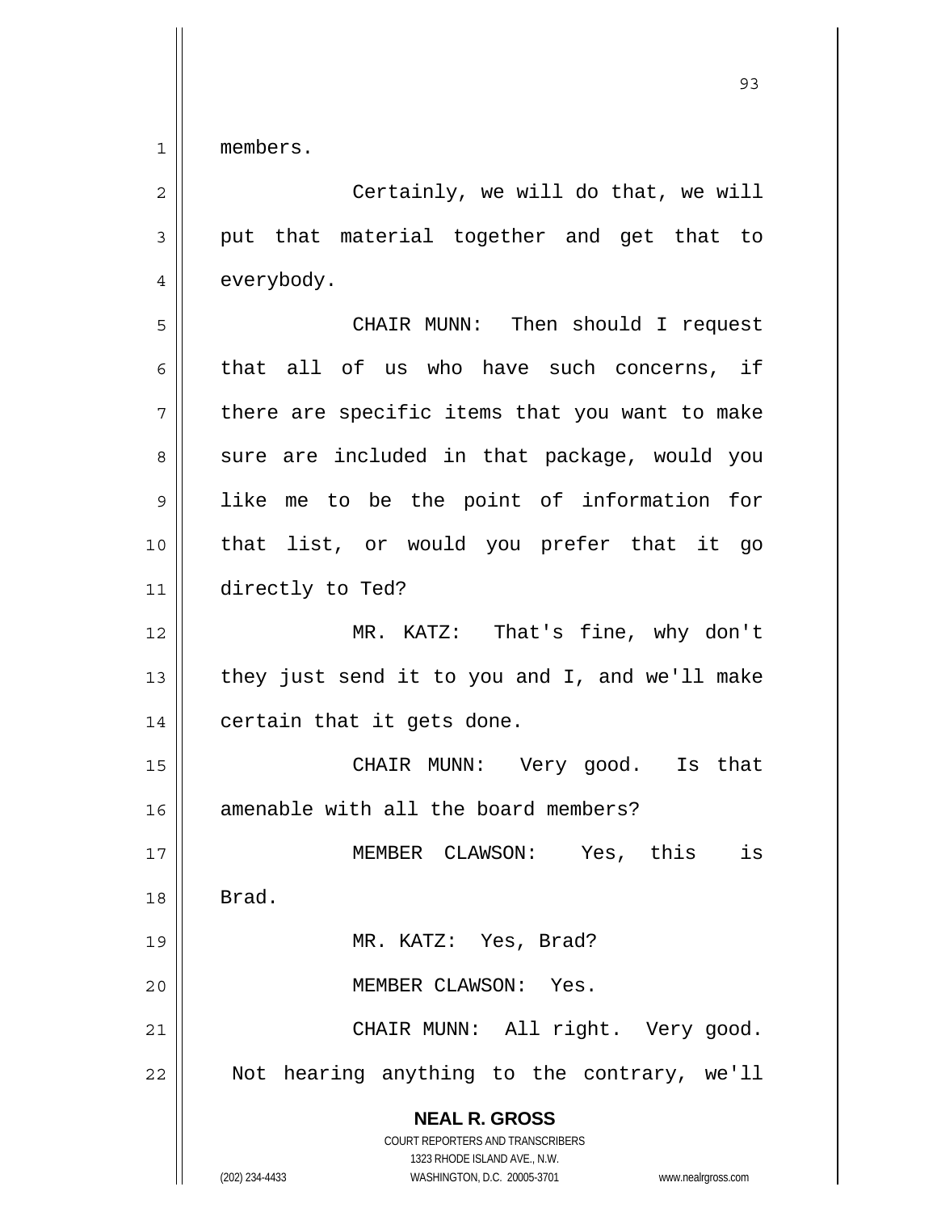members.

Certainly, we will do that, we will put that material together and get that to everybody.

CHAIR MUNN: Then should I request that all of us who have such concerns, if there are specific items that you want to make sure are included in that package, would you like me to be the point of information for that list, or would you prefer that it go directly to Ted?

MR. KATZ: That's fine, why don't they just send it to you and I, and we'll make certain that it gets done.

CHAIR MUNN: Very good. Is that amenable with all the board members?

MEMBER CLAWSON: Yes, this is Brad.

MR. KATZ: Yes, Brad?

MEMBER CLAWSON: Yes.

CHAIR MUNN: All right. Very good. Not hearing anything to the contrary, we'll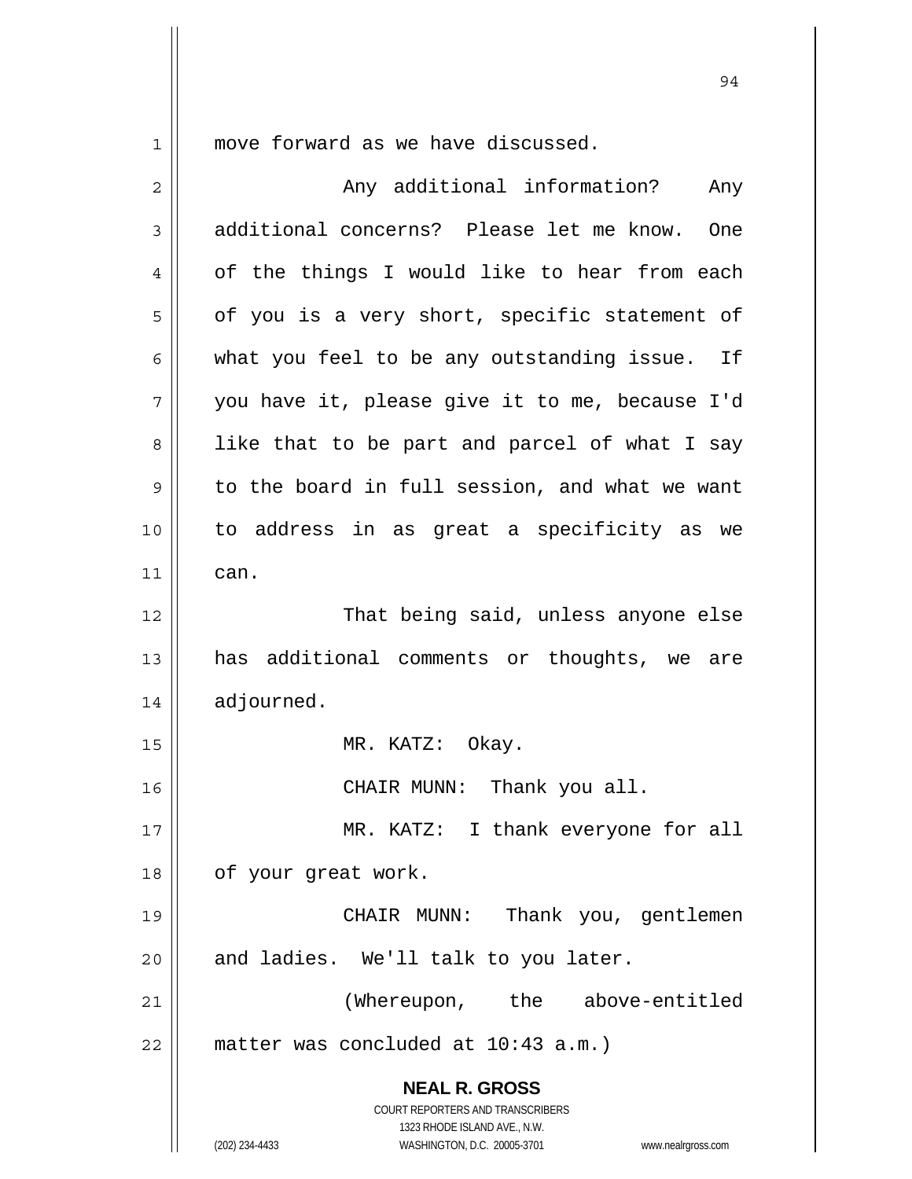move forward as we have discussed.

Any additional information? Any additional concerns? Please let me know. One of the things I would like to hear from each of you is a very short, specific statement of what you feel to be any outstanding issue. If you have it, please give it to me, because I'd like that to be part and parcel of what I say to the board in full session, and what we want to address in as great a specificity as we can.

That being said, unless anyone else has additional comments or thoughts, we are adjourned.

MR. KATZ: Okay.

CHAIR MUNN: Thank you all.

MR. KATZ: I thank everyone for all of your great work.

CHAIR MUNN: Thank you, gentlemen and ladies. We'll talk to you later.

(Whereupon, the above-entitled matter was concluded at 10:43 a.m.)